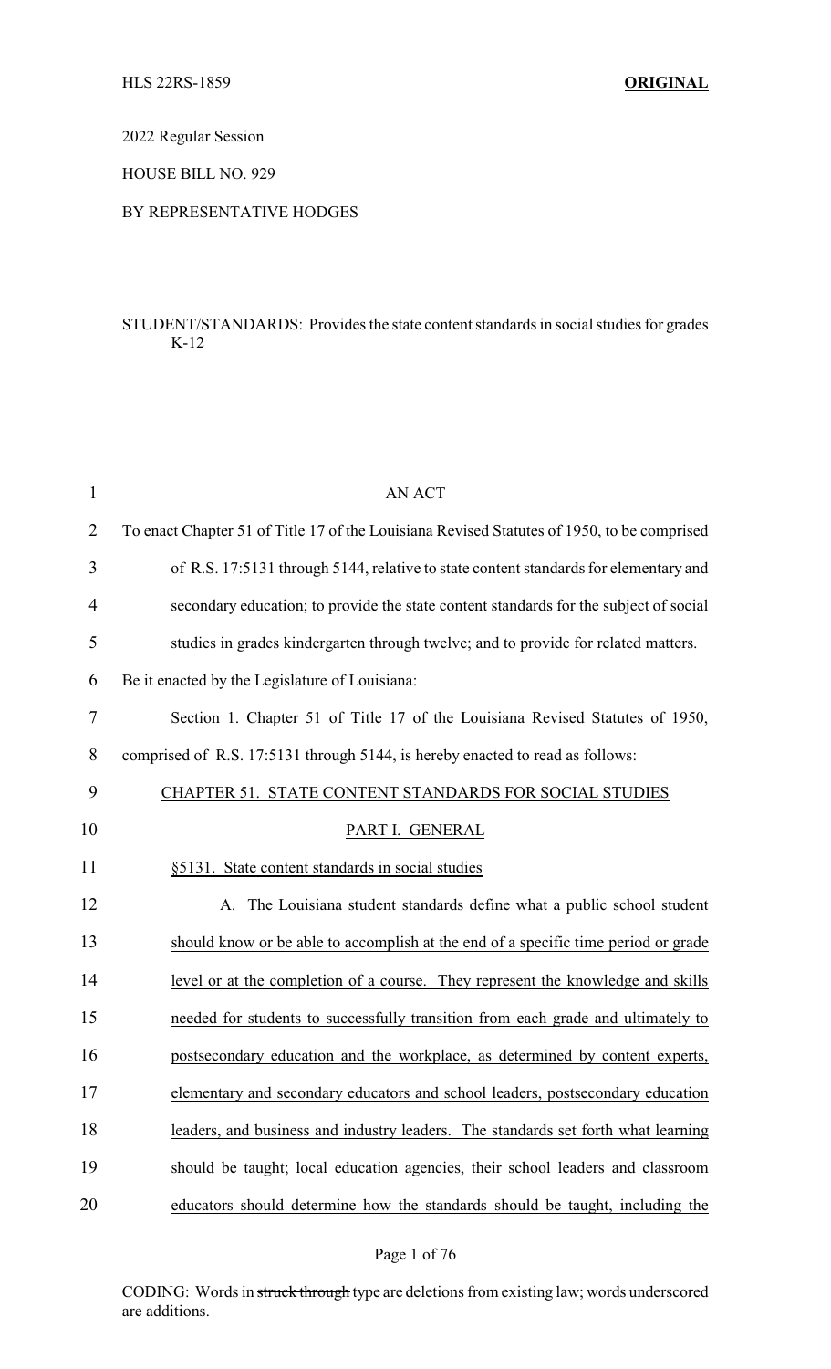HLS 22RS-1859 **ORIGINAL**

2022 Regular Session

HOUSE BILL NO. 929

BY REPRESENTATIVE HODGES

STUDENT/STANDARDS: Provides the state content standards in social studies for grades K-12

AN ACT

To enact Chapter 51 of Title 17 of the Louisiana Revised Statutes of 1950, to be comprised of R.S. 17:5131 through 5144, relative to state content standards for elementary and secondary education; to provide the state content standards for the subject of social studies in grades kindergarten through twelve; and to provide for related matters.

Be it enacted by the Legislature of Louisiana:

Section 1. Chapter 51 of Title 17 of the Louisiana Revised Statutes of 1950, comprised of R.S. 17:5131 through 5144, is hereby enacted to read as follows:

CHAPTER 51. STATE CONTENT STANDARDS FOR SOCIAL STUDIES

PART I. GENERAL

§5131. State content standards in social studies

A. The Louisiana student standards define what a public school student should know or be able to accomplish at the end of a specific time period or grade level or at the completion of a course. They represent the knowledge and skills needed for students to successfully transition from each grade and ultimately to postsecondary education and the workplace, as determined by content experts, elementary and secondary educators and school leaders, postsecondary education leaders, and business and industry leaders. The standards set forth what learning should be taught; local education agencies, their school leaders and classroom educators should determine how the standards should be taught, including the

CODING: Words in ~~struck through~~ type are deletions from existing law; words underscored are additions.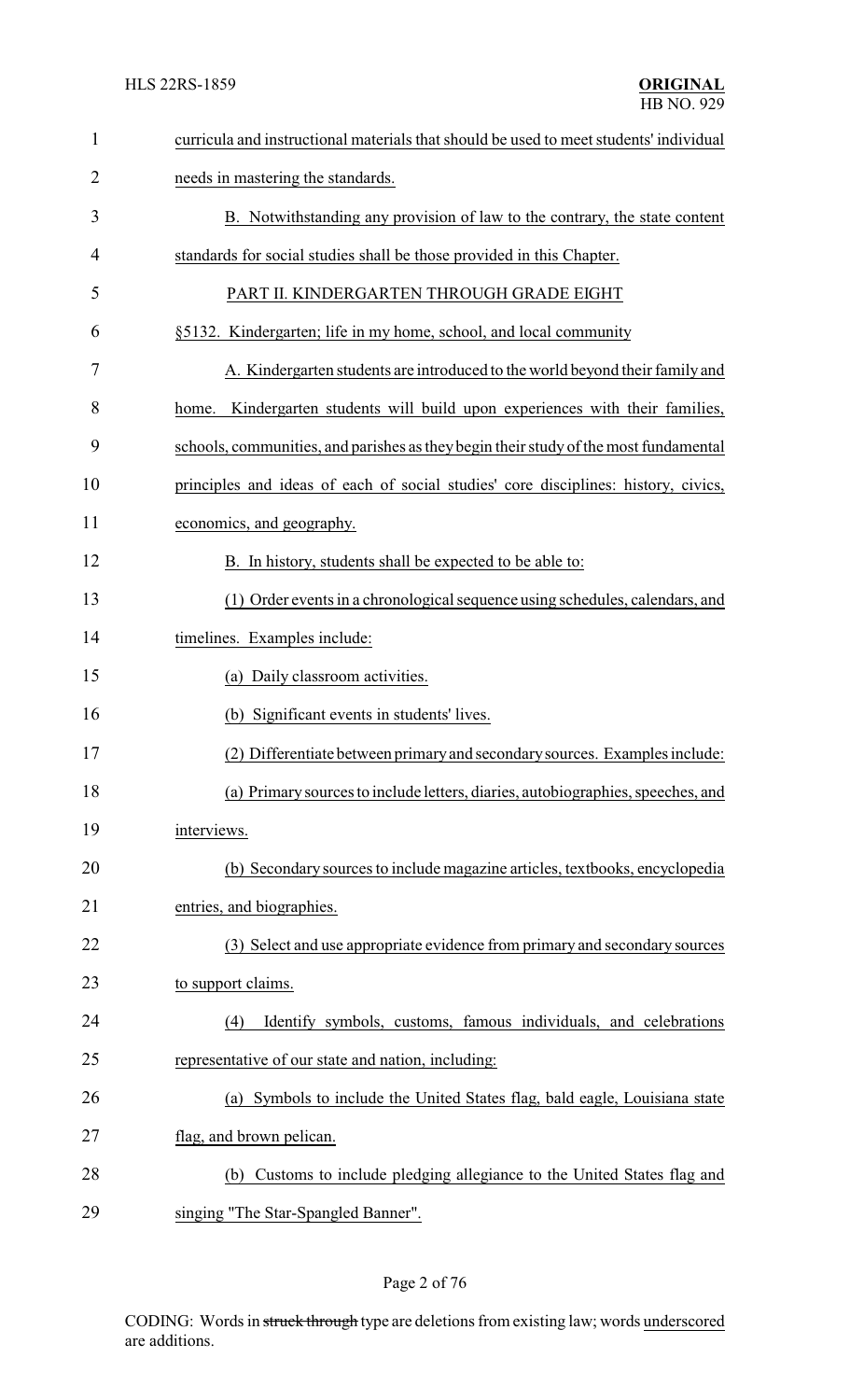curricula and instructional materials that should be used to meet students' individual needs in mastering the standards.

B. Notwithstanding any provision of law to the contrary, the state content standards for social studies shall be those provided in this Chapter.

PART II. KINDERGARTEN THROUGH GRADE EIGHT

§5132. Kindergarten; life in my home, school, and local community

A. Kindergarten students are introduced to the world beyond their family and home. Kindergarten students will build upon experiences with their families, schools, communities, and parishes as they begin their study of the most fundamental principles and ideas of each of social studies' core disciplines: history, civics, economics, and geography.

B. In history, students shall be expected to be able to:

(1) Order events in a chronological sequence using schedules, calendars, and timelines. Examples include:

(a) Daily classroom activities.

(b) Significant events in students' lives.

(2) Differentiate between primary and secondary sources. Examples include:

(a) Primary sources to include letters, diaries, autobiographies, speeches, and interviews.

(b) Secondary sources to include magazine articles, textbooks, encyclopedia entries, and biographies.

(3) Select and use appropriate evidence from primary and secondary sources to support claims.

(4) Identify symbols, customs, famous individuals, and celebrations representative of our state and nation, including:

(a) Symbols to include the United States flag, bald eagle, Louisiana state flag, and brown pelican.

(b) Customs to include pledging allegiance to the United States flag and singing "The Star-Spangled Banner".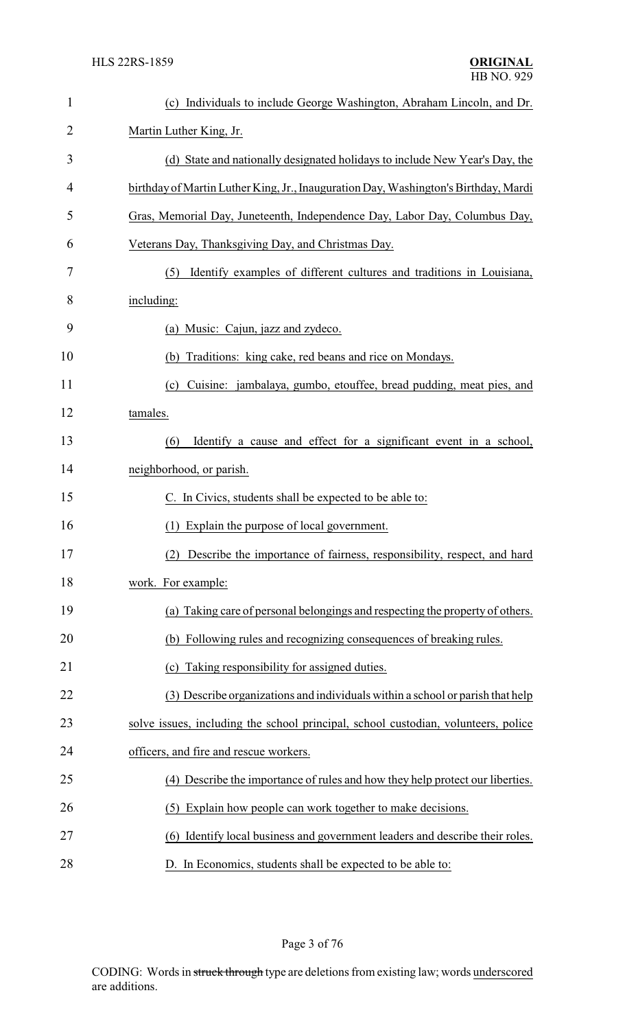(c) Individuals to include George Washington, Abraham Lincoln, and Dr. Martin Luther King, Jr.

(d) State and nationally designated holidays to include New Year's Day, the birthday of Martin Luther King, Jr., Inauguration Day, Washington's Birthday, Mardi Gras, Memorial Day, Juneteenth, Independence Day, Labor Day, Columbus Day, Veterans Day, Thanksgiving Day, and Christmas Day.

(5) Identify examples of different cultures and traditions in Louisiana, including:

(a) Music: Cajun, jazz and zydeco.

(b) Traditions: king cake, red beans and rice on Mondays.

(c) Cuisine: jambalaya, gumbo, etouffee, bread pudding, meat pies, and tamales.

(6) Identify a cause and effect for a significant event in a school, neighborhood, or parish.

C. In Civics, students shall be expected to be able to:

(1) Explain the purpose of local government.

(2) Describe the importance of fairness, responsibility, respect, and hard work. For example:

(a) Taking care of personal belongings and respecting the property of others.

(b) Following rules and recognizing consequences of breaking rules.

(c) Taking responsibility for assigned duties.

(3) Describe organizations and individuals within a school or parish that help solve issues, including the school principal, school custodian, volunteers, police officers, and fire and rescue workers.

(4) Describe the importance of rules and how they help protect our liberties.

(5) Explain how people can work together to make decisions.

(6) Identify local business and government leaders and describe their roles.

D. In Economics, students shall be expected to be able to: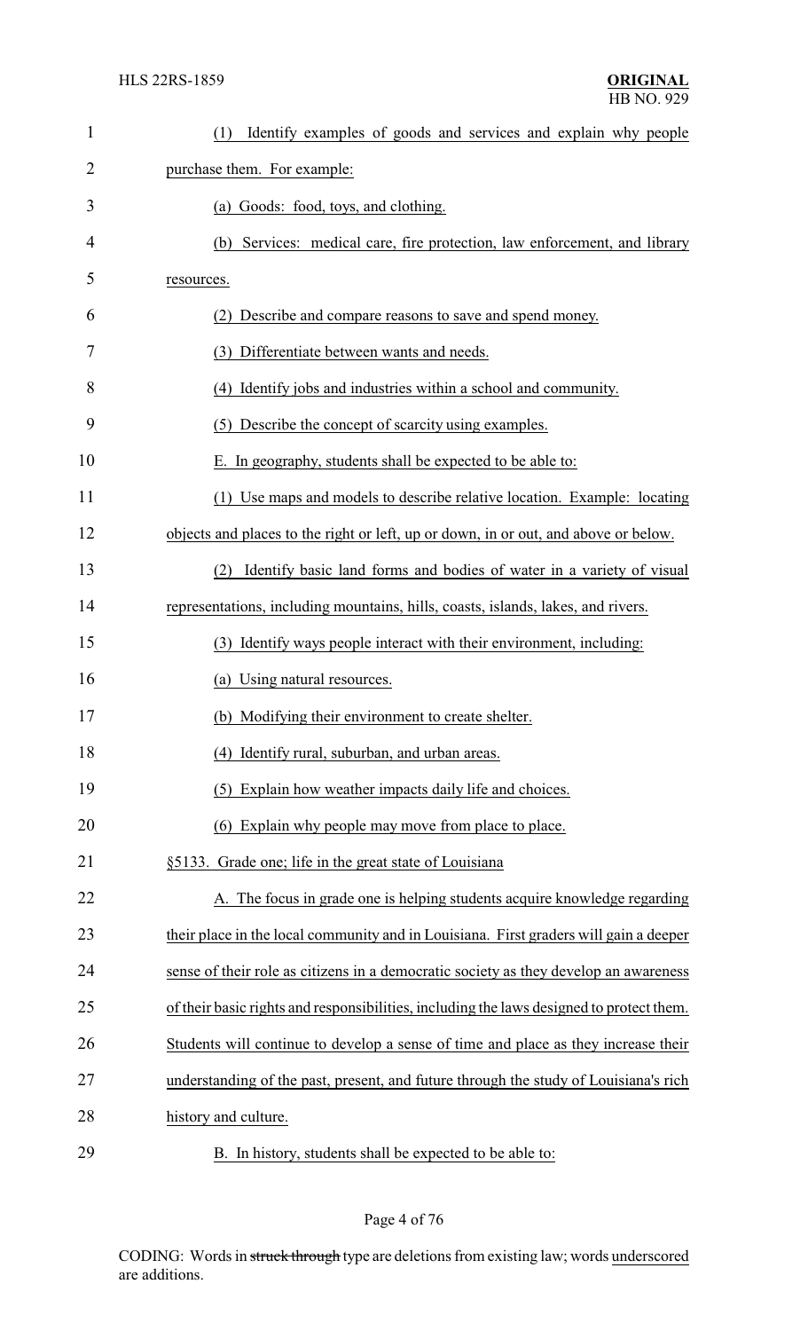(1) Identify examples of goods and services and explain why people purchase them. For example:

(a) Goods: food, toys, and clothing.

(b) Services: medical care, fire protection, law enforcement, and library resources.

(2) Describe and compare reasons to save and spend money.

(3) Differentiate between wants and needs.

(4) Identify jobs and industries within a school and community.

(5) Describe the concept of scarcity using examples.

E. In geography, students shall be expected to be able to:

(1) Use maps and models to describe relative location. Example: locating objects and places to the right or left, up or down, in or out, and above or below.

(2) Identify basic land forms and bodies of water in a variety of visual representations, including mountains, hills, coasts, islands, lakes, and rivers.

(3) Identify ways people interact with their environment, including:

(a) Using natural resources.

(b) Modifying their environment to create shelter.

(4) Identify rural, suburban, and urban areas.

(5) Explain how weather impacts daily life and choices.

(6) Explain why people may move from place to place.

§5133. Grade one; life in the great state of Louisiana

A. The focus in grade one is helping students acquire knowledge regarding their place in the local community and in Louisiana. First graders will gain a deeper sense of their role as citizens in a democratic society as they develop an awareness of their basic rights and responsibilities, including the laws designed to protect them. Students will continue to develop a sense of time and place as they increase their understanding of the past, present, and future through the study of Louisiana's rich history and culture.

B. In history, students shall be expected to be able to: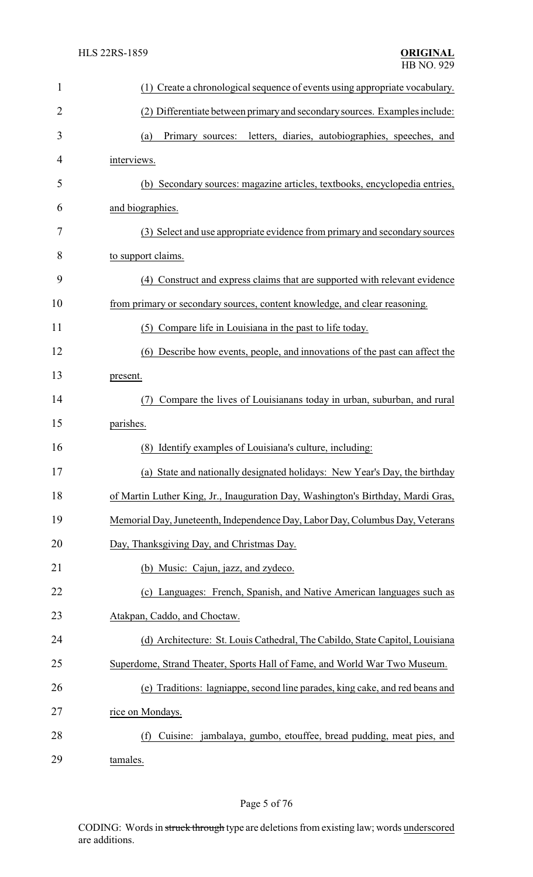(1) Create a chronological sequence of events using appropriate vocabulary.

(2) Differentiate between primary and secondary sources. Examples include:

(a) Primary sources: letters, diaries, autobiographies, speeches, and interviews.

(b) Secondary sources: magazine articles, textbooks, encyclopedia entries, and biographies.

(3) Select and use appropriate evidence from primary and secondary sources to support claims.

(4) Construct and express claims that are supported with relevant evidence from primary or secondary sources, content knowledge, and clear reasoning.

(5) Compare life in Louisiana in the past to life today.

(6) Describe how events, people, and innovations of the past can affect the present.

(7) Compare the lives of Louisianans today in urban, suburban, and rural parishes.

(8) Identify examples of Louisiana's culture, including:

(a) State and nationally designated holidays: New Year's Day, the birthday of Martin Luther King, Jr., Inauguration Day, Washington's Birthday, Mardi Gras, Memorial Day, Juneteenth, Independence Day, Labor Day, Columbus Day, Veterans Day, Thanksgiving Day, and Christmas Day.

(b) Music: Cajun, jazz, and zydeco.

(c) Languages: French, Spanish, and Native American languages such as Atakpan, Caddo, and Choctaw.

(d) Architecture: St. Louis Cathedral, The Cabildo, State Capitol, Louisiana Superdome, Strand Theater, Sports Hall of Fame, and World War Two Museum.

(e) Traditions: lagniappe, second line parades, king cake, and red beans and rice on Mondays.

(f) Cuisine: jambalaya, gumbo, etouffee, bread pudding, meat pies, and tamales.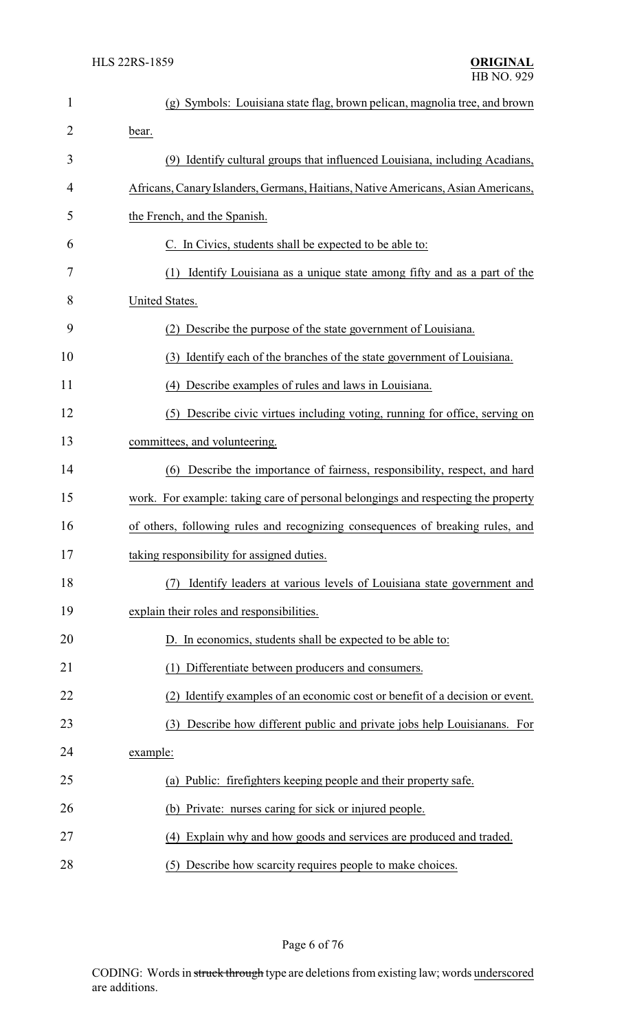(g) Symbols: Louisiana state flag, brown pelican, magnolia tree, and brown bear.

(9) Identify cultural groups that influenced Louisiana, including Acadians, Africans, Canary Islanders, Germans, Haitians, Native Americans, Asian Americans, the French, and the Spanish.

C. In Civics, students shall be expected to be able to:

(1) Identify Louisiana as a unique state among fifty and as a part of the United States.

(2) Describe the purpose of the state government of Louisiana.

(3) Identify each of the branches of the state government of Louisiana.

(4) Describe examples of rules and laws in Louisiana.

(5) Describe civic virtues including voting, running for office, serving on committees, and volunteering.

(6) Describe the importance of fairness, responsibility, respect, and hard work. For example: taking care of personal belongings and respecting the property of others, following rules and recognizing consequences of breaking rules, and taking responsibility for assigned duties.

(7) Identify leaders at various levels of Louisiana state government and explain their roles and responsibilities.

D. In economics, students shall be expected to be able to:

(1) Differentiate between producers and consumers.

(2) Identify examples of an economic cost or benefit of a decision or event.

(3) Describe how different public and private jobs help Louisianans. For example:

(a) Public: firefighters keeping people and their property safe.

(b) Private: nurses caring for sick or injured people.

(4) Explain why and how goods and services are produced and traded.

(5) Describe how scarcity requires people to make choices.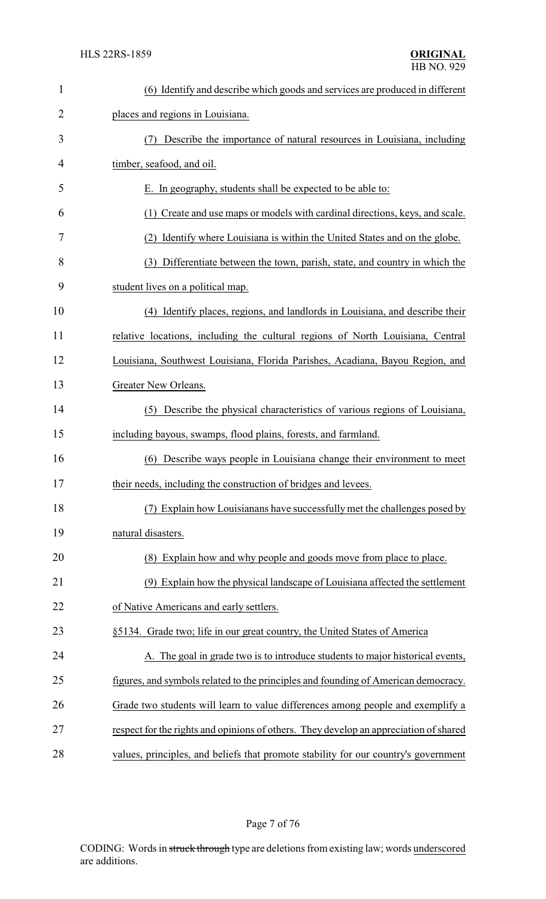(6) Identify and describe which goods and services are produced in different places and regions in Louisiana.

(7) Describe the importance of natural resources in Louisiana, including timber, seafood, and oil.

E. In geography, students shall be expected to be able to:

(1) Create and use maps or models with cardinal directions, keys, and scale.

(2) Identify where Louisiana is within the United States and on the globe.

(3) Differentiate between the town, parish, state, and country in which the student lives on a political map.

(4) Identify places, regions, and landlords in Louisiana, and describe their relative locations, including the cultural regions of North Louisiana, Central Louisiana, Southwest Louisiana, Florida Parishes, Acadiana, Bayou Region, and Greater New Orleans.

(5) Describe the physical characteristics of various regions of Louisiana, including bayous, swamps, flood plains, forests, and farmland.

(6) Describe ways people in Louisiana change their environment to meet their needs, including the construction of bridges and levees.

(7) Explain how Louisianans have successfully met the challenges posed by natural disasters.

(8) Explain how and why people and goods move from place to place.

(9) Explain how the physical landscape of Louisiana affected the settlement of Native Americans and early settlers.

§5134. Grade two; life in our great country, the United States of America

A. The goal in grade two is to introduce students to major historical events, figures, and symbols related to the principles and founding of American democracy. Grade two students will learn to value differences among people and exemplify a respect for the rights and opinions of others. They develop an appreciation of shared values, principles, and beliefs that promote stability for our country's government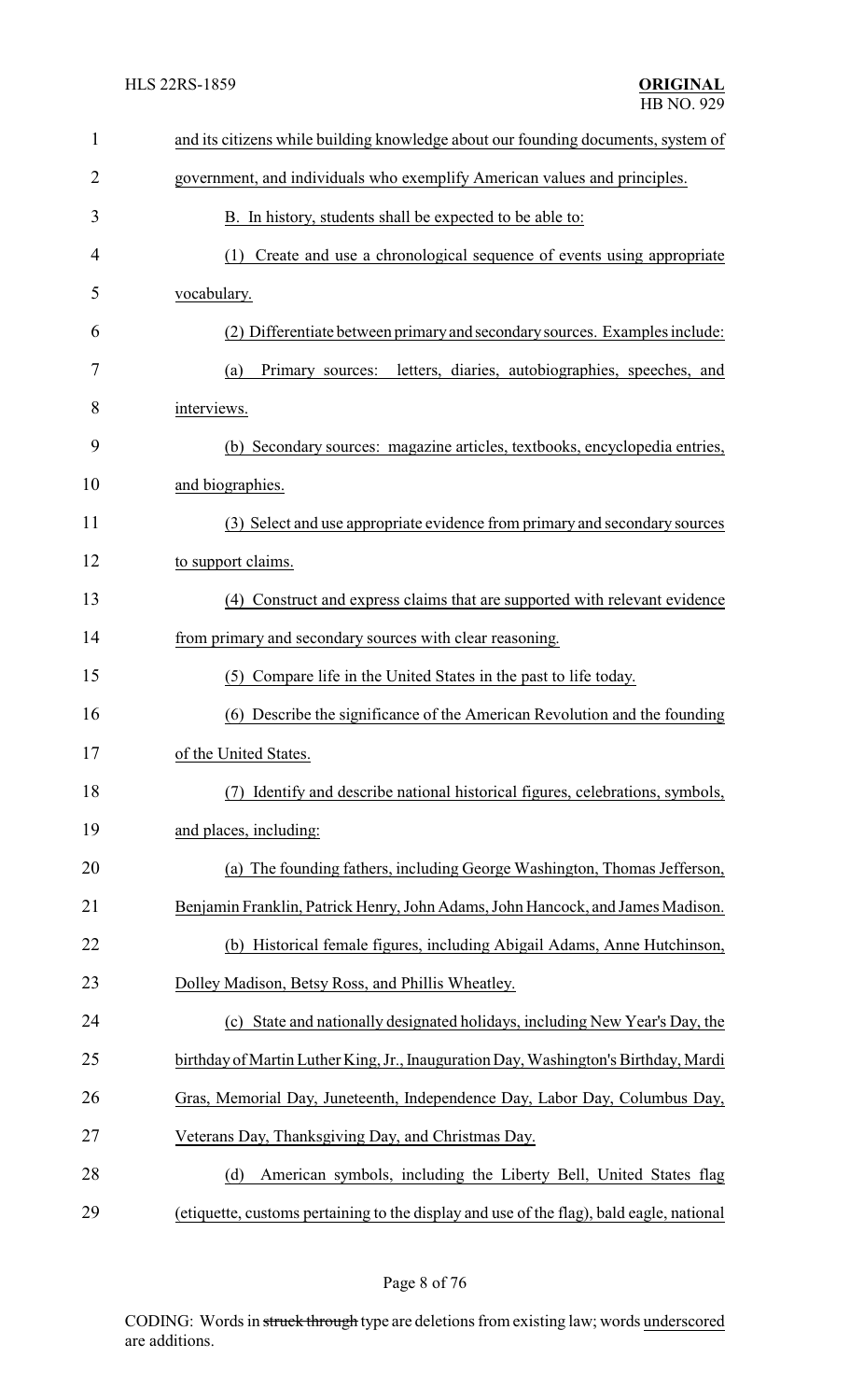and its citizens while building knowledge about our founding documents, system of government, and individuals who exemplify American values and principles.

B. In history, students shall be expected to be able to:

(1) Create and use a chronological sequence of events using appropriate vocabulary.

(2) Differentiate between primary and secondary sources. Examples include:

(a) Primary sources: letters, diaries, autobiographies, speeches, and interviews.

(b) Secondary sources: magazine articles, textbooks, encyclopedia entries, and biographies.

(3) Select and use appropriate evidence from primary and secondary sources to support claims.

(4) Construct and express claims that are supported with relevant evidence from primary and secondary sources with clear reasoning.

(5) Compare life in the United States in the past to life today.

(6) Describe the significance of the American Revolution and the founding of the United States.

(7) Identify and describe national historical figures, celebrations, symbols, and places, including:

(a) The founding fathers, including George Washington, Thomas Jefferson, Benjamin Franklin, Patrick Henry, John Adams, John Hancock, and James Madison.

(b) Historical female figures, including Abigail Adams, Anne Hutchinson, Dolley Madison, Betsy Ross, and Phillis Wheatley.

(c) State and nationally designated holidays, including New Year's Day, the birthday of Martin Luther King, Jr., Inauguration Day, Washington's Birthday, Mardi Gras, Memorial Day, Juneteenth, Independence Day, Labor Day, Columbus Day, Veterans Day, Thanksgiving Day, and Christmas Day.

(d) American symbols, including the Liberty Bell, United States flag (etiquette, customs pertaining to the display and use of the flag), bald eagle, national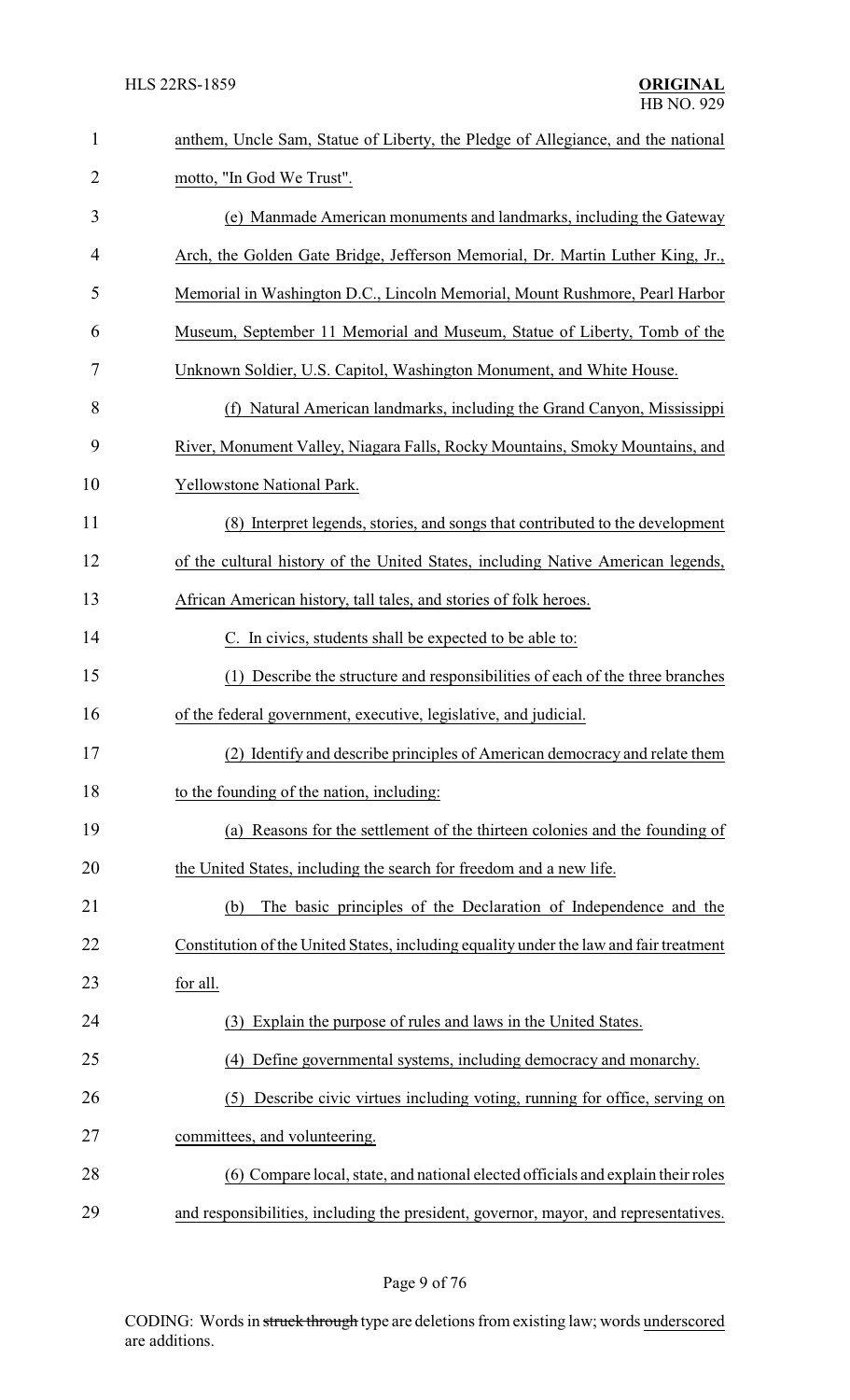anthem, Uncle Sam, Statue of Liberty, the Pledge of Allegiance, and the national motto, "In God We Trust".

(e) Manmade American monuments and landmarks, including the Gateway Arch, the Golden Gate Bridge, Jefferson Memorial, Dr. Martin Luther King, Jr., Memorial in Washington D.C., Lincoln Memorial, Mount Rushmore, Pearl Harbor Museum, September 11 Memorial and Museum, Statue of Liberty, Tomb of the Unknown Soldier, U.S. Capitol, Washington Monument, and White House.

(f) Natural American landmarks, including the Grand Canyon, Mississippi River, Monument Valley, Niagara Falls, Rocky Mountains, Smoky Mountains, and Yellowstone National Park.

(8) Interpret legends, stories, and songs that contributed to the development of the cultural history of the United States, including Native American legends, African American history, tall tales, and stories of folk heroes.

C. In civics, students shall be expected to be able to:

(1) Describe the structure and responsibilities of each of the three branches of the federal government, executive, legislative, and judicial.

(2) Identify and describe principles of American democracy and relate them to the founding of the nation, including:

(a) Reasons for the settlement of the thirteen colonies and the founding of the United States, including the search for freedom and a new life.

(b) The basic principles of the Declaration of Independence and the Constitution of the United States, including equality under the law and fair treatment for all.

(3) Explain the purpose of rules and laws in the United States.

(4) Define governmental systems, including democracy and monarchy.

(5) Describe civic virtues including voting, running for office, serving on committees, and volunteering.

(6) Compare local, state, and national elected officials and explain their roles and responsibilities, including the president, governor, mayor, and representatives.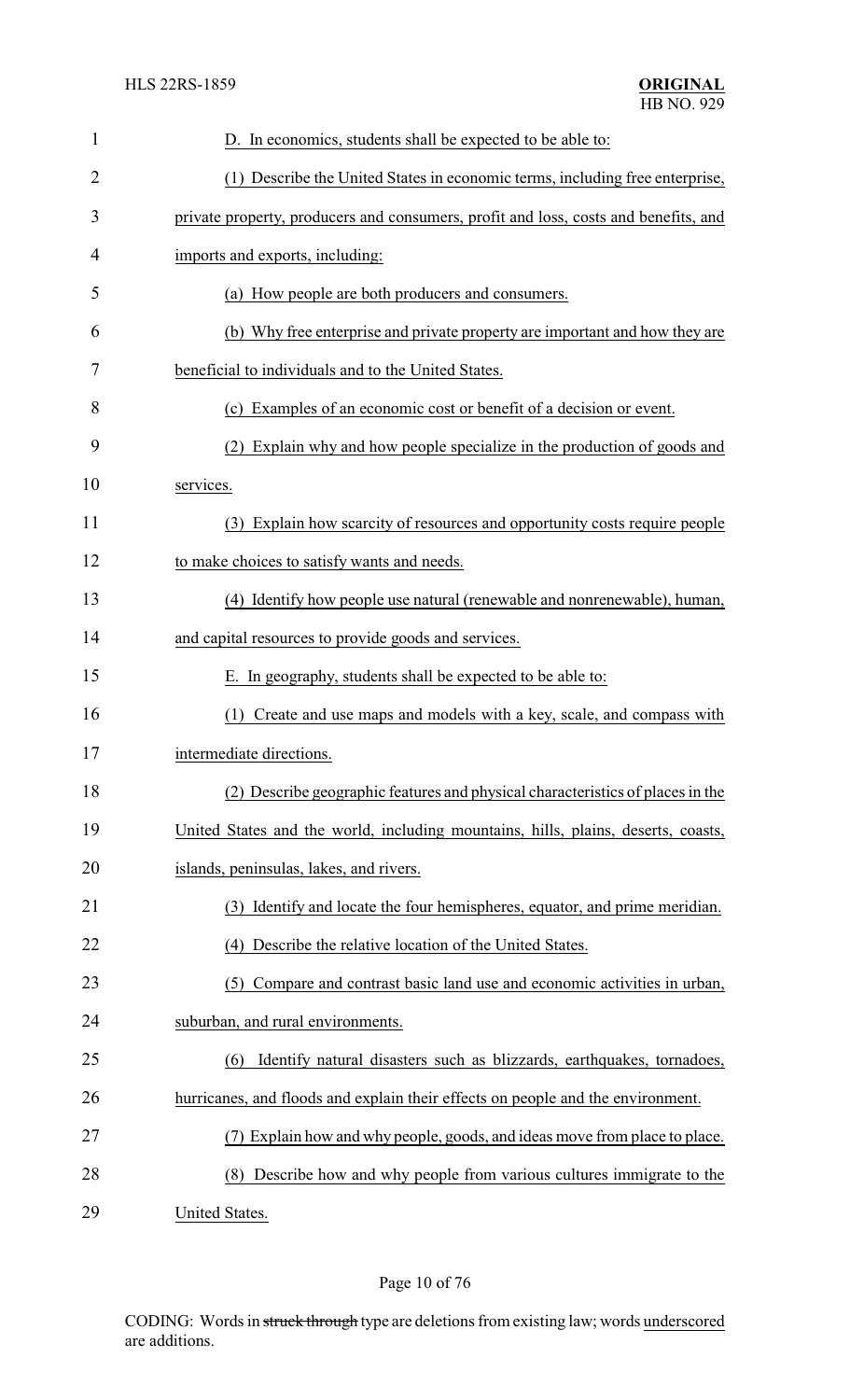D. In economics, students shall be expected to be able to:

(1) Describe the United States in economic terms, including free enterprise, private property, producers and consumers, profit and loss, costs and benefits, and imports and exports, including:

(a) How people are both producers and consumers.

(b) Why free enterprise and private property are important and how they are beneficial to individuals and to the United States.

(c) Examples of an economic cost or benefit of a decision or event.

(2) Explain why and how people specialize in the production of goods and services.

(3) Explain how scarcity of resources and opportunity costs require people to make choices to satisfy wants and needs.

(4) Identify how people use natural (renewable and nonrenewable), human, and capital resources to provide goods and services.

E. In geography, students shall be expected to be able to:

(1) Create and use maps and models with a key, scale, and compass with intermediate directions.

(2) Describe geographic features and physical characteristics of places in the United States and the world, including mountains, hills, plains, deserts, coasts, islands, peninsulas, lakes, and rivers.

(3) Identify and locate the four hemispheres, equator, and prime meridian.

(4) Describe the relative location of the United States.

(5) Compare and contrast basic land use and economic activities in urban, suburban, and rural environments.

(6) Identify natural disasters such as blizzards, earthquakes, tornadoes, hurricanes, and floods and explain their effects on people and the environment.

(7) Explain how and why people, goods, and ideas move from place to place.

(8) Describe how and why people from various cultures immigrate to the United States.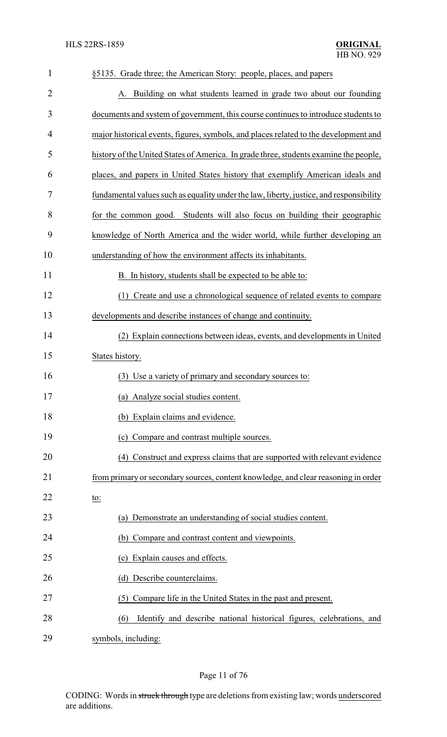§5135. Grade three; the American Story: people, places, and papers

A. Building on what students learned in grade two about our founding documents and system of government, this course continues to introduce students to major historical events, figures, symbols, and places related to the development and history of the United States of America. In grade three, students examine the people, places, and papers in United States history that exemplify American ideals and fundamental values such as equality under the law, liberty, justice, and responsibility for the common good. Students will also focus on building their geographic knowledge of North America and the wider world, while further developing an understanding of how the environment affects its inhabitants.

B. In history, students shall be expected to be able to:

(1) Create and use a chronological sequence of related events to compare developments and describe instances of change and continuity.

(2) Explain connections between ideas, events, and developments in United States history.

(3) Use a variety of primary and secondary sources to:

(a) Analyze social studies content.

(b) Explain claims and evidence.

(c) Compare and contrast multiple sources.

(4) Construct and express claims that are supported with relevant evidence from primary or secondary sources, content knowledge, and clear reasoning in order to:

(a) Demonstrate an understanding of social studies content.

(b) Compare and contrast content and viewpoints.

(c) Explain causes and effects.

(d) Describe counterclaims.

(5) Compare life in the United States in the past and present.

(6) Identify and describe national historical figures, celebrations, and symbols, including: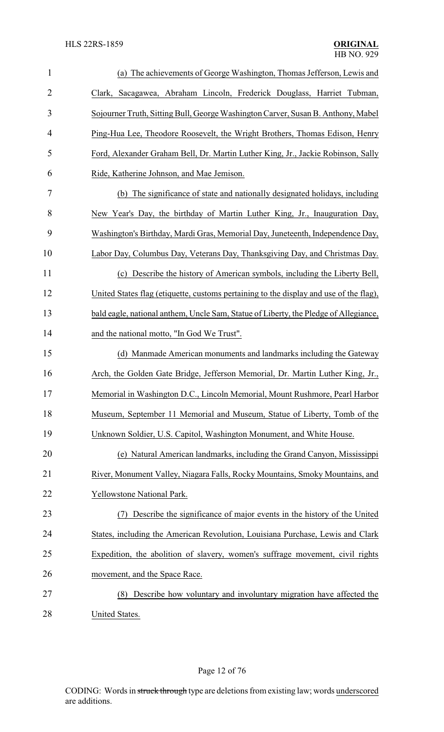(a) The achievements of George Washington, Thomas Jefferson, Lewis and Clark, Sacagawea, Abraham Lincoln, Frederick Douglass, Harriet Tubman, Sojourner Truth, Sitting Bull, George Washington Carver, Susan B. Anthony, Mabel Ping-Hua Lee, Theodore Roosevelt, the Wright Brothers, Thomas Edison, Henry Ford, Alexander Graham Bell, Dr. Martin Luther King, Jr., Jackie Robinson, Sally Ride, Katherine Johnson, and Mae Jemison.

(b) The significance of state and nationally designated holidays, including New Year's Day, the birthday of Martin Luther King, Jr., Inauguration Day, Washington's Birthday, Mardi Gras, Memorial Day, Juneteenth, Independence Day, Labor Day, Columbus Day, Veterans Day, Thanksgiving Day, and Christmas Day.

(c) Describe the history of American symbols, including the Liberty Bell, United States flag (etiquette, customs pertaining to the display and use of the flag), bald eagle, national anthem, Uncle Sam, Statue of Liberty, the Pledge of Allegiance, and the national motto, "In God We Trust".

(d) Manmade American monuments and landmarks including the Gateway Arch, the Golden Gate Bridge, Jefferson Memorial, Dr. Martin Luther King, Jr., Memorial in Washington D.C., Lincoln Memorial, Mount Rushmore, Pearl Harbor Museum, September 11 Memorial and Museum, Statue of Liberty, Tomb of the Unknown Soldier, U.S. Capitol, Washington Monument, and White House.

(e) Natural American landmarks, including the Grand Canyon, Mississippi River, Monument Valley, Niagara Falls, Rocky Mountains, Smoky Mountains, and Yellowstone National Park.

(7) Describe the significance of major events in the history of the United States, including the American Revolution, Louisiana Purchase, Lewis and Clark Expedition, the abolition of slavery, women's suffrage movement, civil rights movement, and the Space Race.

(8) Describe how voluntary and involuntary migration have affected the United States.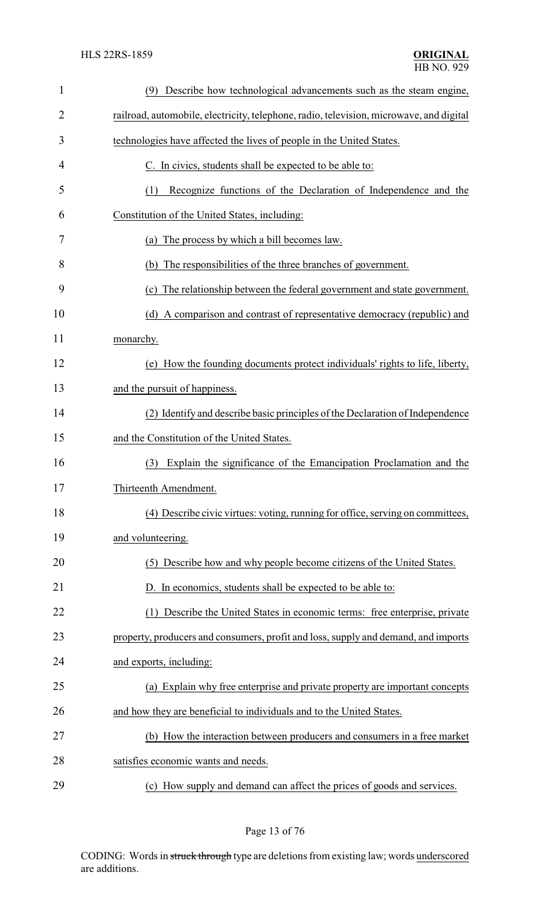(9) Describe how technological advancements such as the steam engine, railroad, automobile, electricity, telephone, radio, television, microwave, and digital technologies have affected the lives of people in the United States.

C. In civics, students shall be expected to be able to:

(1) Recognize functions of the Declaration of Independence and the Constitution of the United States, including:

(a) The process by which a bill becomes law.

(b) The responsibilities of the three branches of government.

(c) The relationship between the federal government and state government.

(d) A comparison and contrast of representative democracy (republic) and monarchy.

(e) How the founding documents protect individuals' rights to life, liberty, and the pursuit of happiness.

(2) Identify and describe basic principles of the Declaration of Independence and the Constitution of the United States.

(3) Explain the significance of the Emancipation Proclamation and the Thirteenth Amendment.

(4) Describe civic virtues: voting, running for office, serving on committees, and volunteering.

(5) Describe how and why people become citizens of the United States.

D. In economics, students shall be expected to be able to:

(1) Describe the United States in economic terms: free enterprise, private property, producers and consumers, profit and loss, supply and demand, and imports and exports, including:

(a) Explain why free enterprise and private property are important concepts and how they are beneficial to individuals and to the United States.

(b) How the interaction between producers and consumers in a free market satisfies economic wants and needs.

(c) How supply and demand can affect the prices of goods and services.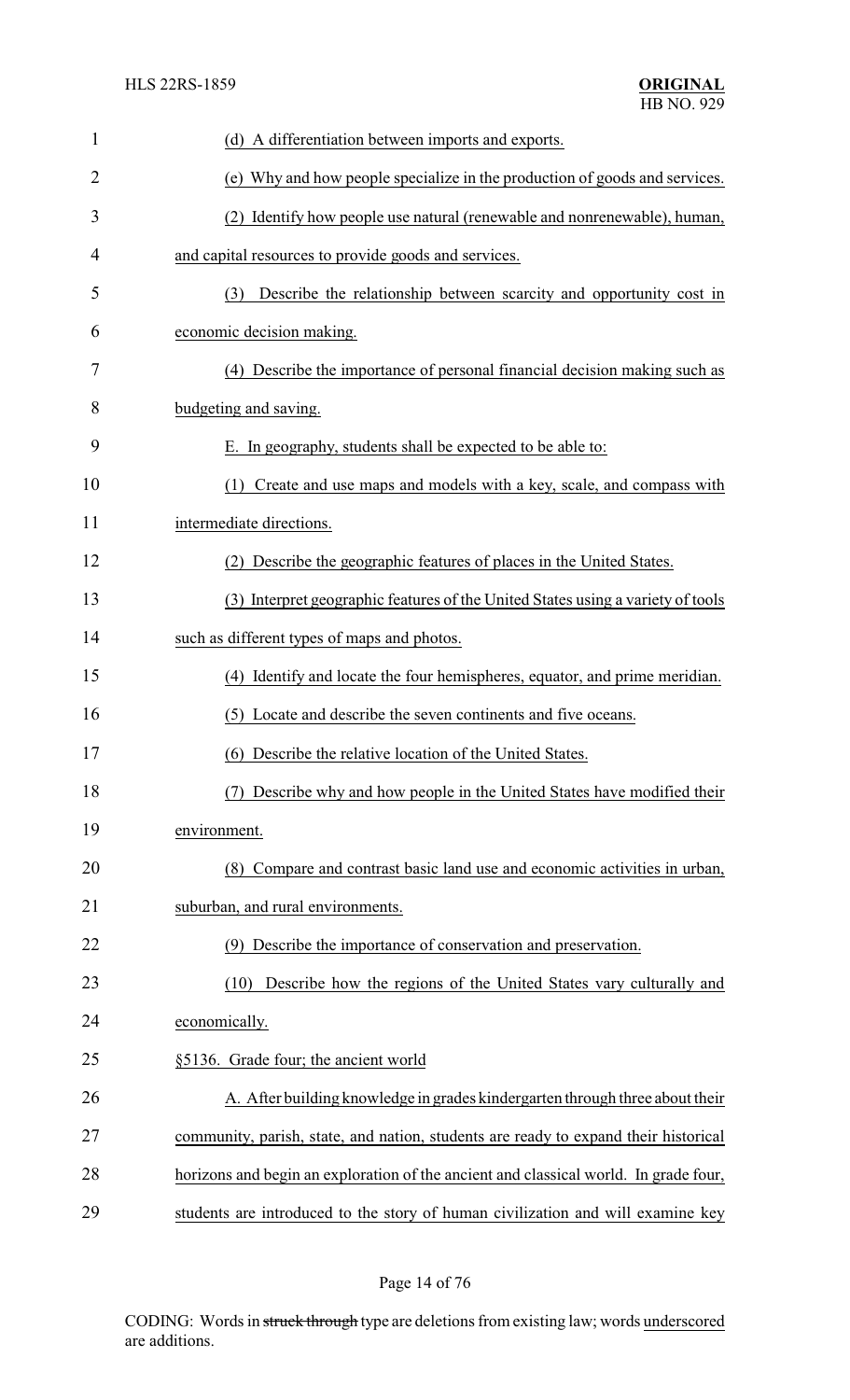(d) A differentiation between imports and exports.

(e) Why and how people specialize in the production of goods and services.

(2) Identify how people use natural (renewable and nonrenewable), human, and capital resources to provide goods and services.

(3) Describe the relationship between scarcity and opportunity cost in economic decision making.

(4) Describe the importance of personal financial decision making such as budgeting and saving.

E. In geography, students shall be expected to be able to:

(1) Create and use maps and models with a key, scale, and compass with intermediate directions.

(2) Describe the geographic features of places in the United States.

(3) Interpret geographic features of the United States using a variety of tools such as different types of maps and photos.

(4) Identify and locate the four hemispheres, equator, and prime meridian.

(5) Locate and describe the seven continents and five oceans.

(6) Describe the relative location of the United States.

(7) Describe why and how people in the United States have modified their environment.

(8) Compare and contrast basic land use and economic activities in urban, suburban, and rural environments.

(9) Describe the importance of conservation and preservation.

(10) Describe how the regions of the United States vary culturally and economically.

§5136. Grade four; the ancient world

A. After building knowledge in grades kindergarten through three about their community, parish, state, and nation, students are ready to expand their historical horizons and begin an exploration of the ancient and classical world. In grade four, students are introduced to the story of human civilization and will examine key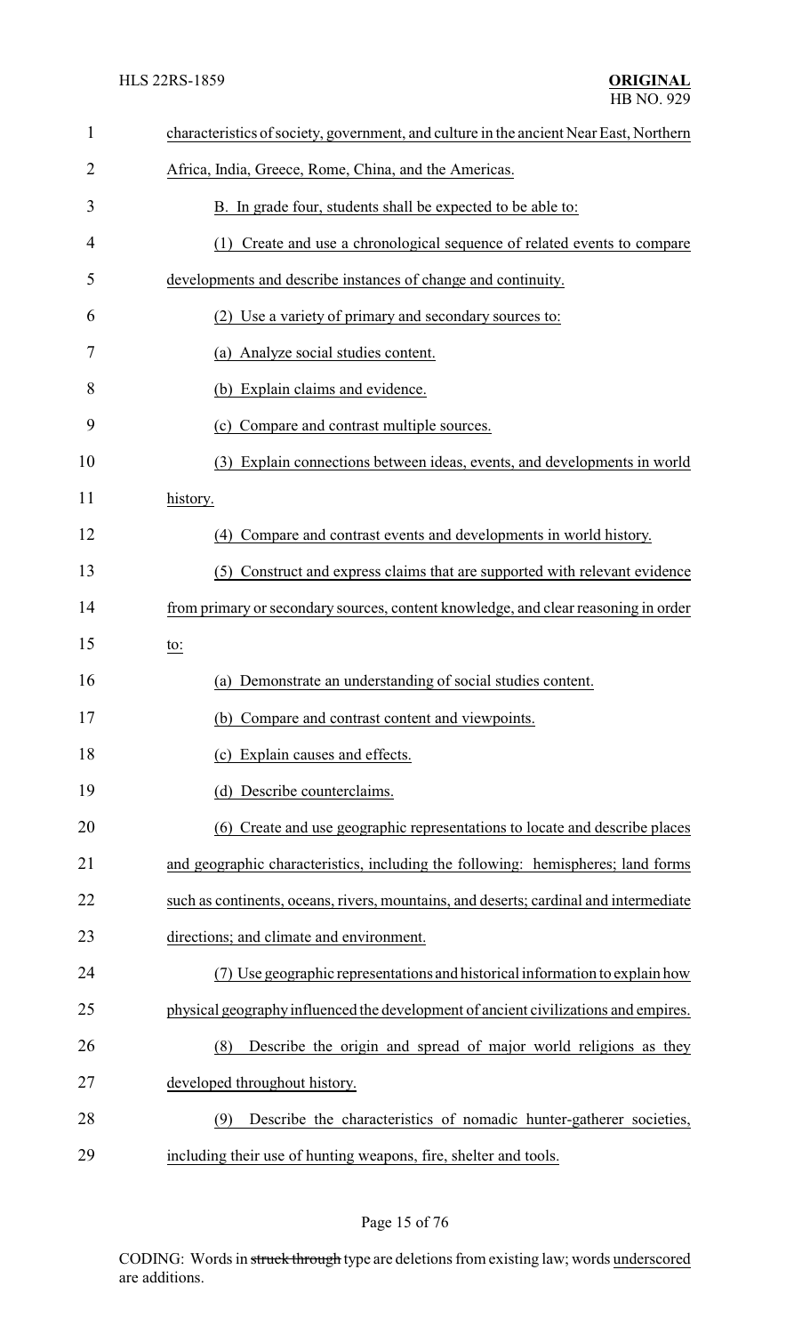characteristics of society, government, and culture in the ancient Near East, Northern Africa, India, Greece, Rome, China, and the Americas.

B. In grade four, students shall be expected to be able to:

(1) Create and use a chronological sequence of related events to compare developments and describe instances of change and continuity.

(2) Use a variety of primary and secondary sources to:

(a) Analyze social studies content.

(b) Explain claims and evidence.

(c) Compare and contrast multiple sources.

(3) Explain connections between ideas, events, and developments in world history.

(4) Compare and contrast events and developments in world history.

(5) Construct and express claims that are supported with relevant evidence from primary or secondary sources, content knowledge, and clear reasoning in order to:

(a) Demonstrate an understanding of social studies content.

(b) Compare and contrast content and viewpoints.

(c) Explain causes and effects.

(d) Describe counterclaims.

(6) Create and use geographic representations to locate and describe places and geographic characteristics, including the following: hemispheres; land forms such as continents, oceans, rivers, mountains, and deserts; cardinal and intermediate directions; and climate and environment.

(7) Use geographic representations and historical information to explain how physical geography influenced the development of ancient civilizations and empires.

(8) Describe the origin and spread of major world religions as they developed throughout history.

(9) Describe the characteristics of nomadic hunter-gatherer societies, including their use of hunting weapons, fire, shelter and tools.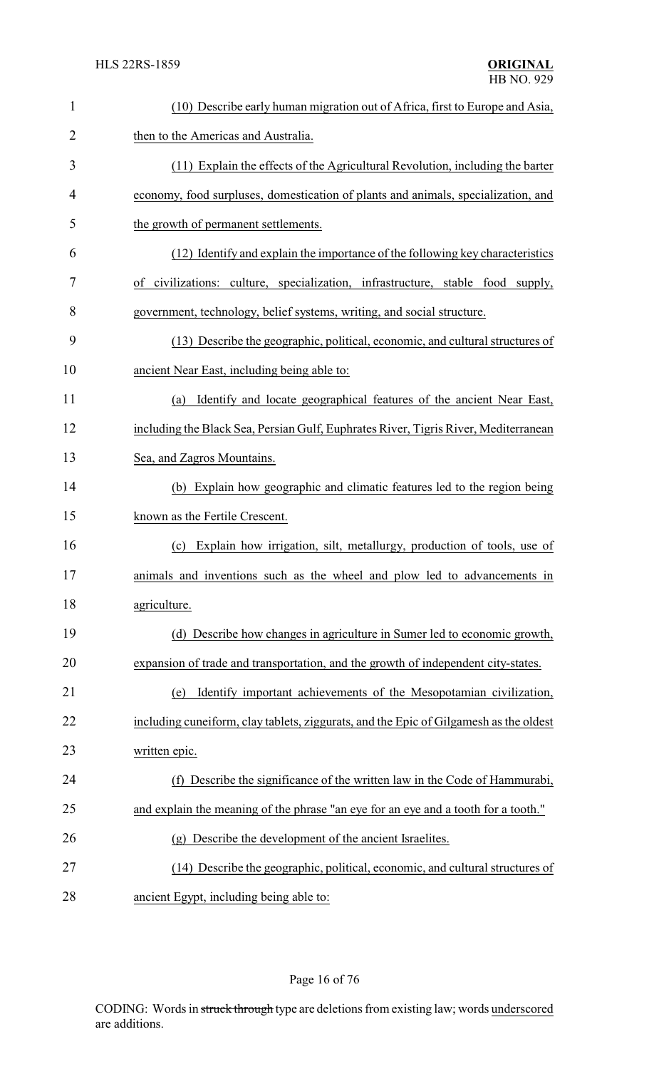(10) Describe early human migration out of Africa, first to Europe and Asia, then to the Americas and Australia.

(11) Explain the effects of the Agricultural Revolution, including the barter economy, food surpluses, domestication of plants and animals, specialization, and the growth of permanent settlements.

(12) Identify and explain the importance of the following key characteristics of civilizations: culture, specialization, infrastructure, stable food supply, government, technology, belief systems, writing, and social structure.

(13) Describe the geographic, political, economic, and cultural structures of ancient Near East, including being able to:

(a) Identify and locate geographical features of the ancient Near East, including the Black Sea, Persian Gulf, Euphrates River, Tigris River, Mediterranean Sea, and Zagros Mountains.

(b) Explain how geographic and climatic features led to the region being known as the Fertile Crescent.

(c) Explain how irrigation, silt, metallurgy, production of tools, use of animals and inventions such as the wheel and plow led to advancements in agriculture.

(d) Describe how changes in agriculture in Sumer led to economic growth, expansion of trade and transportation, and the growth of independent city-states.

(e) Identify important achievements of the Mesopotamian civilization, including cuneiform, clay tablets, ziggurats, and the Epic of Gilgamesh as the oldest written epic.

(f) Describe the significance of the written law in the Code of Hammurabi, and explain the meaning of the phrase "an eye for an eye and a tooth for a tooth."

(g) Describe the development of the ancient Israelites.

(14) Describe the geographic, political, economic, and cultural structures of ancient Egypt, including being able to: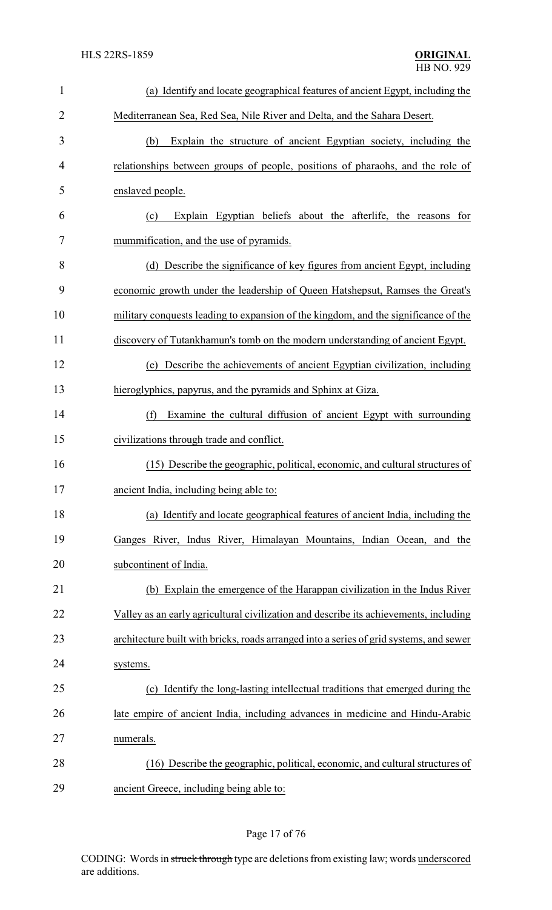(a) Identify and locate geographical features of ancient Egypt, including the Mediterranean Sea, Red Sea, Nile River and Delta, and the Sahara Desert.

(b) Explain the structure of ancient Egyptian society, including the relationships between groups of people, positions of pharaohs, and the role of enslaved people.

(c) Explain Egyptian beliefs about the afterlife, the reasons for mummification, and the use of pyramids.

(d) Describe the significance of key figures from ancient Egypt, including economic growth under the leadership of Queen Hatshepsut, Ramses the Great's military conquests leading to expansion of the kingdom, and the significance of the discovery of Tutankhamun's tomb on the modern understanding of ancient Egypt.

(e) Describe the achievements of ancient Egyptian civilization, including hieroglyphics, papyrus, and the pyramids and Sphinx at Giza.

(f) Examine the cultural diffusion of ancient Egypt with surrounding civilizations through trade and conflict.

(15) Describe the geographic, political, economic, and cultural structures of ancient India, including being able to:

(a) Identify and locate geographical features of ancient India, including the Ganges River, Indus River, Himalayan Mountains, Indian Ocean, and the subcontinent of India.

(b) Explain the emergence of the Harappan civilization in the Indus River Valley as an early agricultural civilization and describe its achievements, including architecture built with bricks, roads arranged into a series of grid systems, and sewer systems.

(c) Identify the long-lasting intellectual traditions that emerged during the late empire of ancient India, including advances in medicine and Hindu-Arabic numerals.

(16) Describe the geographic, political, economic, and cultural structures of ancient Greece, including being able to: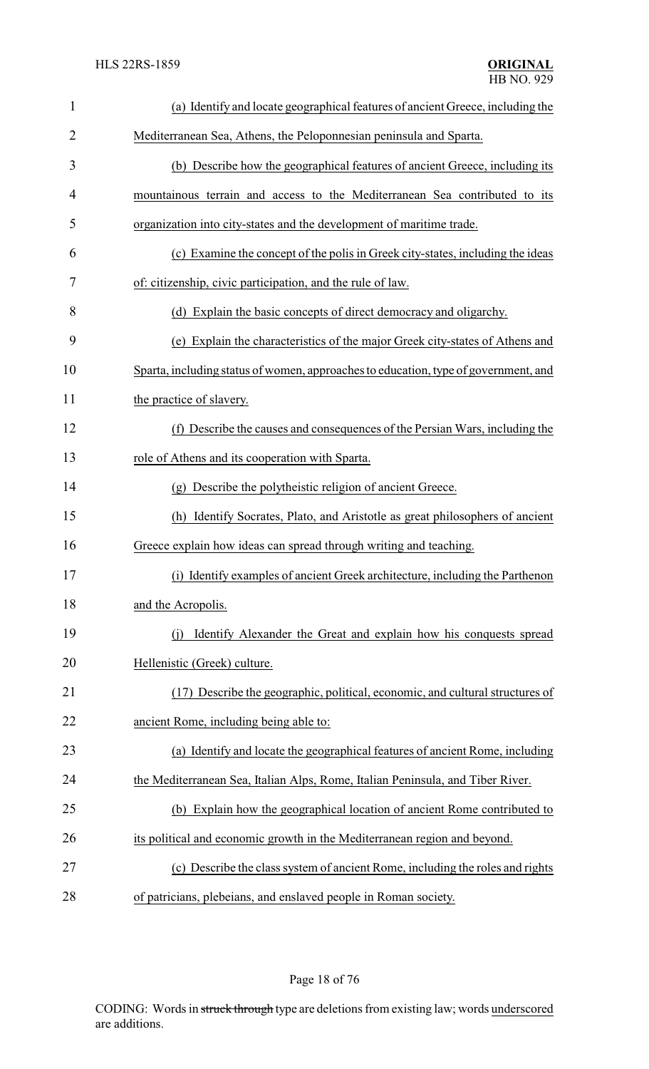(a) Identify and locate geographical features of ancient Greece, including the Mediterranean Sea, Athens, the Peloponnesian peninsula and Sparta.

(b) Describe how the geographical features of ancient Greece, including its mountainous terrain and access to the Mediterranean Sea contributed to its organization into city-states and the development of maritime trade.

(c) Examine the concept of the polis in Greek city-states, including the ideas of: citizenship, civic participation, and the rule of law.

(d) Explain the basic concepts of direct democracy and oligarchy.

(e) Explain the characteristics of the major Greek city-states of Athens and Sparta, including status of women, approaches to education, type of government, and the practice of slavery.

(f) Describe the causes and consequences of the Persian Wars, including the role of Athens and its cooperation with Sparta.

(g) Describe the polytheistic religion of ancient Greece.

(h) Identify Socrates, Plato, and Aristotle as great philosophers of ancient Greece explain how ideas can spread through writing and teaching.

(i) Identify examples of ancient Greek architecture, including the Parthenon and the Acropolis.

(j) Identify Alexander the Great and explain how his conquests spread Hellenistic (Greek) culture.

(17) Describe the geographic, political, economic, and cultural structures of ancient Rome, including being able to:

(a) Identify and locate the geographical features of ancient Rome, including the Mediterranean Sea, Italian Alps, Rome, Italian Peninsula, and Tiber River.

(b) Explain how the geographical location of ancient Rome contributed to its political and economic growth in the Mediterranean region and beyond.

(c) Describe the class system of ancient Rome, including the roles and rights of patricians, plebeians, and enslaved people in Roman society.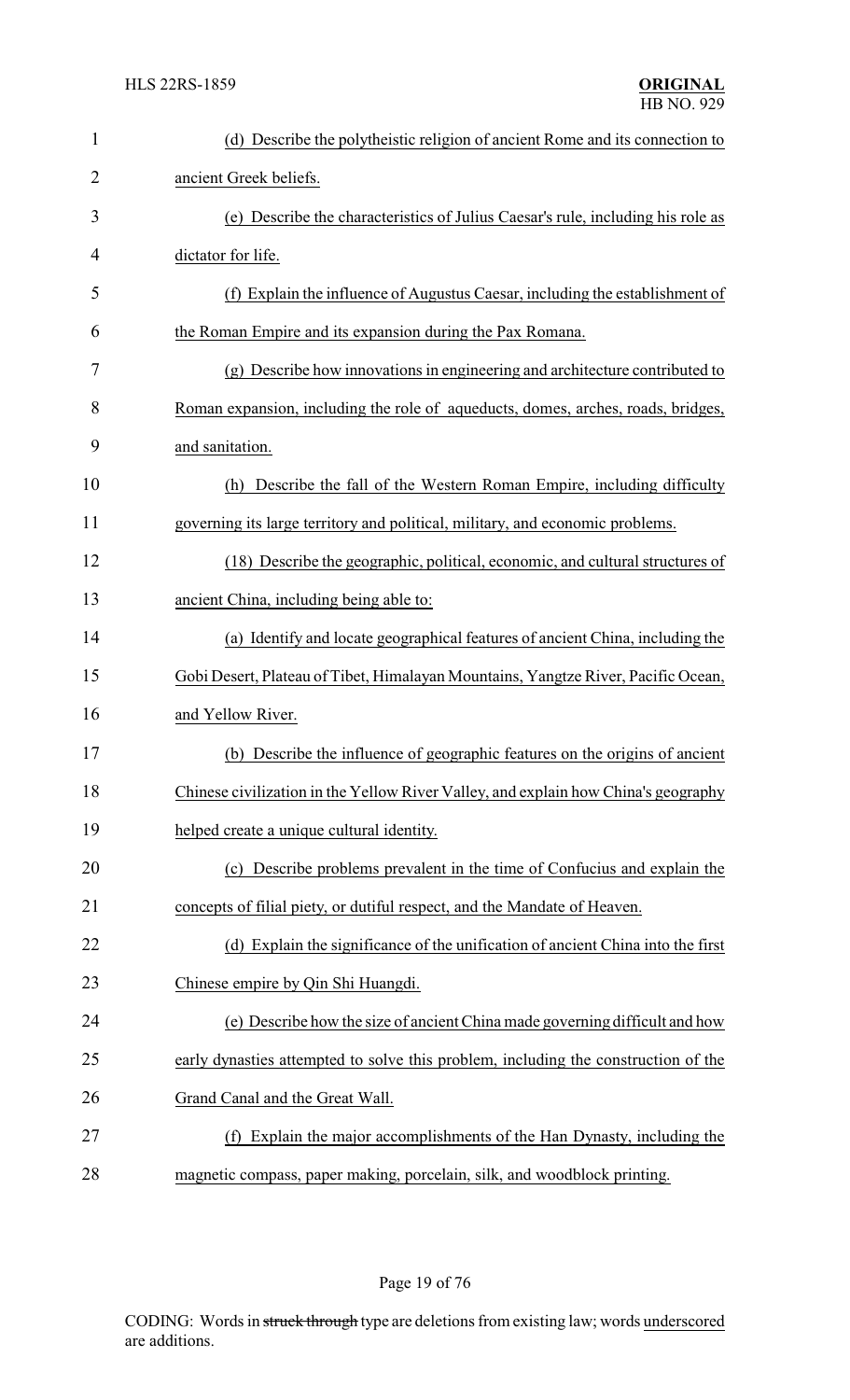(d) Describe the polytheistic religion of ancient Rome and its connection to ancient Greek beliefs.

(e) Describe the characteristics of Julius Caesar's rule, including his role as dictator for life.

(f) Explain the influence of Augustus Caesar, including the establishment of the Roman Empire and its expansion during the Pax Romana.

(g) Describe how innovations in engineering and architecture contributed to Roman expansion, including the role of aqueducts, domes, arches, roads, bridges, and sanitation.

(h) Describe the fall of the Western Roman Empire, including difficulty governing its large territory and political, military, and economic problems.

(18) Describe the geographic, political, economic, and cultural structures of ancient China, including being able to:

(a) Identify and locate geographical features of ancient China, including the Gobi Desert, Plateau of Tibet, Himalayan Mountains, Yangtze River, Pacific Ocean, and Yellow River.

(b) Describe the influence of geographic features on the origins of ancient Chinese civilization in the Yellow River Valley, and explain how China's geography helped create a unique cultural identity.

(c) Describe problems prevalent in the time of Confucius and explain the concepts of filial piety, or dutiful respect, and the Mandate of Heaven.

(d) Explain the significance of the unification of ancient China into the first Chinese empire by Qin Shi Huangdi.

(e) Describe how the size of ancient China made governing difficult and how early dynasties attempted to solve this problem, including the construction of the Grand Canal and the Great Wall.

(f) Explain the major accomplishments of the Han Dynasty, including the magnetic compass, paper making, porcelain, silk, and woodblock printing.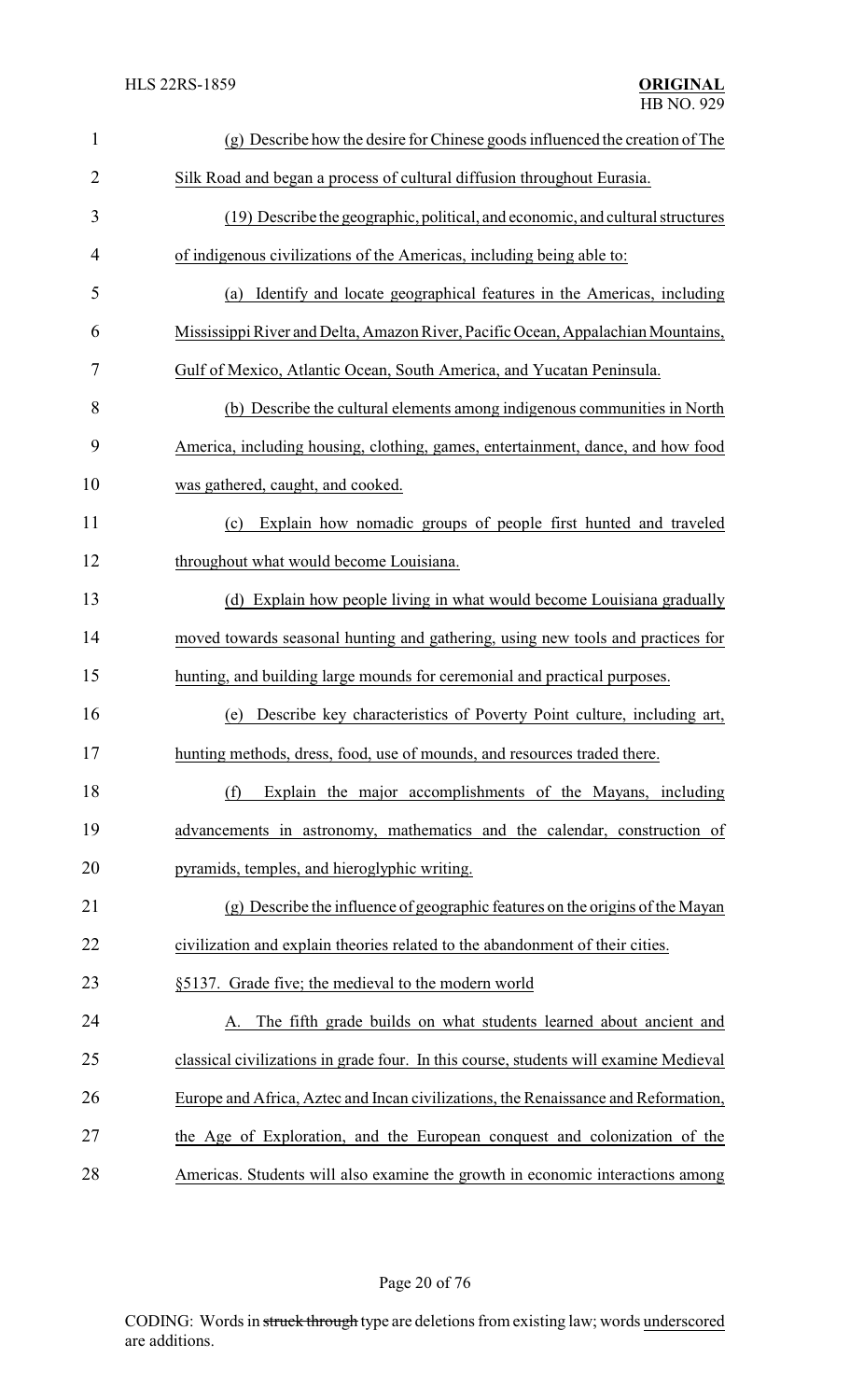(g) Describe how the desire for Chinese goods influenced the creation of The Silk Road and began a process of cultural diffusion throughout Eurasia.

(19) Describe the geographic, political, and economic, and cultural structures of indigenous civilizations of the Americas, including being able to:

(a) Identify and locate geographical features in the Americas, including Mississippi River and Delta, Amazon River, Pacific Ocean, Appalachian Mountains, Gulf of Mexico, Atlantic Ocean, South America, and Yucatan Peninsula.

(b) Describe the cultural elements among indigenous communities in North America, including housing, clothing, games, entertainment, dance, and how food was gathered, caught, and cooked.

(c) Explain how nomadic groups of people first hunted and traveled throughout what would become Louisiana.

(d) Explain how people living in what would become Louisiana gradually moved towards seasonal hunting and gathering, using new tools and practices for hunting, and building large mounds for ceremonial and practical purposes.

(e) Describe key characteristics of Poverty Point culture, including art, hunting methods, dress, food, use of mounds, and resources traded there.

(f) Explain the major accomplishments of the Mayans, including advancements in astronomy, mathematics and the calendar, construction of pyramids, temples, and hieroglyphic writing.

(g) Describe the influence of geographic features on the origins of the Mayan civilization and explain theories related to the abandonment of their cities.

§5137. Grade five; the medieval to the modern world

A. The fifth grade builds on what students learned about ancient and classical civilizations in grade four. In this course, students will examine Medieval Europe and Africa, Aztec and Incan civilizations, the Renaissance and Reformation, the Age of Exploration, and the European conquest and colonization of the Americas. Students will also examine the growth in economic interactions among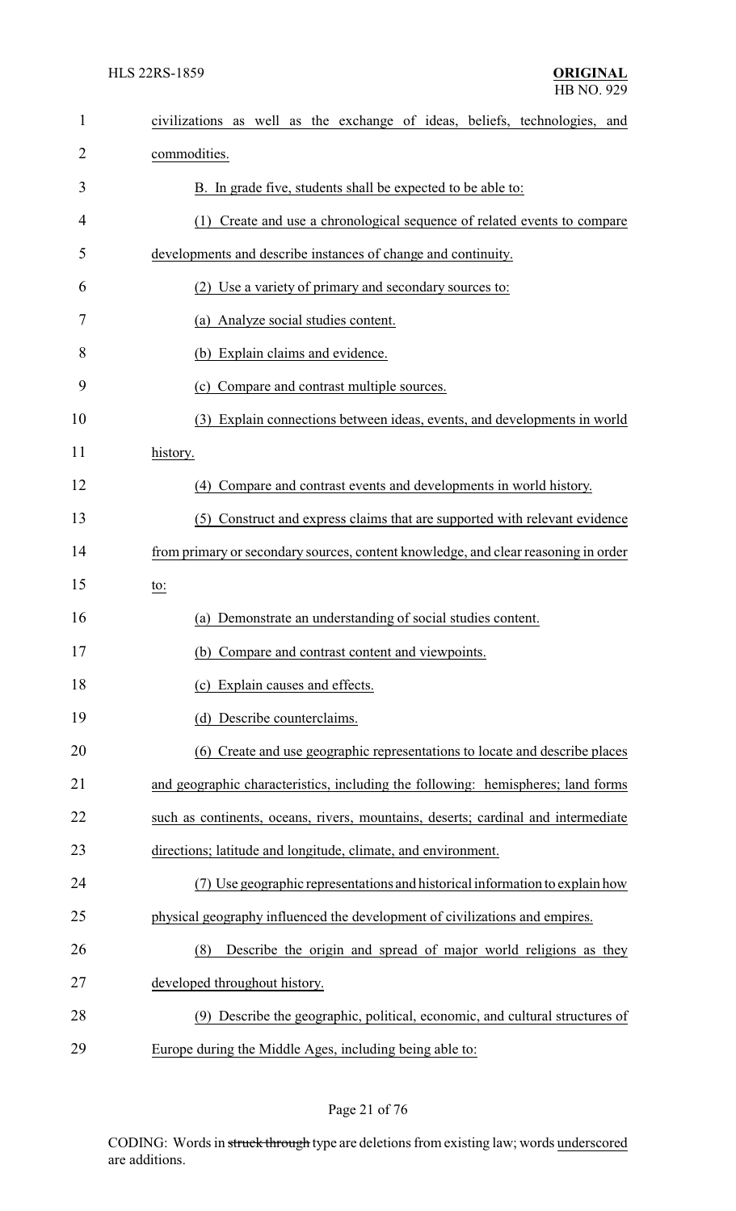civilizations as well as the exchange of ideas, beliefs, technologies, and commodities.

B. In grade five, students shall be expected to be able to:

(1) Create and use a chronological sequence of related events to compare developments and describe instances of change and continuity.

(2) Use a variety of primary and secondary sources to:

(a) Analyze social studies content.

(b) Explain claims and evidence.

(c) Compare and contrast multiple sources.

(3) Explain connections between ideas, events, and developments in world history.

(4) Compare and contrast events and developments in world history.

(5) Construct and express claims that are supported with relevant evidence from primary or secondary sources, content knowledge, and clear reasoning in order to:

(a) Demonstrate an understanding of social studies content.

(b) Compare and contrast content and viewpoints.

(c) Explain causes and effects.

(d) Describe counterclaims.

(6) Create and use geographic representations to locate and describe places and geographic characteristics, including the following: hemispheres; land forms such as continents, oceans, rivers, mountains, deserts; cardinal and intermediate directions; latitude and longitude, climate, and environment.

(7) Use geographic representations and historical information to explain how physical geography influenced the development of civilizations and empires.

(8) Describe the origin and spread of major world religions as they developed throughout history.

(9) Describe the geographic, political, economic, and cultural structures of Europe during the Middle Ages, including being able to: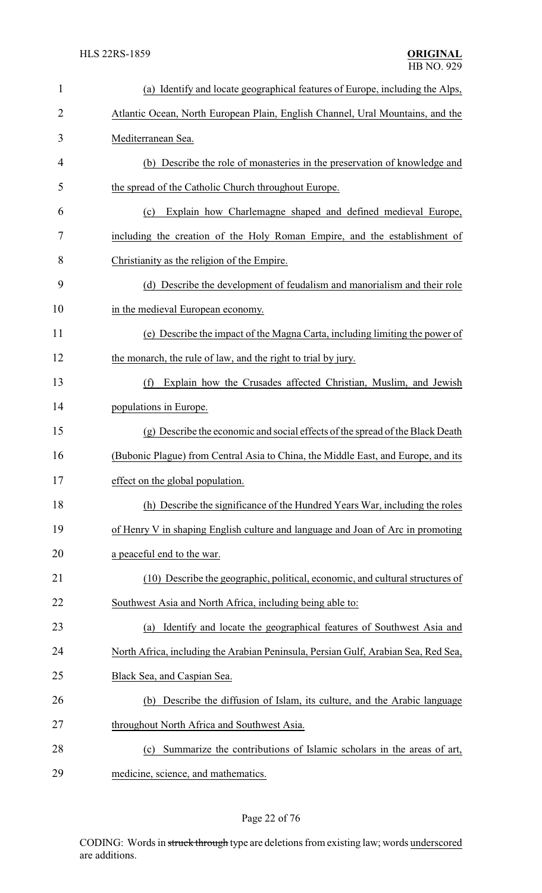(a) Identify and locate geographical features of Europe, including the Alps, Atlantic Ocean, North European Plain, English Channel, Ural Mountains, and the Mediterranean Sea.

(b) Describe the role of monasteries in the preservation of knowledge and the spread of the Catholic Church throughout Europe.

(c) Explain how Charlemagne shaped and defined medieval Europe, including the creation of the Holy Roman Empire, and the establishment of Christianity as the religion of the Empire.

(d) Describe the development of feudalism and manorialism and their role in the medieval European economy.

(e) Describe the impact of the Magna Carta, including limiting the power of the monarch, the rule of law, and the right to trial by jury.

(f) Explain how the Crusades affected Christian, Muslim, and Jewish populations in Europe.

(g) Describe the economic and social effects of the spread of the Black Death (Bubonic Plague) from Central Asia to China, the Middle East, and Europe, and its effect on the global population.

(h) Describe the significance of the Hundred Years War, including the roles of Henry V in shaping English culture and language and Joan of Arc in promoting a peaceful end to the war.

(10) Describe the geographic, political, economic, and cultural structures of Southwest Asia and North Africa, including being able to:

(a) Identify and locate the geographical features of Southwest Asia and North Africa, including the Arabian Peninsula, Persian Gulf, Arabian Sea, Red Sea, Black Sea, and Caspian Sea.

(b) Describe the diffusion of Islam, its culture, and the Arabic language throughout North Africa and Southwest Asia.

(c) Summarize the contributions of Islamic scholars in the areas of art, medicine, science, and mathematics.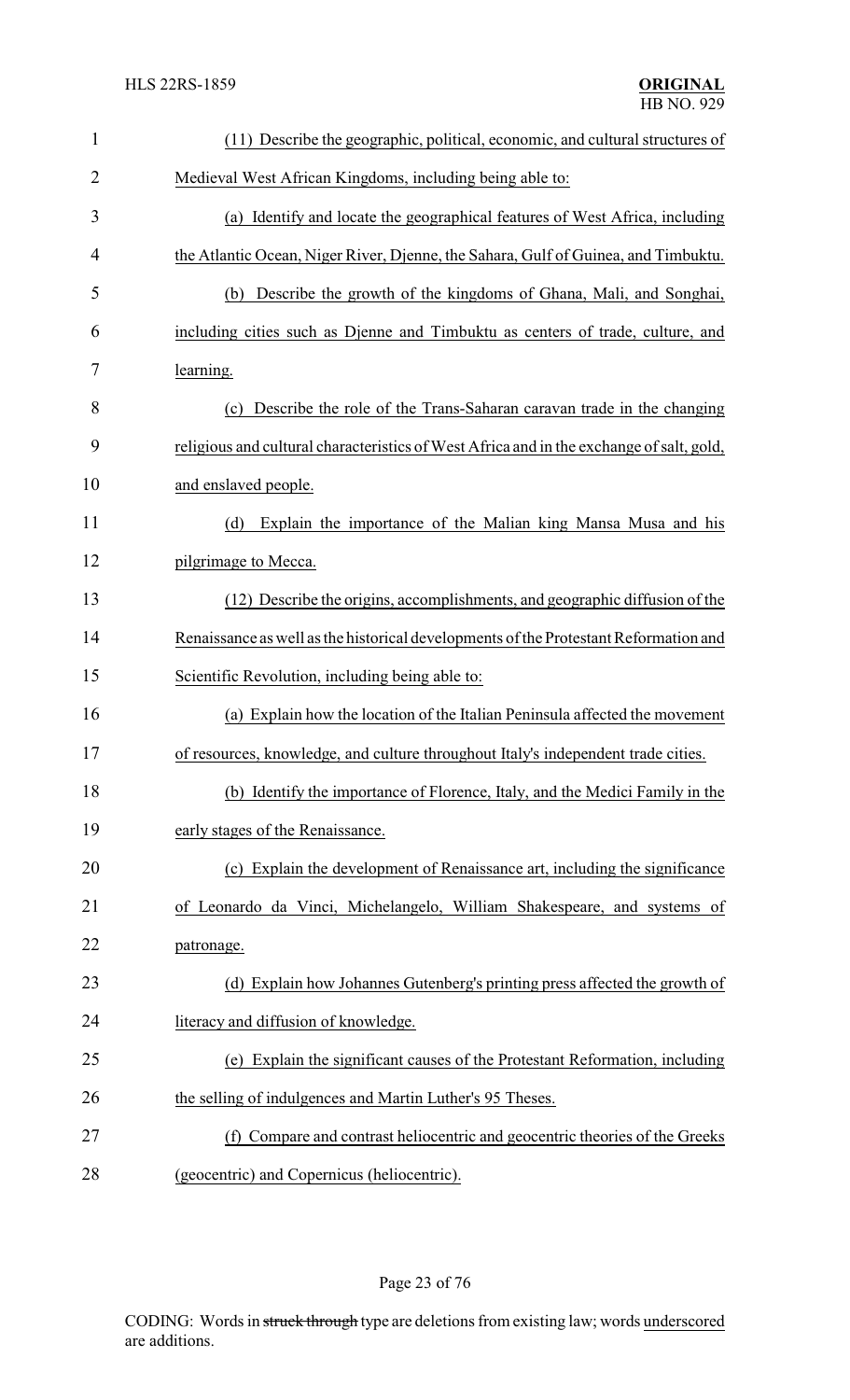(11) Describe the geographic, political, economic, and cultural structures of Medieval West African Kingdoms, including being able to:

(a) Identify and locate the geographical features of West Africa, including the Atlantic Ocean, Niger River, Djenne, the Sahara, Gulf of Guinea, and Timbuktu.

(b) Describe the growth of the kingdoms of Ghana, Mali, and Songhai, including cities such as Djenne and Timbuktu as centers of trade, culture, and learning.

(c) Describe the role of the Trans-Saharan caravan trade in the changing religious and cultural characteristics of West Africa and in the exchange of salt, gold, and enslaved people.

(d) Explain the importance of the Malian king Mansa Musa and his pilgrimage to Mecca.

(12) Describe the origins, accomplishments, and geographic diffusion of the Renaissance as well as the historical developments of the Protestant Reformation and Scientific Revolution, including being able to:

(a) Explain how the location of the Italian Peninsula affected the movement of resources, knowledge, and culture throughout Italy's independent trade cities.

(b) Identify the importance of Florence, Italy, and the Medici Family in the early stages of the Renaissance.

(c) Explain the development of Renaissance art, including the significance of Leonardo da Vinci, Michelangelo, William Shakespeare, and systems of patronage.

(d) Explain how Johannes Gutenberg's printing press affected the growth of literacy and diffusion of knowledge.

(e) Explain the significant causes of the Protestant Reformation, including the selling of indulgences and Martin Luther's 95 Theses.

(f) Compare and contrast heliocentric and geocentric theories of the Greeks (geocentric) and Copernicus (heliocentric).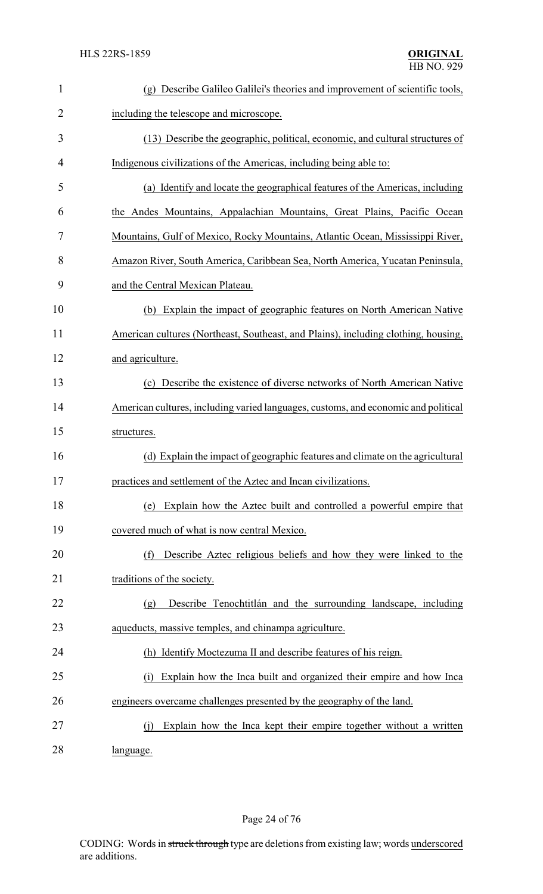(g) Describe Galileo Galilei's theories and improvement of scientific tools, including the telescope and microscope.

(13) Describe the geographic, political, economic, and cultural structures of Indigenous civilizations of the Americas, including being able to:

(a) Identify and locate the geographical features of the Americas, including the Andes Mountains, Appalachian Mountains, Great Plains, Pacific Ocean Mountains, Gulf of Mexico, Rocky Mountains, Atlantic Ocean, Mississippi River, Amazon River, South America, Caribbean Sea, North America, Yucatan Peninsula, and the Central Mexican Plateau.

(b) Explain the impact of geographic features on North American Native American cultures (Northeast, Southeast, and Plains), including clothing, housing, and agriculture.

(c) Describe the existence of diverse networks of North American Native American cultures, including varied languages, customs, and economic and political structures.

(d) Explain the impact of geographic features and climate on the agricultural practices and settlement of the Aztec and Incan civilizations.

(e) Explain how the Aztec built and controlled a powerful empire that covered much of what is now central Mexico.

(f) Describe Aztec religious beliefs and how they were linked to the traditions of the society.

(g) Describe Tenochtitlán and the surrounding landscape, including aqueducts, massive temples, and chinampa agriculture.

(h) Identify Moctezuma II and describe features of his reign.

(i) Explain how the Inca built and organized their empire and how Inca engineers overcame challenges presented by the geography of the land.

(j) Explain how the Inca kept their empire together without a written language.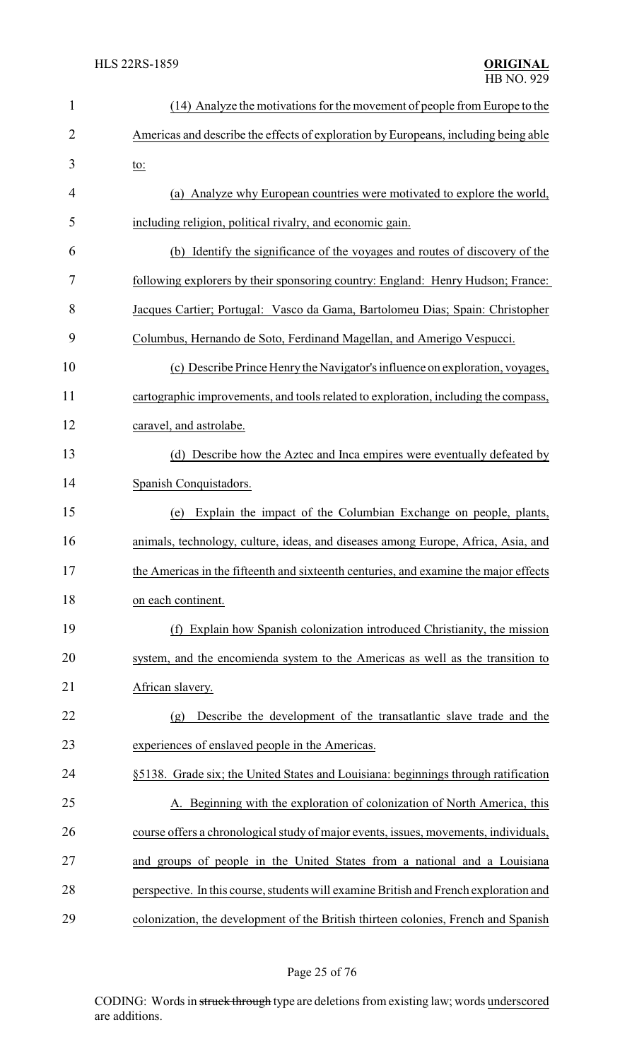(14) Analyze the motivations for the movement of people from Europe to the Americas and describe the effects of exploration by Europeans, including being able to:

(a) Analyze why European countries were motivated to explore the world, including religion, political rivalry, and economic gain.

(b) Identify the significance of the voyages and routes of discovery of the following explorers by their sponsoring country: England: Henry Hudson; France: Jacques Cartier; Portugal: Vasco da Gama, Bartolomeu Dias; Spain: Christopher Columbus, Hernando de Soto, Ferdinand Magellan, and Amerigo Vespucci.

(c) Describe Prince Henry the Navigator's influence on exploration, voyages, cartographic improvements, and tools related to exploration, including the compass, caravel, and astrolabe.

(d) Describe how the Aztec and Inca empires were eventually defeated by Spanish Conquistadors.

(e) Explain the impact of the Columbian Exchange on people, plants, animals, technology, culture, ideas, and diseases among Europe, Africa, Asia, and the Americas in the fifteenth and sixteenth centuries, and examine the major effects on each continent.

(f) Explain how Spanish colonization introduced Christianity, the mission system, and the encomienda system to the Americas as well as the transition to African slavery.

(g) Describe the development of the transatlantic slave trade and the experiences of enslaved people in the Americas.

§5138. Grade six; the United States and Louisiana: beginnings through ratification

A. Beginning with the exploration of colonization of North America, this course offers a chronological study of major events, issues, movements, individuals, and groups of people in the United States from a national and a Louisiana perspective. In this course, students will examine British and French exploration and colonization, the development of the British thirteen colonies, French and Spanish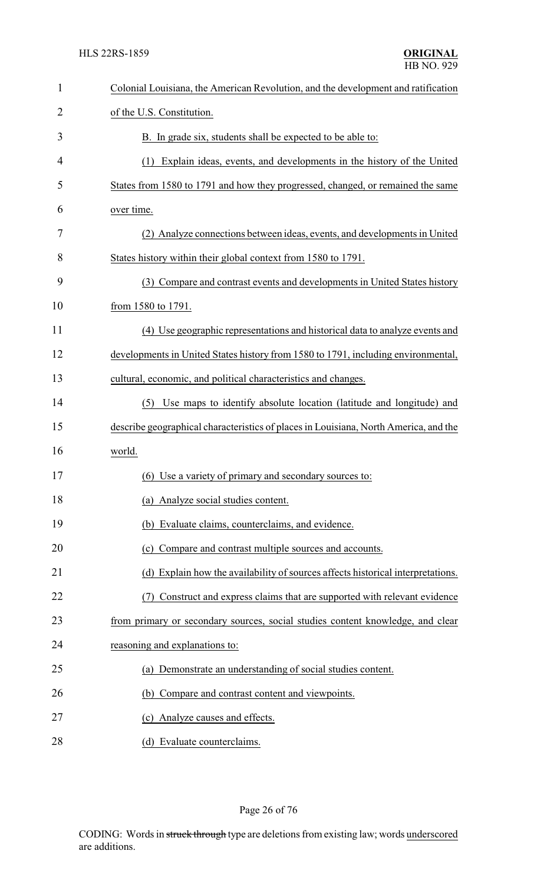Colonial Louisiana, the American Revolution, and the development and ratification of the U.S. Constitution.

B. In grade six, students shall be expected to be able to:

(1) Explain ideas, events, and developments in the history of the United States from 1580 to 1791 and how they progressed, changed, or remained the same over time.

(2) Analyze connections between ideas, events, and developments in United States history within their global context from 1580 to 1791.

(3) Compare and contrast events and developments in United States history from 1580 to 1791.

(4) Use geographic representations and historical data to analyze events and developments in United States history from 1580 to 1791, including environmental, cultural, economic, and political characteristics and changes.

(5) Use maps to identify absolute location (latitude and longitude) and describe geographical characteristics of places in Louisiana, North America, and the world.

(6) Use a variety of primary and secondary sources to:

(a) Analyze social studies content.

(b) Evaluate claims, counterclaims, and evidence.

(c) Compare and contrast multiple sources and accounts.

(d) Explain how the availability of sources affects historical interpretations.

(7) Construct and express claims that are supported with relevant evidence from primary or secondary sources, social studies content knowledge, and clear reasoning and explanations to:

(a) Demonstrate an understanding of social studies content.

(b) Compare and contrast content and viewpoints.

(c) Analyze causes and effects.

(d) Evaluate counterclaims.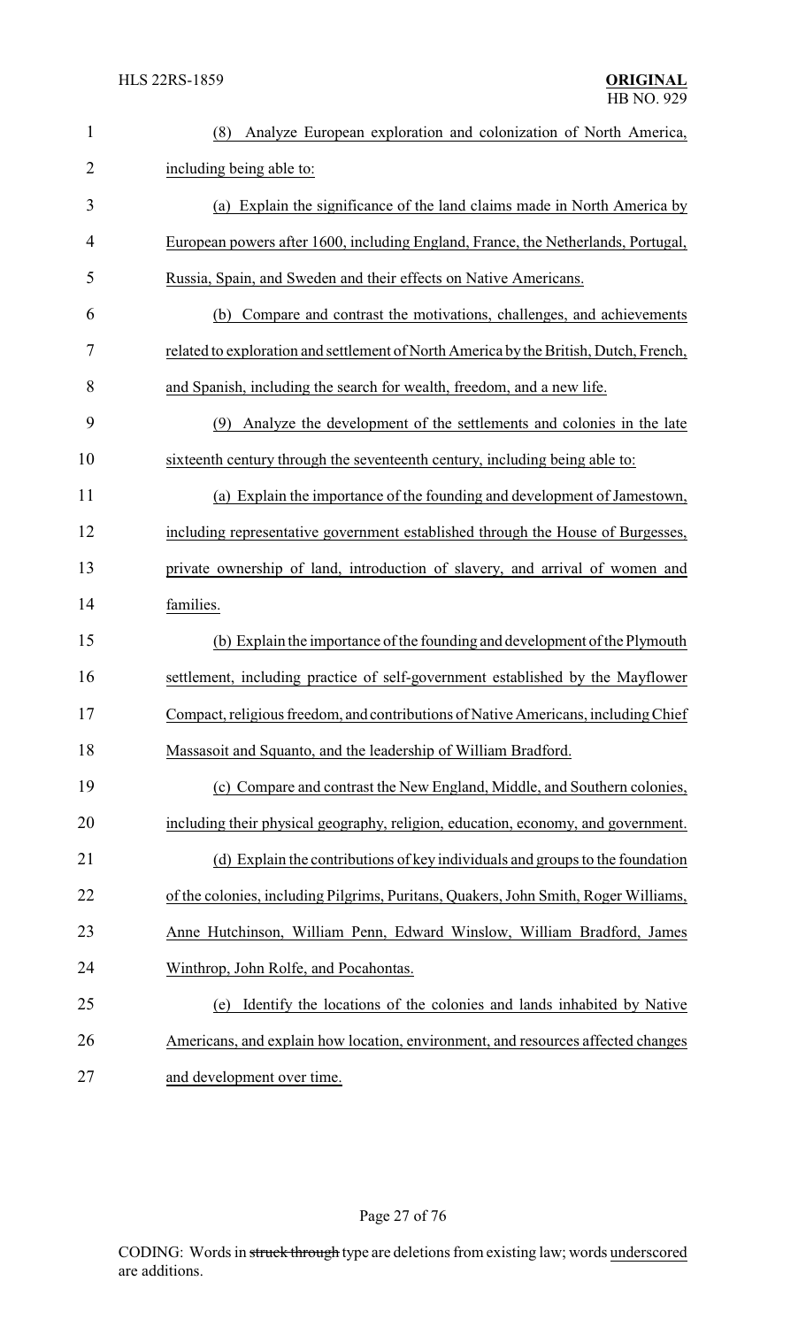(8) Analyze European exploration and colonization of North America, including being able to:

(a) Explain the significance of the land claims made in North America by European powers after 1600, including England, France, the Netherlands, Portugal, Russia, Spain, and Sweden and their effects on Native Americans.

(b) Compare and contrast the motivations, challenges, and achievements related to exploration and settlement of North America by the British, Dutch, French, and Spanish, including the search for wealth, freedom, and a new life.

(9) Analyze the development of the settlements and colonies in the late sixteenth century through the seventeenth century, including being able to:

(a) Explain the importance of the founding and development of Jamestown, including representative government established through the House of Burgesses, private ownership of land, introduction of slavery, and arrival of women and families.

(b) Explain the importance of the founding and development of the Plymouth settlement, including practice of self-government established by the Mayflower Compact, religious freedom, and contributions of Native Americans, including Chief Massasoit and Squanto, and the leadership of William Bradford.

(c) Compare and contrast the New England, Middle, and Southern colonies, including their physical geography, religion, education, economy, and government.

(d) Explain the contributions of key individuals and groups to the foundation of the colonies, including Pilgrims, Puritans, Quakers, John Smith, Roger Williams, Anne Hutchinson, William Penn, Edward Winslow, William Bradford, James Winthrop, John Rolfe, and Pocahontas.

(e) Identify the locations of the colonies and lands inhabited by Native Americans, and explain how location, environment, and resources affected changes and development over time.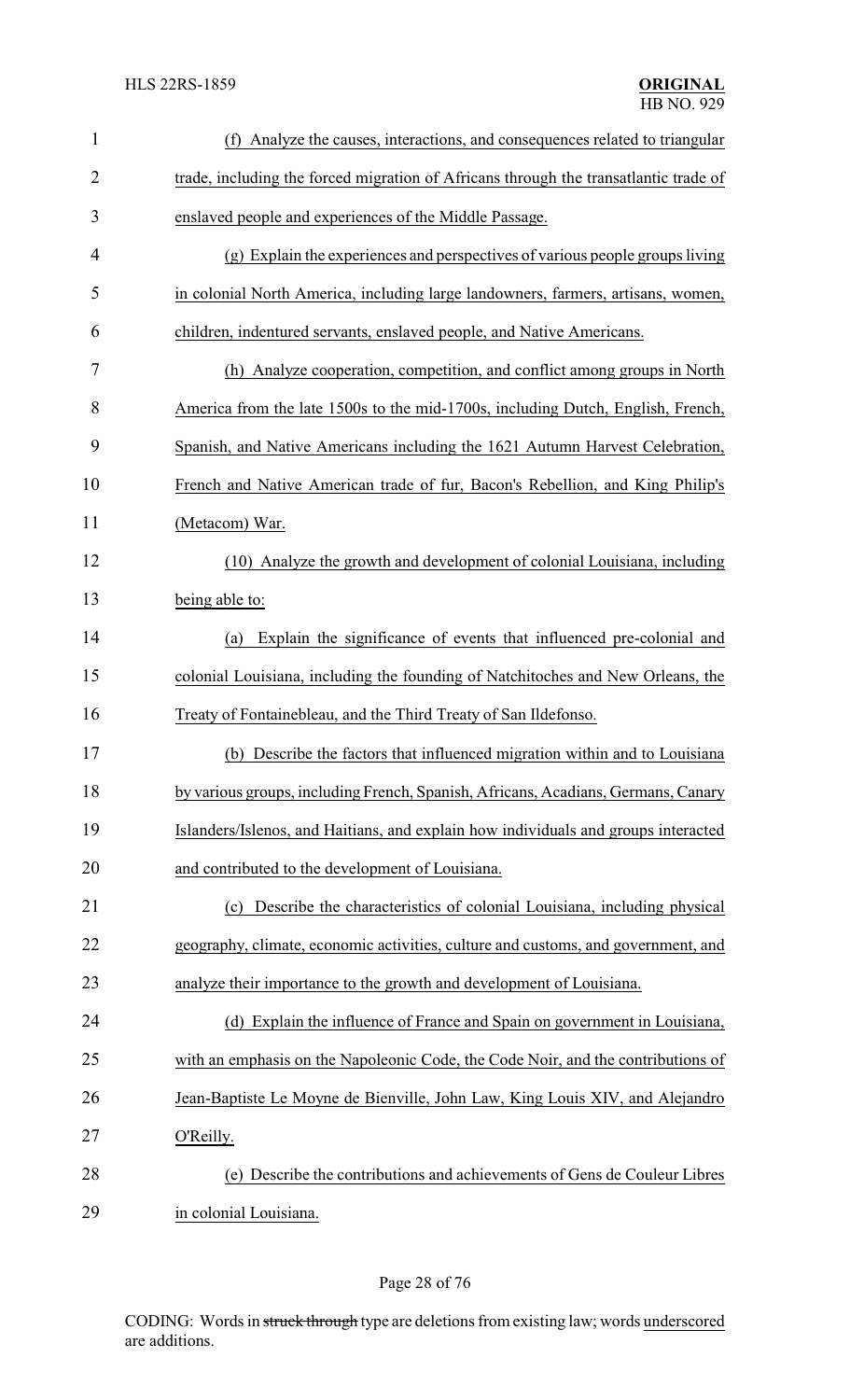(f) Analyze the causes, interactions, and consequences related to triangular trade, including the forced migration of Africans through the transatlantic trade of enslaved people and experiences of the Middle Passage.

(g) Explain the experiences and perspectives of various people groups living in colonial North America, including large landowners, farmers, artisans, women, children, indentured servants, enslaved people, and Native Americans.

(h) Analyze cooperation, competition, and conflict among groups in North America from the late 1500s to the mid-1700s, including Dutch, English, French, Spanish, and Native Americans including the 1621 Autumn Harvest Celebration, French and Native American trade of fur, Bacon's Rebellion, and King Philip's (Metacom) War.

(10) Analyze the growth and development of colonial Louisiana, including being able to:

(a) Explain the significance of events that influenced pre-colonial and colonial Louisiana, including the founding of Natchitoches and New Orleans, the Treaty of Fontainebleau, and the Third Treaty of San Ildefonso.

(b) Describe the factors that influenced migration within and to Louisiana by various groups, including French, Spanish, Africans, Acadians, Germans, Canary Islanders/Islenos, and Haitians, and explain how individuals and groups interacted and contributed to the development of Louisiana.

(c) Describe the characteristics of colonial Louisiana, including physical geography, climate, economic activities, culture and customs, and government, and analyze their importance to the growth and development of Louisiana.

(d) Explain the influence of France and Spain on government in Louisiana, with an emphasis on the Napoleonic Code, the Code Noir, and the contributions of Jean-Baptiste Le Moyne de Bienville, John Law, King Louis XIV, and Alejandro O'Reilly.

(e) Describe the contributions and achievements of Gens de Couleur Libres in colonial Louisiana.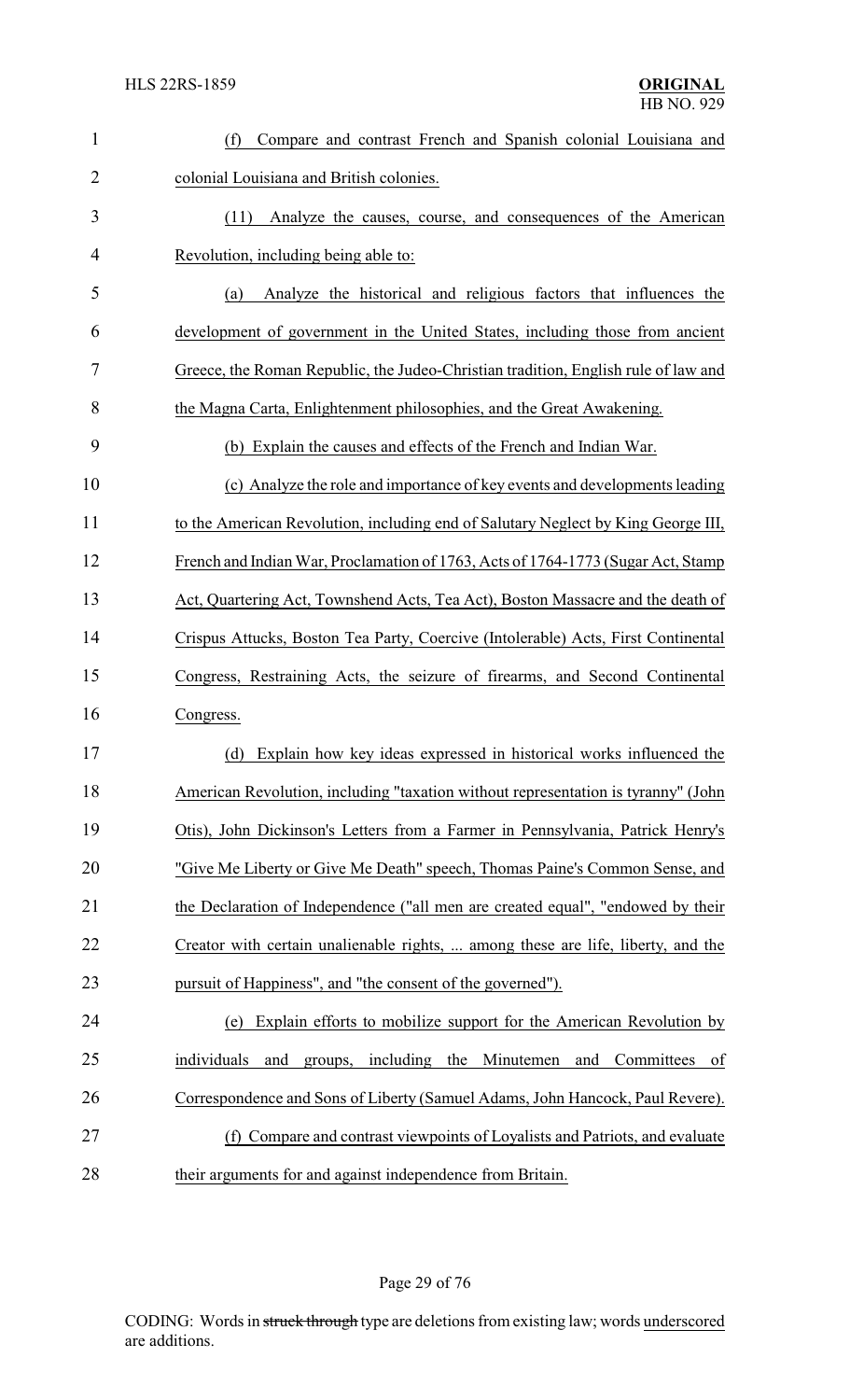(f) Compare and contrast French and Spanish colonial Louisiana and colonial Louisiana and British colonies.

(11) Analyze the causes, course, and consequences of the American Revolution, including being able to:

(a) Analyze the historical and religious factors that influences the development of government in the United States, including those from ancient Greece, the Roman Republic, the Judeo-Christian tradition, English rule of law and the Magna Carta, Enlightenment philosophies, and the Great Awakening.

(b) Explain the causes and effects of the French and Indian War.

(c) Analyze the role and importance of key events and developments leading to the American Revolution, including end of Salutary Neglect by King George III, French and Indian War, Proclamation of 1763, Acts of 1764-1773 (Sugar Act, Stamp Act, Quartering Act, Townshend Acts, Tea Act), Boston Massacre and the death of Crispus Attucks, Boston Tea Party, Coercive (Intolerable) Acts, First Continental Congress, Restraining Acts, the seizure of firearms, and Second Continental Congress.

(d) Explain how key ideas expressed in historical works influenced the American Revolution, including "taxation without representation is tyranny" (John Otis), John Dickinson's Letters from a Farmer in Pennsylvania, Patrick Henry's "Give Me Liberty or Give Me Death" speech, Thomas Paine's Common Sense, and the Declaration of Independence ("all men are created equal", "endowed by their Creator with certain unalienable rights, ... among these are life, liberty, and the pursuit of Happiness", and "the consent of the governed").

(e) Explain efforts to mobilize support for the American Revolution by individuals and groups, including the Minutemen and Committees of Correspondence and Sons of Liberty (Samuel Adams, John Hancock, Paul Revere).

(f) Compare and contrast viewpoints of Loyalists and Patriots, and evaluate their arguments for and against independence from Britain.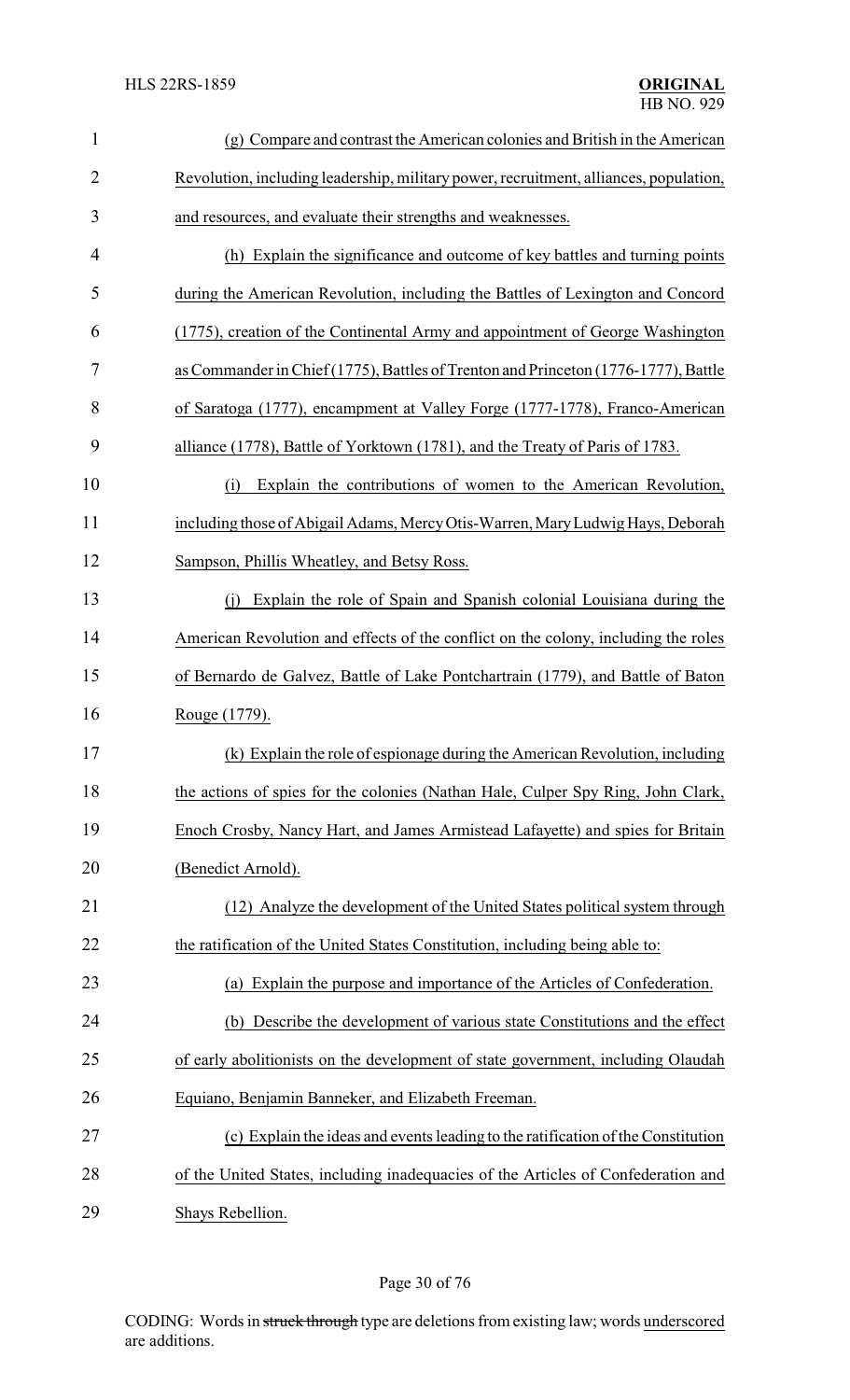(g) Compare and contrast the American colonies and British in the American Revolution, including leadership, military power, recruitment, alliances, population, and resources, and evaluate their strengths and weaknesses.

(h) Explain the significance and outcome of key battles and turning points during the American Revolution, including the Battles of Lexington and Concord (1775), creation of the Continental Army and appointment of George Washington as Commander in Chief (1775), Battles of Trenton and Princeton (1776-1777), Battle of Saratoga (1777), encampment at Valley Forge (1777-1778), Franco-American alliance (1778), Battle of Yorktown (1781), and the Treaty of Paris of 1783.

(i) Explain the contributions of women to the American Revolution, including those of Abigail Adams, Mercy Otis-Warren, Mary Ludwig Hays, Deborah Sampson, Phillis Wheatley, and Betsy Ross.

(j) Explain the role of Spain and Spanish colonial Louisiana during the American Revolution and effects of the conflict on the colony, including the roles of Bernardo de Galvez, Battle of Lake Pontchartrain (1779), and Battle of Baton Rouge (1779).

(k) Explain the role of espionage during the American Revolution, including the actions of spies for the colonies (Nathan Hale, Culper Spy Ring, John Clark, Enoch Crosby, Nancy Hart, and James Armistead Lafayette) and spies for Britain (Benedict Arnold).

(12) Analyze the development of the United States political system through the ratification of the United States Constitution, including being able to:

(a) Explain the purpose and importance of the Articles of Confederation.

(b) Describe the development of various state Constitutions and the effect of early abolitionists on the development of state government, including Olaudah Equiano, Benjamin Banneker, and Elizabeth Freeman.

(c) Explain the ideas and events leading to the ratification of the Constitution of the United States, including inadequacies of the Articles of Confederation and Shays Rebellion.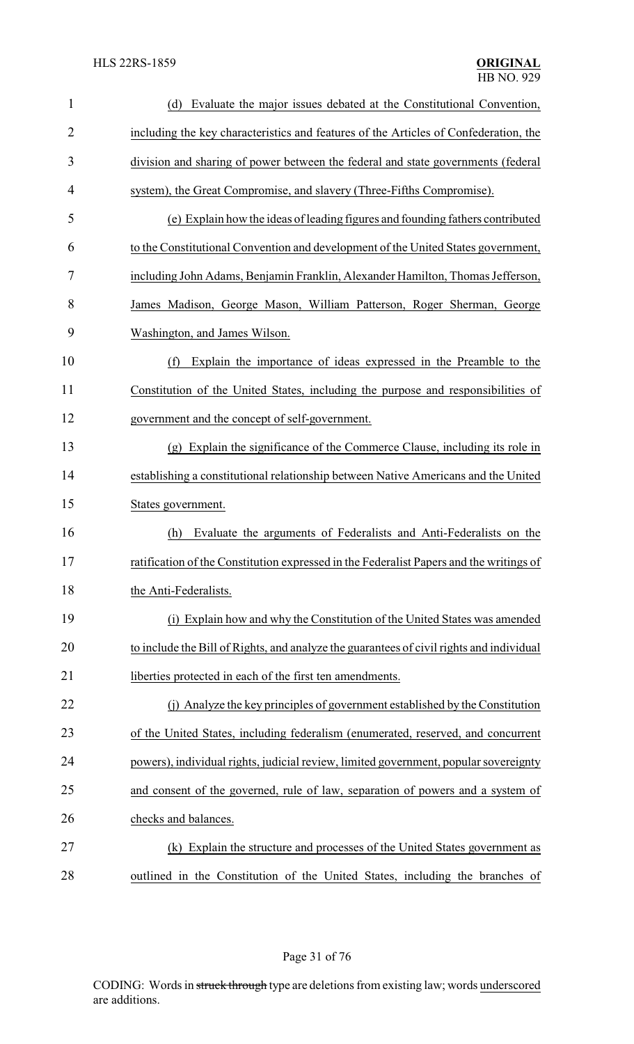(d) Evaluate the major issues debated at the Constitutional Convention, including the key characteristics and features of the Articles of Confederation, the division and sharing of power between the federal and state governments (federal system), the Great Compromise, and slavery (Three-Fifths Compromise).

(e) Explain how the ideas of leading figures and founding fathers contributed to the Constitutional Convention and development of the United States government, including John Adams, Benjamin Franklin, Alexander Hamilton, Thomas Jefferson, James Madison, George Mason, William Patterson, Roger Sherman, George Washington, and James Wilson.

(f) Explain the importance of ideas expressed in the Preamble to the Constitution of the United States, including the purpose and responsibilities of government and the concept of self-government.

(g) Explain the significance of the Commerce Clause, including its role in establishing a constitutional relationship between Native Americans and the United States government.

(h) Evaluate the arguments of Federalists and Anti-Federalists on the ratification of the Constitution expressed in the Federalist Papers and the writings of the Anti-Federalists.

(i) Explain how and why the Constitution of the United States was amended to include the Bill of Rights, and analyze the guarantees of civil rights and individual liberties protected in each of the first ten amendments.

(j) Analyze the key principles of government established by the Constitution of the United States, including federalism (enumerated, reserved, and concurrent powers), individual rights, judicial review, limited government, popular sovereignty and consent of the governed, rule of law, separation of powers and a system of checks and balances.

(k) Explain the structure and processes of the United States government as outlined in the Constitution of the United States, including the branches of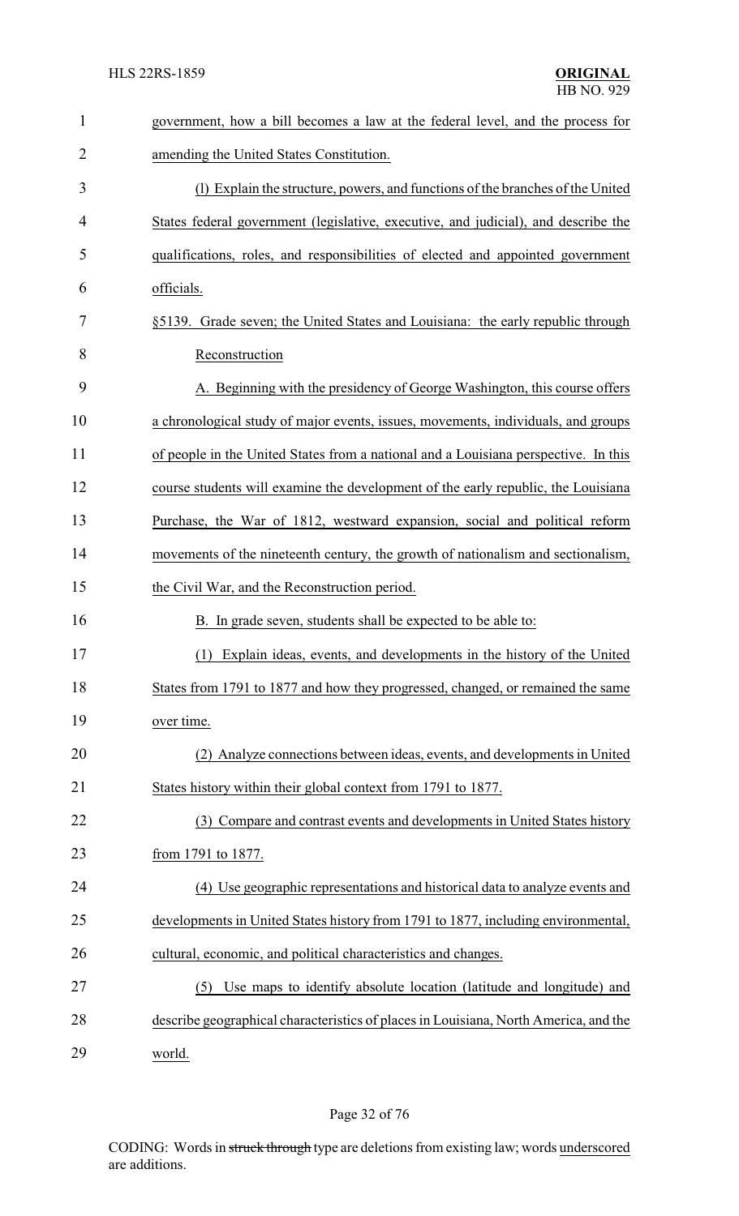government, how a bill becomes a law at the federal level, and the process for amending the United States Constitution.

(l) Explain the structure, powers, and functions of the branches of the United States federal government (legislative, executive, and judicial), and describe the qualifications, roles, and responsibilities of elected and appointed government officials.

§5139. Grade seven; the United States and Louisiana: the early republic through Reconstruction

A. Beginning with the presidency of George Washington, this course offers a chronological study of major events, issues, movements, individuals, and groups of people in the United States from a national and a Louisiana perspective. In this course students will examine the development of the early republic, the Louisiana Purchase, the War of 1812, westward expansion, social and political reform movements of the nineteenth century, the growth of nationalism and sectionalism, the Civil War, and the Reconstruction period.

B. In grade seven, students shall be expected to be able to:

(1) Explain ideas, events, and developments in the history of the United States from 1791 to 1877 and how they progressed, changed, or remained the same over time.

(2) Analyze connections between ideas, events, and developments in United States history within their global context from 1791 to 1877.

(3) Compare and contrast events and developments in United States history from 1791 to 1877.

(4) Use geographic representations and historical data to analyze events and developments in United States history from 1791 to 1877, including environmental, cultural, economic, and political characteristics and changes.

(5) Use maps to identify absolute location (latitude and longitude) and describe geographical characteristics of places in Louisiana, North America, and the world.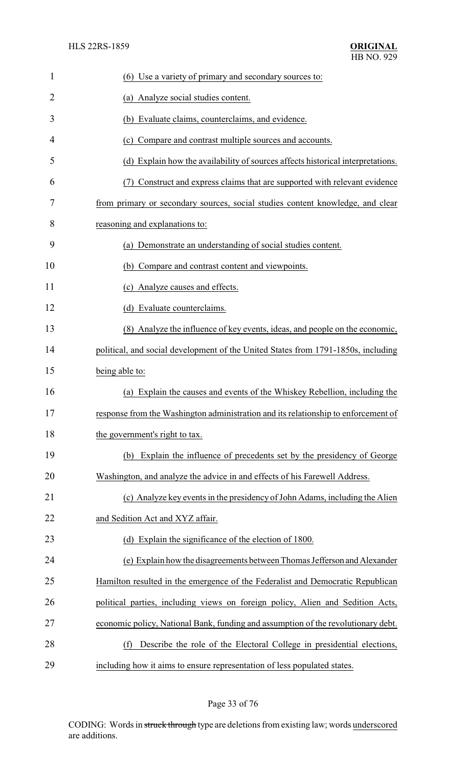(6) Use a variety of primary and secondary sources to:

(a) Analyze social studies content.

(b) Evaluate claims, counterclaims, and evidence.

(c) Compare and contrast multiple sources and accounts.

(d) Explain how the availability of sources affects historical interpretations.

(7) Construct and express claims that are supported with relevant evidence from primary or secondary sources, social studies content knowledge, and clear reasoning and explanations to:

(a) Demonstrate an understanding of social studies content.

(b) Compare and contrast content and viewpoints.

(c) Analyze causes and effects.

(d) Evaluate counterclaims.

(8) Analyze the influence of key events, ideas, and people on the economic, political, and social development of the United States from 1791-1850s, including being able to:

(a) Explain the causes and events of the Whiskey Rebellion, including the response from the Washington administration and its relationship to enforcement of the government's right to tax.

(b) Explain the influence of precedents set by the presidency of George Washington, and analyze the advice in and effects of his Farewell Address.

(c) Analyze key events in the presidency of John Adams, including the Alien and Sedition Act and XYZ affair.

(d) Explain the significance of the election of 1800.

(e) Explain how the disagreements between Thomas Jefferson and Alexander Hamilton resulted in the emergence of the Federalist and Democratic Republican political parties, including views on foreign policy, Alien and Sedition Acts, economic policy, National Bank, funding and assumption of the revolutionary debt.

(f) Describe the role of the Electoral College in presidential elections, including how it aims to ensure representation of less populated states.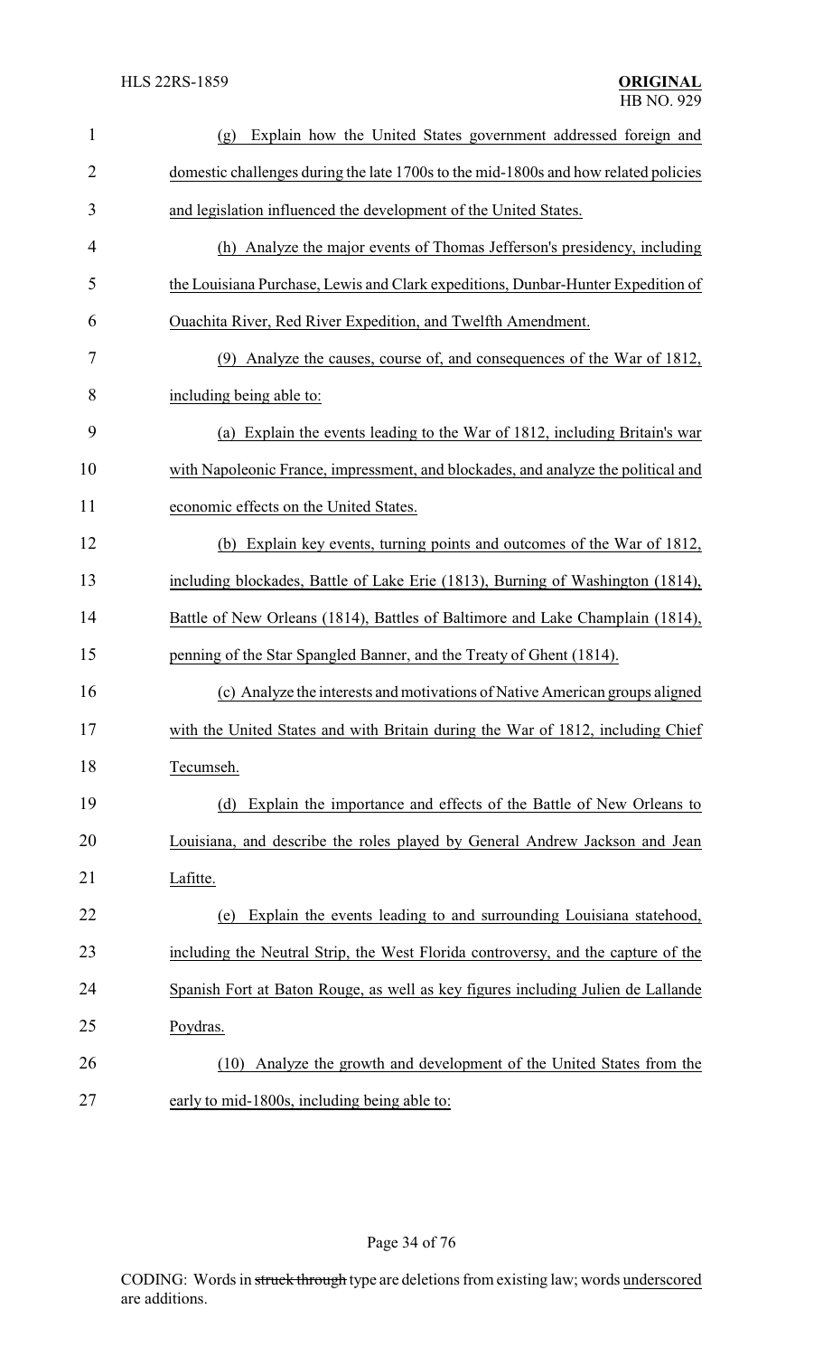(g) Explain how the United States government addressed foreign and domestic challenges during the late 1700s to the mid-1800s and how related policies and legislation influenced the development of the United States.

(h) Analyze the major events of Thomas Jefferson's presidency, including the Louisiana Purchase, Lewis and Clark expeditions, Dunbar-Hunter Expedition of Ouachita River, Red River Expedition, and Twelfth Amendment.

(9) Analyze the causes, course of, and consequences of the War of 1812, including being able to:

(a) Explain the events leading to the War of 1812, including Britain's war with Napoleonic France, impressment, and blockades, and analyze the political and economic effects on the United States.

(b) Explain key events, turning points and outcomes of the War of 1812, including blockades, Battle of Lake Erie (1813), Burning of Washington (1814), Battle of New Orleans (1814), Battles of Baltimore and Lake Champlain (1814), penning of the Star Spangled Banner, and the Treaty of Ghent (1814).

(c) Analyze the interests and motivations of Native American groups aligned with the United States and with Britain during the War of 1812, including Chief Tecumseh.

(d) Explain the importance and effects of the Battle of New Orleans to Louisiana, and describe the roles played by General Andrew Jackson and Jean Lafitte.

(e) Explain the events leading to and surrounding Louisiana statehood, including the Neutral Strip, the West Florida controversy, and the capture of the Spanish Fort at Baton Rouge, as well as key figures including Julien de Lallande Poydras.

(10) Analyze the growth and development of the United States from the early to mid-1800s, including being able to: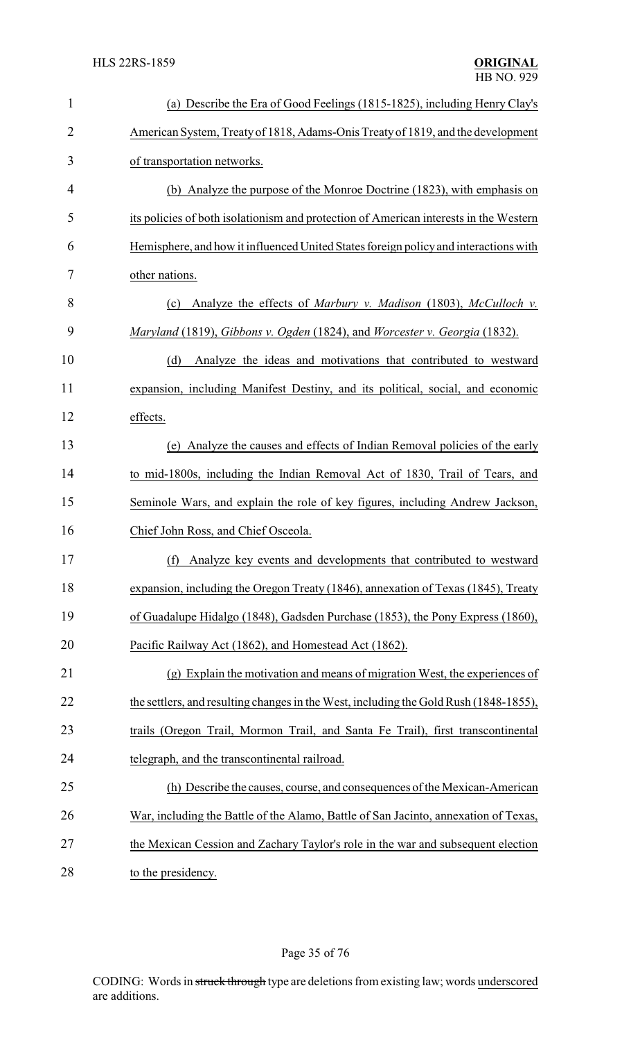(a) Describe the Era of Good Feelings (1815-1825), including Henry Clay's American System, Treaty of 1818, Adams-Onis Treaty of 1819, and the development of transportation networks.

(b) Analyze the purpose of the Monroe Doctrine (1823), with emphasis on its policies of both isolationism and protection of American interests in the Western Hemisphere, and how it influenced United States foreign policy and interactions with other nations.

(c) Analyze the effects of *Marbury v. Madison* (1803), *McCulloch v. Maryland* (1819), *Gibbons v. Ogden* (1824), and *Worcester v. Georgia* (1832).

(d) Analyze the ideas and motivations that contributed to westward expansion, including Manifest Destiny, and its political, social, and economic effects.

(e) Analyze the causes and effects of Indian Removal policies of the early to mid-1800s, including the Indian Removal Act of 1830, Trail of Tears, and Seminole Wars, and explain the role of key figures, including Andrew Jackson, Chief John Ross, and Chief Osceola.

(f) Analyze key events and developments that contributed to westward expansion, including the Oregon Treaty (1846), annexation of Texas (1845), Treaty of Guadalupe Hidalgo (1848), Gadsden Purchase (1853), the Pony Express (1860), Pacific Railway Act (1862), and Homestead Act (1862).

(g) Explain the motivation and means of migration West, the experiences of the settlers, and resulting changes in the West, including the Gold Rush (1848-1855), trails (Oregon Trail, Mormon Trail, and Santa Fe Trail), first transcontinental telegraph, and the transcontinental railroad.

(h) Describe the causes, course, and consequences of the Mexican-American War, including the Battle of the Alamo, Battle of San Jacinto, annexation of Texas, the Mexican Cession and Zachary Taylor's role in the war and subsequent election to the presidency.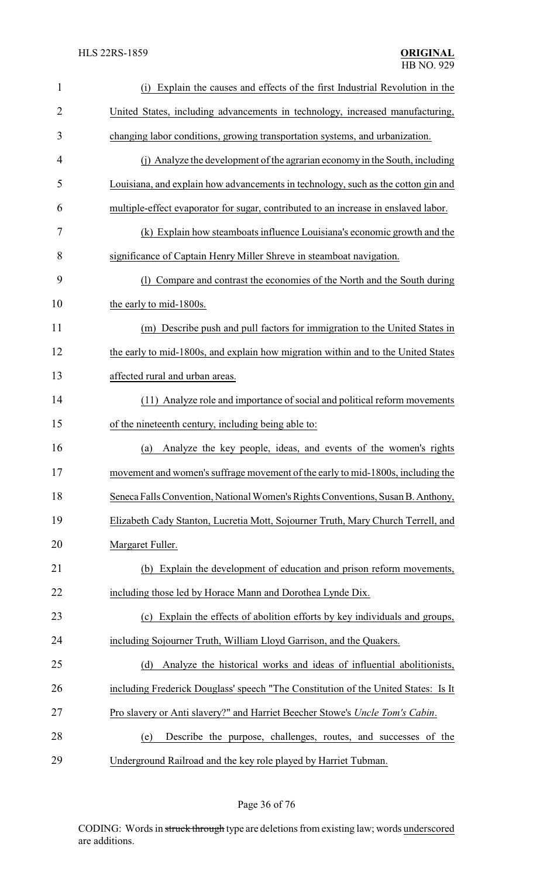(i) Explain the causes and effects of the first Industrial Revolution in the United States, including advancements in technology, increased manufacturing, changing labor conditions, growing transportation systems, and urbanization.

(j) Analyze the development of the agrarian economy in the South, including Louisiana, and explain how advancements in technology, such as the cotton gin and multiple-effect evaporator for sugar, contributed to an increase in enslaved labor.

(k) Explain how steamboats influence Louisiana's economic growth and the significance of Captain Henry Miller Shreve in steamboat navigation.

(l) Compare and contrast the economies of the North and the South during the early to mid-1800s.

(m) Describe push and pull factors for immigration to the United States in the early to mid-1800s, and explain how migration within and to the United States affected rural and urban areas.

(11) Analyze role and importance of social and political reform movements of the nineteenth century, including being able to:

(a) Analyze the key people, ideas, and events of the women's rights movement and women's suffrage movement of the early to mid-1800s, including the Seneca Falls Convention, National Women's Rights Conventions, Susan B. Anthony, Elizabeth Cady Stanton, Lucretia Mott, Sojourner Truth, Mary Church Terrell, and Margaret Fuller.

(b) Explain the development of education and prison reform movements, including those led by Horace Mann and Dorothea Lynde Dix.

(c) Explain the effects of abolition efforts by key individuals and groups, including Sojourner Truth, William Lloyd Garrison, and the Quakers.

(d) Analyze the historical works and ideas of influential abolitionists, including Frederick Douglass' speech "The Constitution of the United States: Is It Pro slavery or Anti slavery?" and Harriet Beecher Stowe's *Uncle Tom's Cabin*.

(e) Describe the purpose, challenges, routes, and successes of the Underground Railroad and the key role played by Harriet Tubman.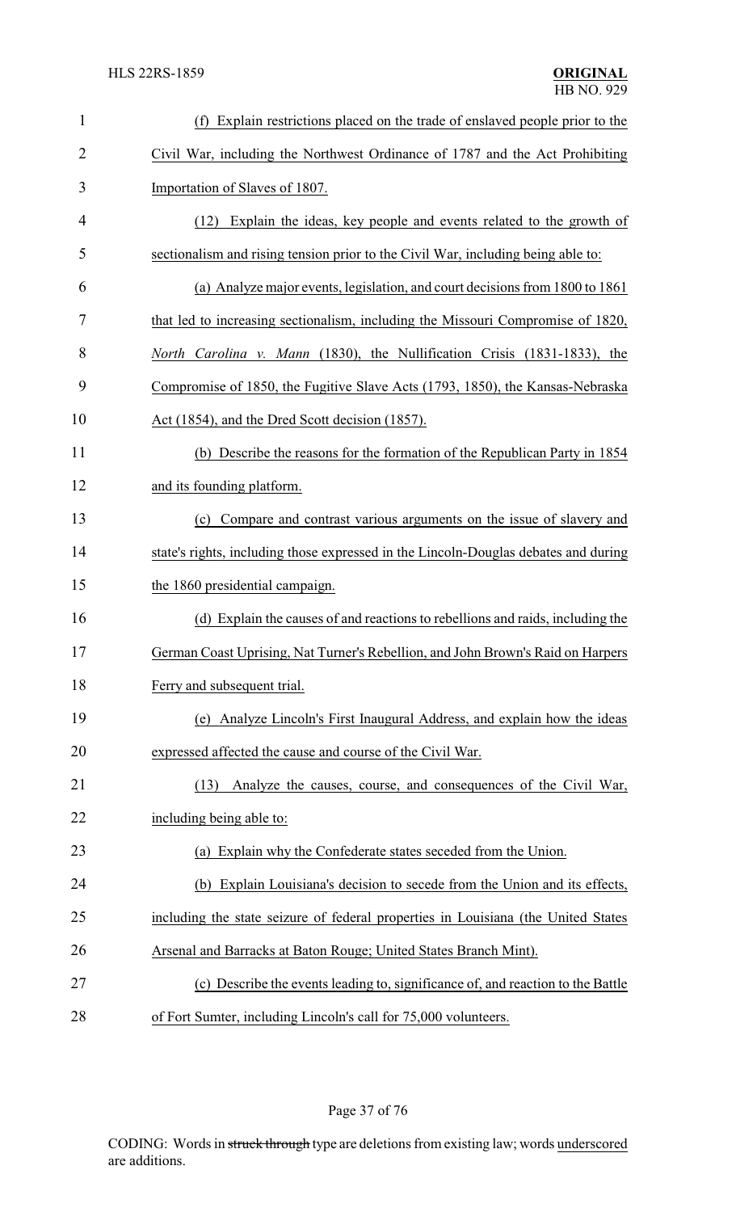(f) Explain restrictions placed on the trade of enslaved people prior to the Civil War, including the Northwest Ordinance of 1787 and the Act Prohibiting Importation of Slaves of 1807.

(12) Explain the ideas, key people and events related to the growth of sectionalism and rising tension prior to the Civil War, including being able to:

(a) Analyze major events, legislation, and court decisions from 1800 to 1861 that led to increasing sectionalism, including the Missouri Compromise of 1820, *North Carolina v. Mann* (1830), the Nullification Crisis (1831-1833), the Compromise of 1850, the Fugitive Slave Acts (1793, 1850), the Kansas-Nebraska Act (1854), and the Dred Scott decision (1857).

(b) Describe the reasons for the formation of the Republican Party in 1854 and its founding platform.

(c) Compare and contrast various arguments on the issue of slavery and state's rights, including those expressed in the Lincoln-Douglas debates and during the 1860 presidential campaign.

(d) Explain the causes of and reactions to rebellions and raids, including the German Coast Uprising, Nat Turner's Rebellion, and John Brown's Raid on Harpers Ferry and subsequent trial.

(e) Analyze Lincoln's First Inaugural Address, and explain how the ideas expressed affected the cause and course of the Civil War.

(13) Analyze the causes, course, and consequences of the Civil War, including being able to:

(a) Explain why the Confederate states seceded from the Union.

(b) Explain Louisiana's decision to secede from the Union and its effects, including the state seizure of federal properties in Louisiana (the United States Arsenal and Barracks at Baton Rouge; United States Branch Mint).

(c) Describe the events leading to, significance of, and reaction to the Battle of Fort Sumter, including Lincoln's call for 75,000 volunteers.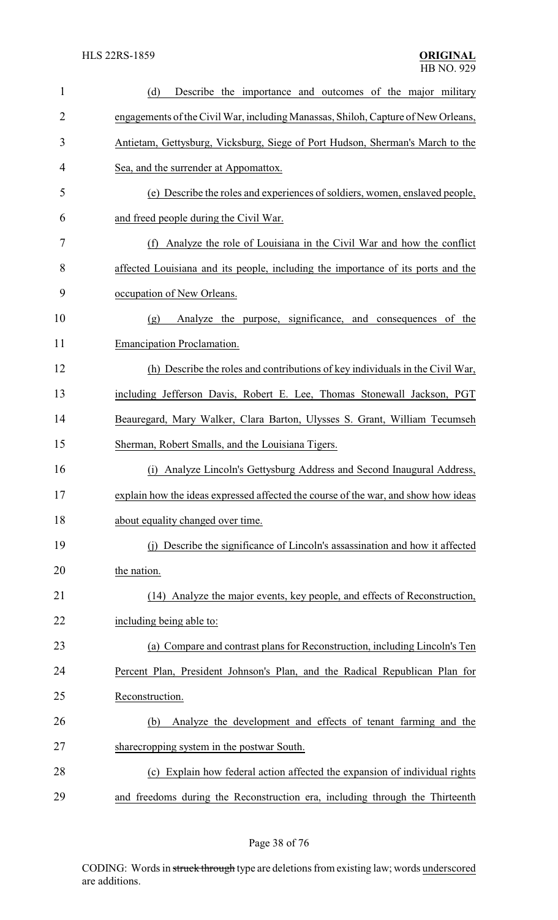(d) Describe the importance and outcomes of the major military engagements of the Civil War, including Manassas, Shiloh, Capture of New Orleans, Antietam, Gettysburg, Vicksburg, Siege of Port Hudson, Sherman's March to the Sea, and the surrender at Appomattox.

(e) Describe the roles and experiences of soldiers, women, enslaved people, and freed people during the Civil War.

(f) Analyze the role of Louisiana in the Civil War and how the conflict affected Louisiana and its people, including the importance of its ports and the occupation of New Orleans.

(g) Analyze the purpose, significance, and consequences of the Emancipation Proclamation.

(h) Describe the roles and contributions of key individuals in the Civil War, including Jefferson Davis, Robert E. Lee, Thomas Stonewall Jackson, PGT Beauregard, Mary Walker, Clara Barton, Ulysses S. Grant, William Tecumseh Sherman, Robert Smalls, and the Louisiana Tigers.

(i) Analyze Lincoln's Gettysburg Address and Second Inaugural Address, explain how the ideas expressed affected the course of the war, and show how ideas about equality changed over time.

(j) Describe the significance of Lincoln's assassination and how it affected the nation.

(14) Analyze the major events, key people, and effects of Reconstruction, including being able to:

(a) Compare and contrast plans for Reconstruction, including Lincoln's Ten Percent Plan, President Johnson's Plan, and the Radical Republican Plan for Reconstruction.

(b) Analyze the development and effects of tenant farming and the sharecropping system in the postwar South.

(c) Explain how federal action affected the expansion of individual rights and freedoms during the Reconstruction era, including through the Thirteenth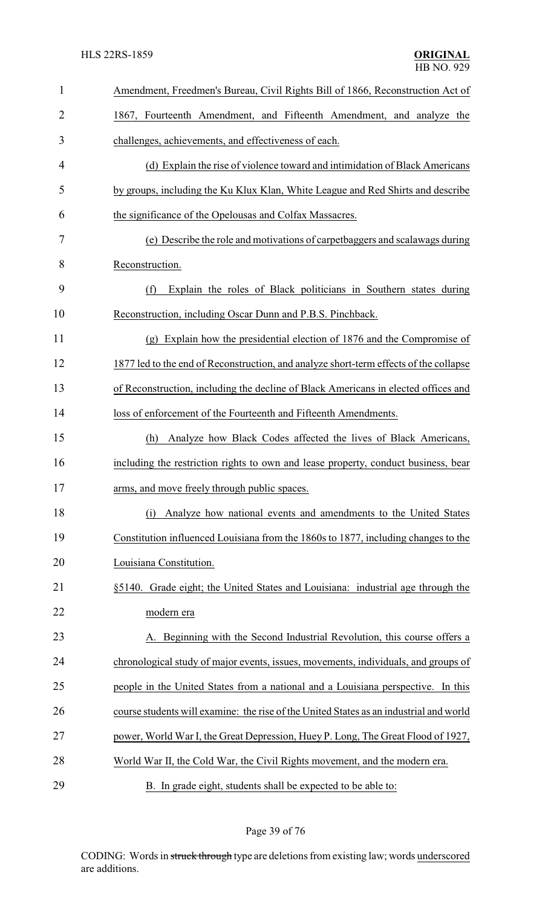Amendment, Freedmen's Bureau, Civil Rights Bill of 1866, Reconstruction Act of 1867, Fourteenth Amendment, and Fifteenth Amendment, and analyze the challenges, achievements, and effectiveness of each.

(d) Explain the rise of violence toward and intimidation of Black Americans by groups, including the Ku Klux Klan, White League and Red Shirts and describe the significance of the Opelousas and Colfax Massacres.

(e) Describe the role and motivations of carpetbaggers and scalawags during Reconstruction.

(f) Explain the roles of Black politicians in Southern states during Reconstruction, including Oscar Dunn and P.B.S. Pinchback.

(g) Explain how the presidential election of 1876 and the Compromise of 1877 led to the end of Reconstruction, and analyze short-term effects of the collapse of Reconstruction, including the decline of Black Americans in elected offices and loss of enforcement of the Fourteenth and Fifteenth Amendments.

(h) Analyze how Black Codes affected the lives of Black Americans, including the restriction rights to own and lease property, conduct business, bear arms, and move freely through public spaces.

(i) Analyze how national events and amendments to the United States Constitution influenced Louisiana from the 1860s to 1877, including changes to the Louisiana Constitution.

§5140. Grade eight; the United States and Louisiana: industrial age through the modern era

A. Beginning with the Second Industrial Revolution, this course offers a chronological study of major events, issues, movements, individuals, and groups of people in the United States from a national and a Louisiana perspective. In this course students will examine: the rise of the United States as an industrial and world power, World War I, the Great Depression, Huey P. Long, The Great Flood of 1927, World War II, the Cold War, the Civil Rights movement, and the modern era.

B. In grade eight, students shall be expected to be able to: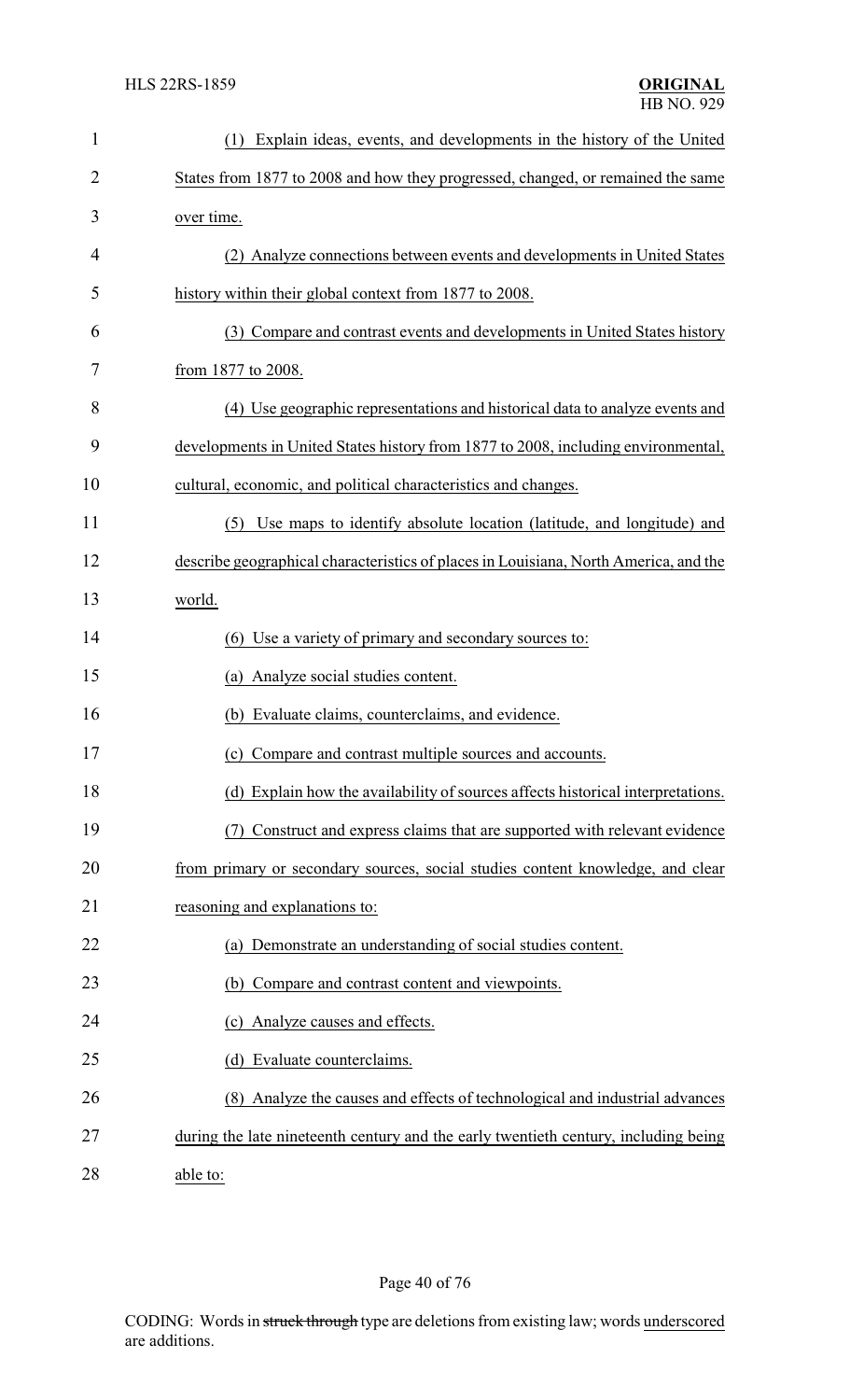(1) Explain ideas, events, and developments in the history of the United States from 1877 to 2008 and how they progressed, changed, or remained the same over time.

(2) Analyze connections between events and developments in United States history within their global context from 1877 to 2008.

(3) Compare and contrast events and developments in United States history from 1877 to 2008.

(4) Use geographic representations and historical data to analyze events and developments in United States history from 1877 to 2008, including environmental, cultural, economic, and political characteristics and changes.

(5) Use maps to identify absolute location (latitude, and longitude) and describe geographical characteristics of places in Louisiana, North America, and the world.

(6) Use a variety of primary and secondary sources to:

(a) Analyze social studies content.

(b) Evaluate claims, counterclaims, and evidence.

(c) Compare and contrast multiple sources and accounts.

(d) Explain how the availability of sources affects historical interpretations.

(7) Construct and express claims that are supported with relevant evidence from primary or secondary sources, social studies content knowledge, and clear reasoning and explanations to:

(a) Demonstrate an understanding of social studies content.

(b) Compare and contrast content and viewpoints.

(c) Analyze causes and effects.

(d) Evaluate counterclaims.

(8) Analyze the causes and effects of technological and industrial advances during the late nineteenth century and the early twentieth century, including being able to: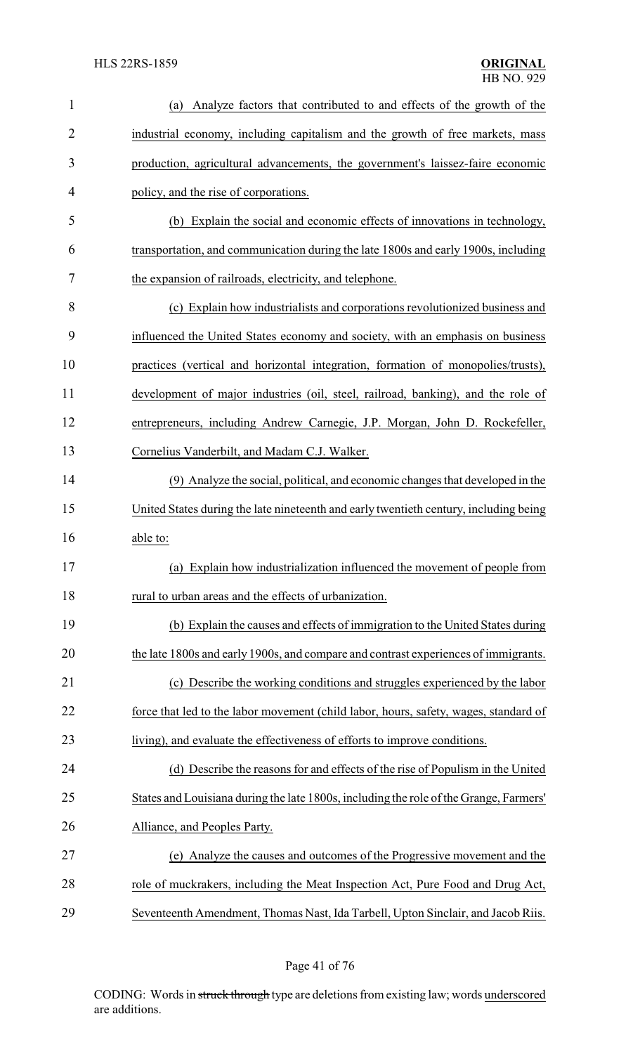(a) Analyze factors that contributed to and effects of the growth of the industrial economy, including capitalism and the growth of free markets, mass production, agricultural advancements, the government's laissez-faire economic policy, and the rise of corporations.

(b) Explain the social and economic effects of innovations in technology, transportation, and communication during the late 1800s and early 1900s, including the expansion of railroads, electricity, and telephone.

(c) Explain how industrialists and corporations revolutionized business and influenced the United States economy and society, with an emphasis on business practices (vertical and horizontal integration, formation of monopolies/trusts), development of major industries (oil, steel, railroad, banking), and the role of entrepreneurs, including Andrew Carnegie, J.P. Morgan, John D. Rockefeller, Cornelius Vanderbilt, and Madam C.J. Walker.

(9) Analyze the social, political, and economic changes that developed in the United States during the late nineteenth and early twentieth century, including being able to:

(a) Explain how industrialization influenced the movement of people from rural to urban areas and the effects of urbanization.

(b) Explain the causes and effects of immigration to the United States during the late 1800s and early 1900s, and compare and contrast experiences of immigrants.

(c) Describe the working conditions and struggles experienced by the labor force that led to the labor movement (child labor, hours, safety, wages, standard of living), and evaluate the effectiveness of efforts to improve conditions.

(d) Describe the reasons for and effects of the rise of Populism in the United States and Louisiana during the late 1800s, including the role of the Grange, Farmers' Alliance, and Peoples Party.

(e) Analyze the causes and outcomes of the Progressive movement and the role of muckrakers, including the Meat Inspection Act, Pure Food and Drug Act, Seventeenth Amendment, Thomas Nast, Ida Tarbell, Upton Sinclair, and Jacob Riis.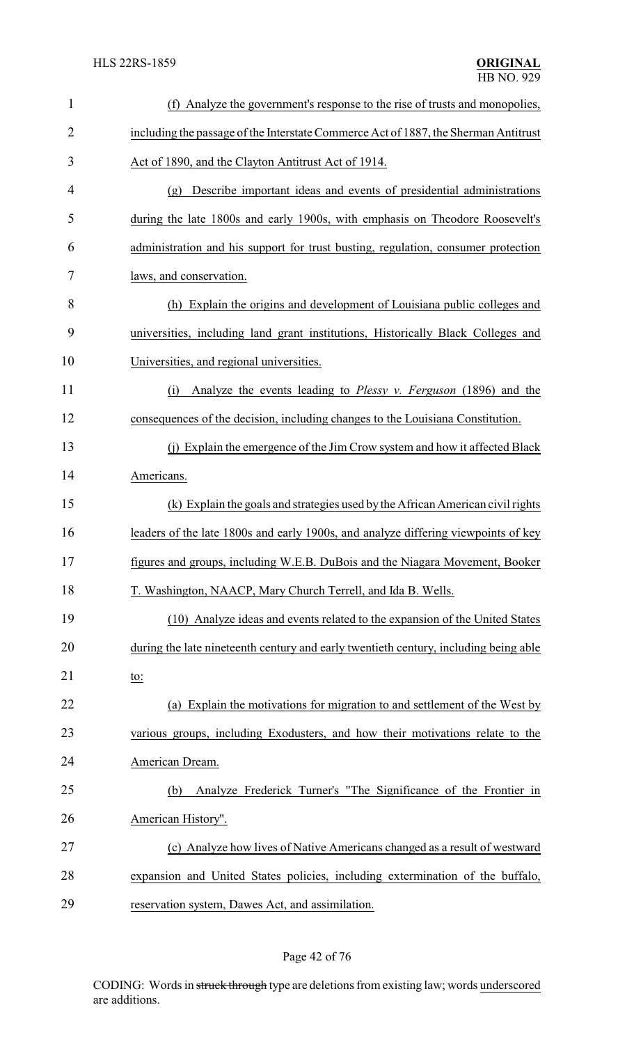(f) Analyze the government's response to the rise of trusts and monopolies, including the passage of the Interstate Commerce Act of 1887, the Sherman Antitrust Act of 1890, and the Clayton Antitrust Act of 1914.

(g) Describe important ideas and events of presidential administrations during the late 1800s and early 1900s, with emphasis on Theodore Roosevelt's administration and his support for trust busting, regulation, consumer protection laws, and conservation.

(h) Explain the origins and development of Louisiana public colleges and universities, including land grant institutions, Historically Black Colleges and Universities, and regional universities.

(i) Analyze the events leading to *Plessy v. Ferguson* (1896) and the consequences of the decision, including changes to the Louisiana Constitution.

(j) Explain the emergence of the Jim Crow system and how it affected Black Americans.

(k) Explain the goals and strategies used by the African American civil rights leaders of the late 1800s and early 1900s, and analyze differing viewpoints of key figures and groups, including W.E.B. DuBois and the Niagara Movement, Booker T. Washington, NAACP, Mary Church Terrell, and Ida B. Wells.

(10) Analyze ideas and events related to the expansion of the United States during the late nineteenth century and early twentieth century, including being able to:

(a) Explain the motivations for migration to and settlement of the West by various groups, including Exodusters, and how their motivations relate to the American Dream.

(b) Analyze Frederick Turner's "The Significance of the Frontier in American History".

(c) Analyze how lives of Native Americans changed as a result of westward expansion and United States policies, including extermination of the buffalo, reservation system, Dawes Act, and assimilation.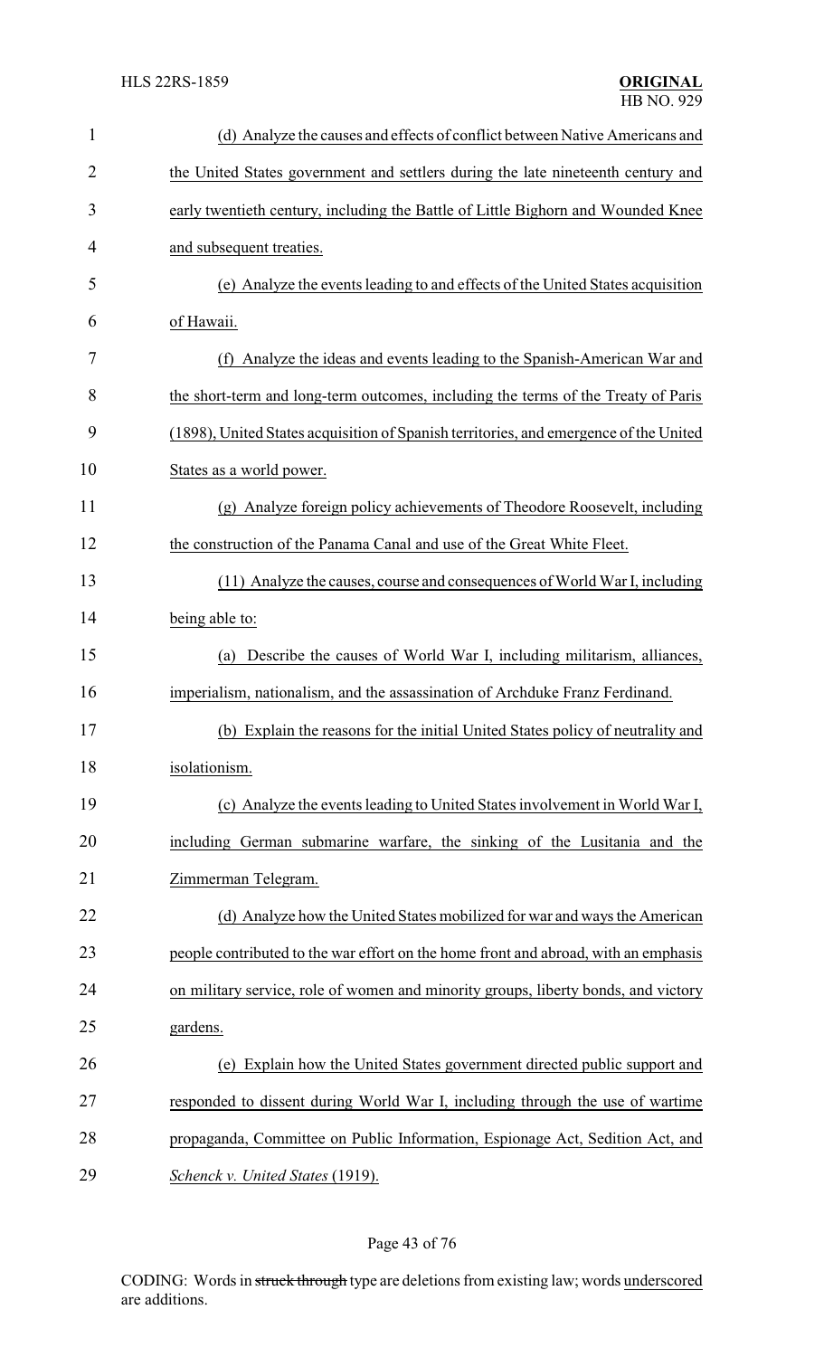(d) Analyze the causes and effects of conflict between Native Americans and the United States government and settlers during the late nineteenth century and early twentieth century, including the Battle of Little Bighorn and Wounded Knee and subsequent treaties.

(e) Analyze the events leading to and effects of the United States acquisition of Hawaii.

(f) Analyze the ideas and events leading to the Spanish-American War and the short-term and long-term outcomes, including the terms of the Treaty of Paris (1898), United States acquisition of Spanish territories, and emergence of the United States as a world power.

(g) Analyze foreign policy achievements of Theodore Roosevelt, including the construction of the Panama Canal and use of the Great White Fleet.

(11) Analyze the causes, course and consequences of World War I, including being able to:

(a) Describe the causes of World War I, including militarism, alliances, imperialism, nationalism, and the assassination of Archduke Franz Ferdinand.

(b) Explain the reasons for the initial United States policy of neutrality and isolationism.

(c) Analyze the events leading to United States involvement in World War I, including German submarine warfare, the sinking of the Lusitania and the Zimmerman Telegram.

(d) Analyze how the United States mobilized for war and ways the American people contributed to the war effort on the home front and abroad, with an emphasis on military service, role of women and minority groups, liberty bonds, and victory gardens.

(e) Explain how the United States government directed public support and responded to dissent during World War I, including through the use of wartime propaganda, Committee on Public Information, Espionage Act, Sedition Act, and *Schenck v. United States* (1919).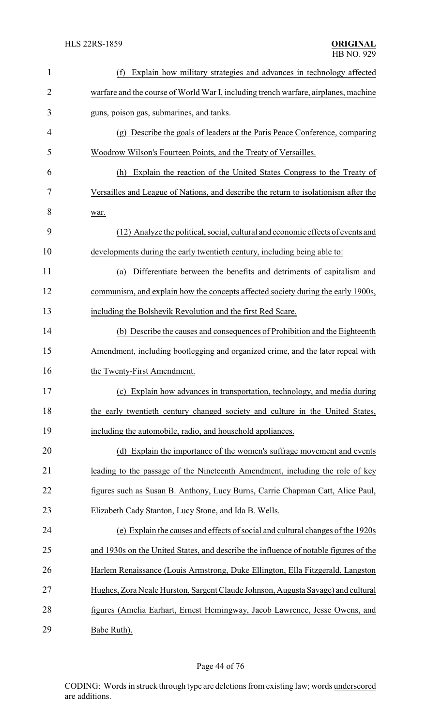(f) Explain how military strategies and advances in technology affected warfare and the course of World War I, including trench warfare, airplanes, machine guns, poison gas, submarines, and tanks.

(g) Describe the goals of leaders at the Paris Peace Conference, comparing Woodrow Wilson's Fourteen Points, and the Treaty of Versailles.

(h) Explain the reaction of the United States Congress to the Treaty of Versailles and League of Nations, and describe the return to isolationism after the war.

(12) Analyze the political, social, cultural and economic effects of events and developments during the early twentieth century, including being able to:

(a) Differentiate between the benefits and detriments of capitalism and communism, and explain how the concepts affected society during the early 1900s, including the Bolshevik Revolution and the first Red Scare.

(b) Describe the causes and consequences of Prohibition and the Eighteenth Amendment, including bootlegging and organized crime, and the later repeal with the Twenty-First Amendment.

(c) Explain how advances in transportation, technology, and media during the early twentieth century changed society and culture in the United States, including the automobile, radio, and household appliances.

(d) Explain the importance of the women's suffrage movement and events leading to the passage of the Nineteenth Amendment, including the role of key figures such as Susan B. Anthony, Lucy Burns, Carrie Chapman Catt, Alice Paul, Elizabeth Cady Stanton, Lucy Stone, and Ida B. Wells.

(e) Explain the causes and effects of social and cultural changes of the 1920s and 1930s on the United States, and describe the influence of notable figures of the Harlem Renaissance (Louis Armstrong, Duke Ellington, Ella Fitzgerald, Langston Hughes, Zora Neale Hurston, Sargent Claude Johnson, Augusta Savage) and cultural figures (Amelia Earhart, Ernest Hemingway, Jacob Lawrence, Jesse Owens, and Babe Ruth).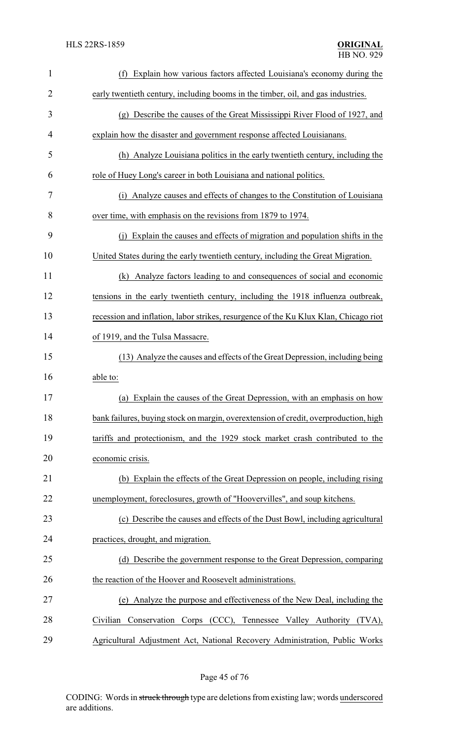(f) Explain how various factors affected Louisiana's economy during the early twentieth century, including booms in the timber, oil, and gas industries.

(g) Describe the causes of the Great Mississippi River Flood of 1927, and explain how the disaster and government response affected Louisianans.

(h) Analyze Louisiana politics in the early twentieth century, including the role of Huey Long's career in both Louisiana and national politics.

(i) Analyze causes and effects of changes to the Constitution of Louisiana over time, with emphasis on the revisions from 1879 to 1974.

(j) Explain the causes and effects of migration and population shifts in the United States during the early twentieth century, including the Great Migration.

(k) Analyze factors leading to and consequences of social and economic tensions in the early twentieth century, including the 1918 influenza outbreak, recession and inflation, labor strikes, resurgence of the Ku Klux Klan, Chicago riot of 1919, and the Tulsa Massacre.

(13) Analyze the causes and effects of the Great Depression, including being able to:

(a) Explain the causes of the Great Depression, with an emphasis on how bank failures, buying stock on margin, overextension of credit, overproduction, high tariffs and protectionism, and the 1929 stock market crash contributed to the economic crisis.

(b) Explain the effects of the Great Depression on people, including rising unemployment, foreclosures, growth of "Hoovervilles", and soup kitchens.

(c) Describe the causes and effects of the Dust Bowl, including agricultural practices, drought, and migration.

(d) Describe the government response to the Great Depression, comparing the reaction of the Hoover and Roosevelt administrations.

(e) Analyze the purpose and effectiveness of the New Deal, including the Civilian Conservation Corps (CCC), Tennessee Valley Authority (TVA), Agricultural Adjustment Act, National Recovery Administration, Public Works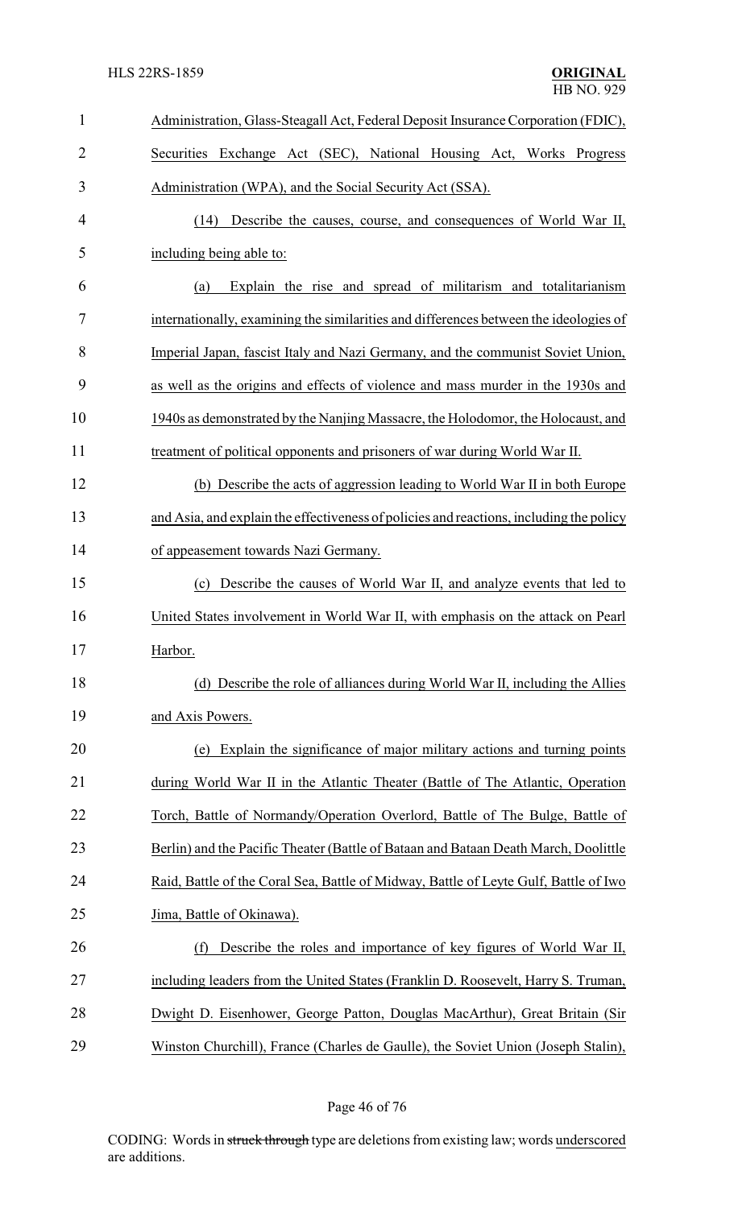Administration, Glass-Steagall Act, Federal Deposit Insurance Corporation (FDIC), Securities Exchange Act (SEC), National Housing Act, Works Progress Administration (WPA), and the Social Security Act (SSA).

(14) Describe the causes, course, and consequences of World War II, including being able to:

(a) Explain the rise and spread of militarism and totalitarianism internationally, examining the similarities and differences between the ideologies of Imperial Japan, fascist Italy and Nazi Germany, and the communist Soviet Union, as well as the origins and effects of violence and mass murder in the 1930s and 1940s as demonstrated by the Nanjing Massacre, the Holodomor, the Holocaust, and treatment of political opponents and prisoners of war during World War II.

(b) Describe the acts of aggression leading to World War II in both Europe and Asia, and explain the effectiveness of policies and reactions, including the policy of appeasement towards Nazi Germany.

(c) Describe the causes of World War II, and analyze events that led to United States involvement in World War II, with emphasis on the attack on Pearl Harbor.

(d) Describe the role of alliances during World War II, including the Allies and Axis Powers.

(e) Explain the significance of major military actions and turning points during World War II in the Atlantic Theater (Battle of The Atlantic, Operation Torch, Battle of Normandy/Operation Overlord, Battle of The Bulge, Battle of Berlin) and the Pacific Theater (Battle of Bataan and Bataan Death March, Doolittle Raid, Battle of the Coral Sea, Battle of Midway, Battle of Leyte Gulf, Battle of Iwo Jima, Battle of Okinawa).

(f) Describe the roles and importance of key figures of World War II, including leaders from the United States (Franklin D. Roosevelt, Harry S. Truman, Dwight D. Eisenhower, George Patton, Douglas MacArthur), Great Britain (Sir Winston Churchill), France (Charles de Gaulle), the Soviet Union (Joseph Stalin),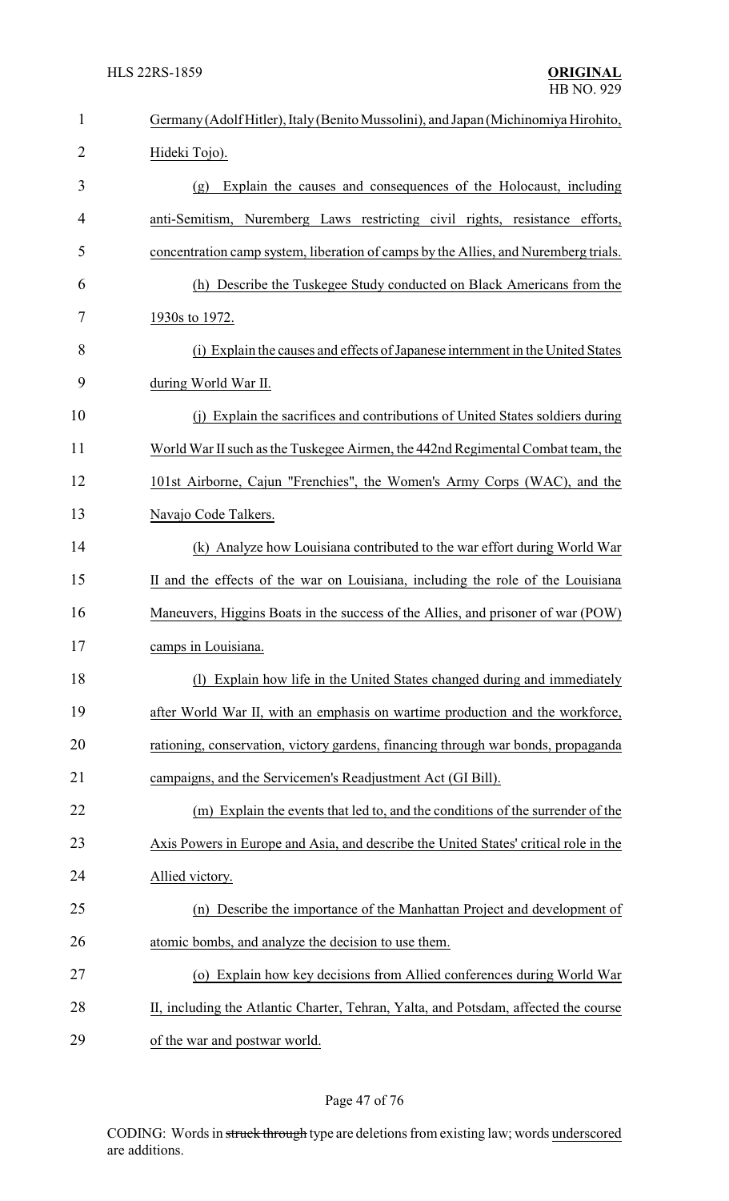Germany (Adolf Hitler), Italy (Benito Mussolini), and Japan (Michinomiya Hirohito, Hideki Tojo).

(g) Explain the causes and consequences of the Holocaust, including anti-Semitism, Nuremberg Laws restricting civil rights, resistance efforts, concentration camp system, liberation of camps by the Allies, and Nuremberg trials.

(h) Describe the Tuskegee Study conducted on Black Americans from the 1930s to 1972.

(i) Explain the causes and effects of Japanese internment in the United States during World War II.

(j) Explain the sacrifices and contributions of United States soldiers during World War II such as the Tuskegee Airmen, the 442nd Regimental Combat team, the 101st Airborne, Cajun "Frenchies", the Women's Army Corps (WAC), and the Navajo Code Talkers.

(k) Analyze how Louisiana contributed to the war effort during World War II and the effects of the war on Louisiana, including the role of the Louisiana Maneuvers, Higgins Boats in the success of the Allies, and prisoner of war (POW) camps in Louisiana.

(l) Explain how life in the United States changed during and immediately after World War II, with an emphasis on wartime production and the workforce, rationing, conservation, victory gardens, financing through war bonds, propaganda campaigns, and the Servicemen's Readjustment Act (GI Bill).

(m) Explain the events that led to, and the conditions of the surrender of the Axis Powers in Europe and Asia, and describe the United States' critical role in the Allied victory.

(n) Describe the importance of the Manhattan Project and development of atomic bombs, and analyze the decision to use them.

(o) Explain how key decisions from Allied conferences during World War II, including the Atlantic Charter, Tehran, Yalta, and Potsdam, affected the course of the war and postwar world.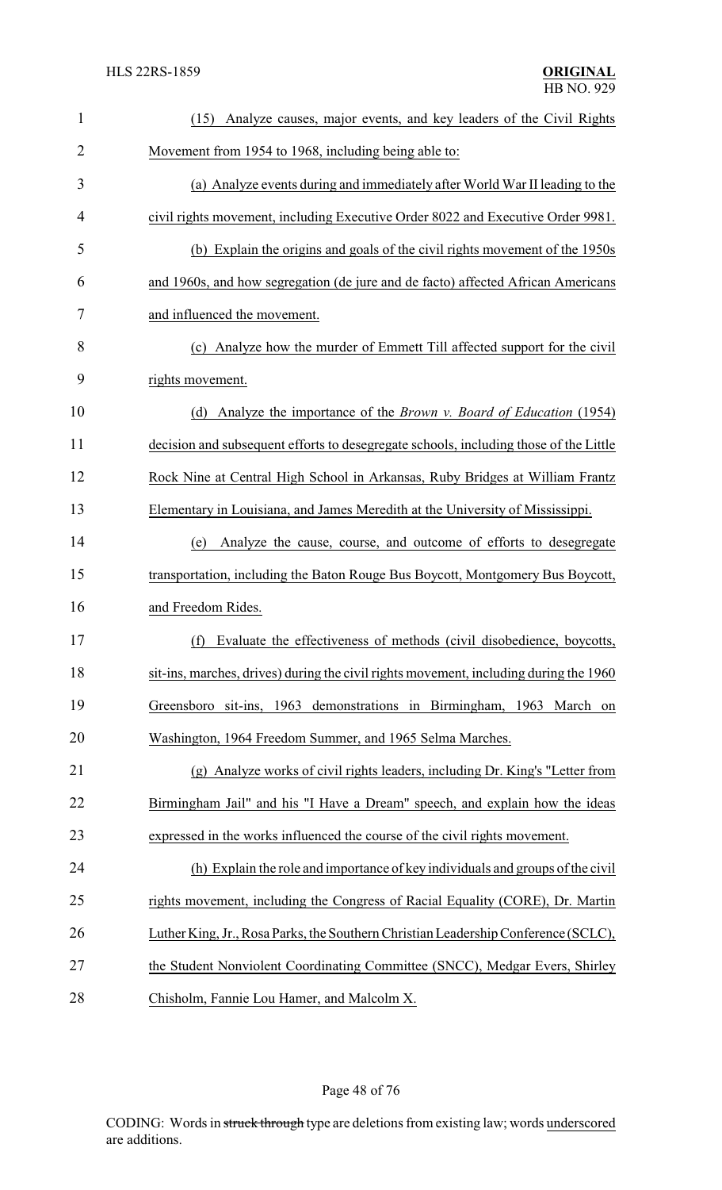(15) Analyze causes, major events, and key leaders of the Civil Rights Movement from 1954 to 1968, including being able to:

(a) Analyze events during and immediately after World War II leading to the civil rights movement, including Executive Order 8022 and Executive Order 9981.

(b) Explain the origins and goals of the civil rights movement of the 1950s and 1960s, and how segregation (de jure and de facto) affected African Americans and influenced the movement.

(c) Analyze how the murder of Emmett Till affected support for the civil rights movement.

(d) Analyze the importance of the *Brown v. Board of Education* (1954) decision and subsequent efforts to desegregate schools, including those of the Little Rock Nine at Central High School in Arkansas, Ruby Bridges at William Frantz Elementary in Louisiana, and James Meredith at the University of Mississippi.

(e) Analyze the cause, course, and outcome of efforts to desegregate transportation, including the Baton Rouge Bus Boycott, Montgomery Bus Boycott, and Freedom Rides.

(f) Evaluate the effectiveness of methods (civil disobedience, boycotts, sit-ins, marches, drives) during the civil rights movement, including during the 1960 Greensboro sit-ins, 1963 demonstrations in Birmingham, 1963 March on Washington, 1964 Freedom Summer, and 1965 Selma Marches.

(g) Analyze works of civil rights leaders, including Dr. King's "Letter from Birmingham Jail" and his "I Have a Dream" speech, and explain how the ideas expressed in the works influenced the course of the civil rights movement.

(h) Explain the role and importance of key individuals and groups of the civil rights movement, including the Congress of Racial Equality (CORE), Dr. Martin Luther King, Jr., Rosa Parks, the Southern Christian Leadership Conference (SCLC), the Student Nonviolent Coordinating Committee (SNCC), Medgar Evers, Shirley Chisholm, Fannie Lou Hamer, and Malcolm X.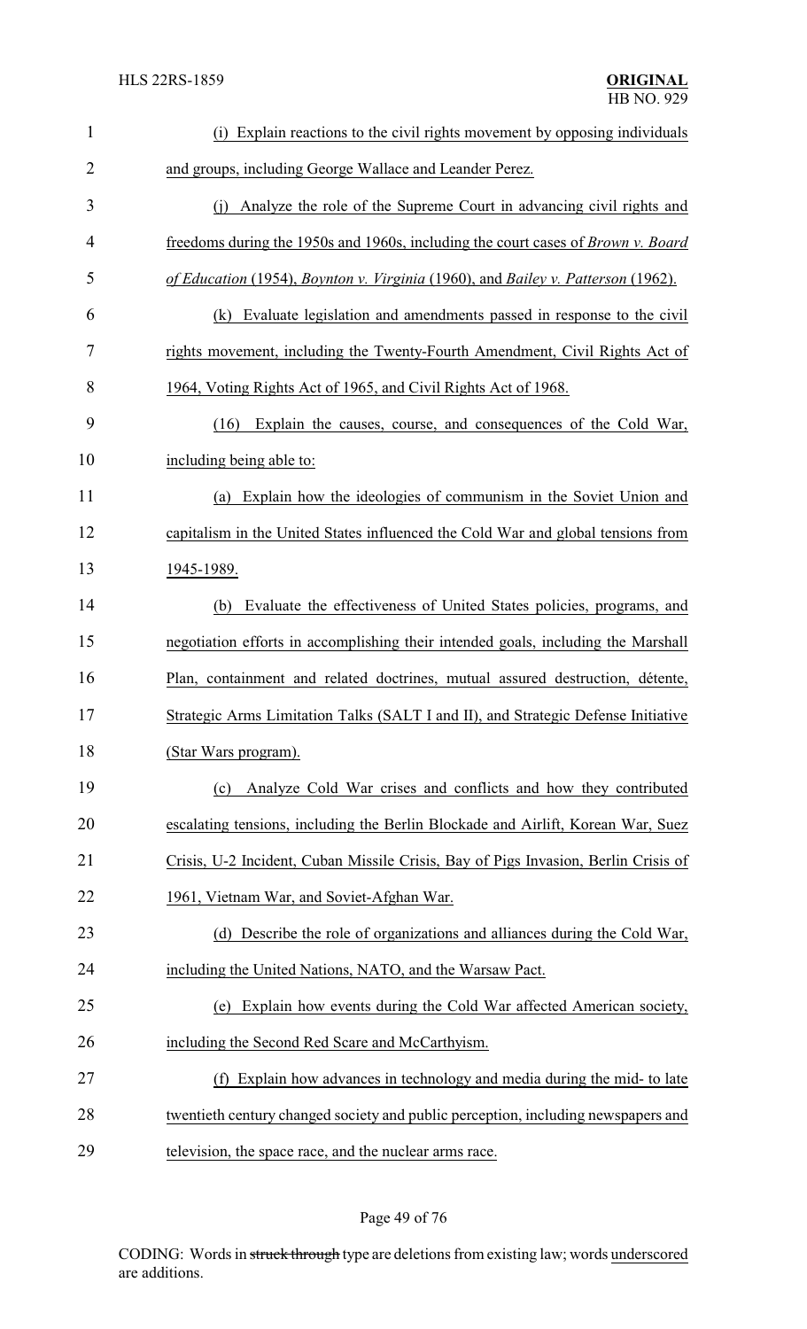(i) Explain reactions to the civil rights movement by opposing individuals and groups, including George Wallace and Leander Perez.

(j) Analyze the role of the Supreme Court in advancing civil rights and freedoms during the 1950s and 1960s, including the court cases of *Brown v. Board of Education* (1954), *Boynton v. Virginia* (1960), and *Bailey v. Patterson* (1962).

(k) Evaluate legislation and amendments passed in response to the civil rights movement, including the Twenty-Fourth Amendment, Civil Rights Act of 1964, Voting Rights Act of 1965, and Civil Rights Act of 1968.

(16) Explain the causes, course, and consequences of the Cold War, including being able to:

(a) Explain how the ideologies of communism in the Soviet Union and capitalism in the United States influenced the Cold War and global tensions from 1945-1989.

(b) Evaluate the effectiveness of United States policies, programs, and negotiation efforts in accomplishing their intended goals, including the Marshall Plan, containment and related doctrines, mutual assured destruction, détente, Strategic Arms Limitation Talks (SALT I and II), and Strategic Defense Initiative (Star Wars program).

(c) Analyze Cold War crises and conflicts and how they contributed escalating tensions, including the Berlin Blockade and Airlift, Korean War, Suez Crisis, U-2 Incident, Cuban Missile Crisis, Bay of Pigs Invasion, Berlin Crisis of 1961, Vietnam War, and Soviet-Afghan War.

(d) Describe the role of organizations and alliances during the Cold War, including the United Nations, NATO, and the Warsaw Pact.

(e) Explain how events during the Cold War affected American society, including the Second Red Scare and McCarthyism.

(f) Explain how advances in technology and media during the mid- to late twentieth century changed society and public perception, including newspapers and television, the space race, and the nuclear arms race.

CODING: Words in ~~struck through~~ type are deletions from existing law; words underscored are additions.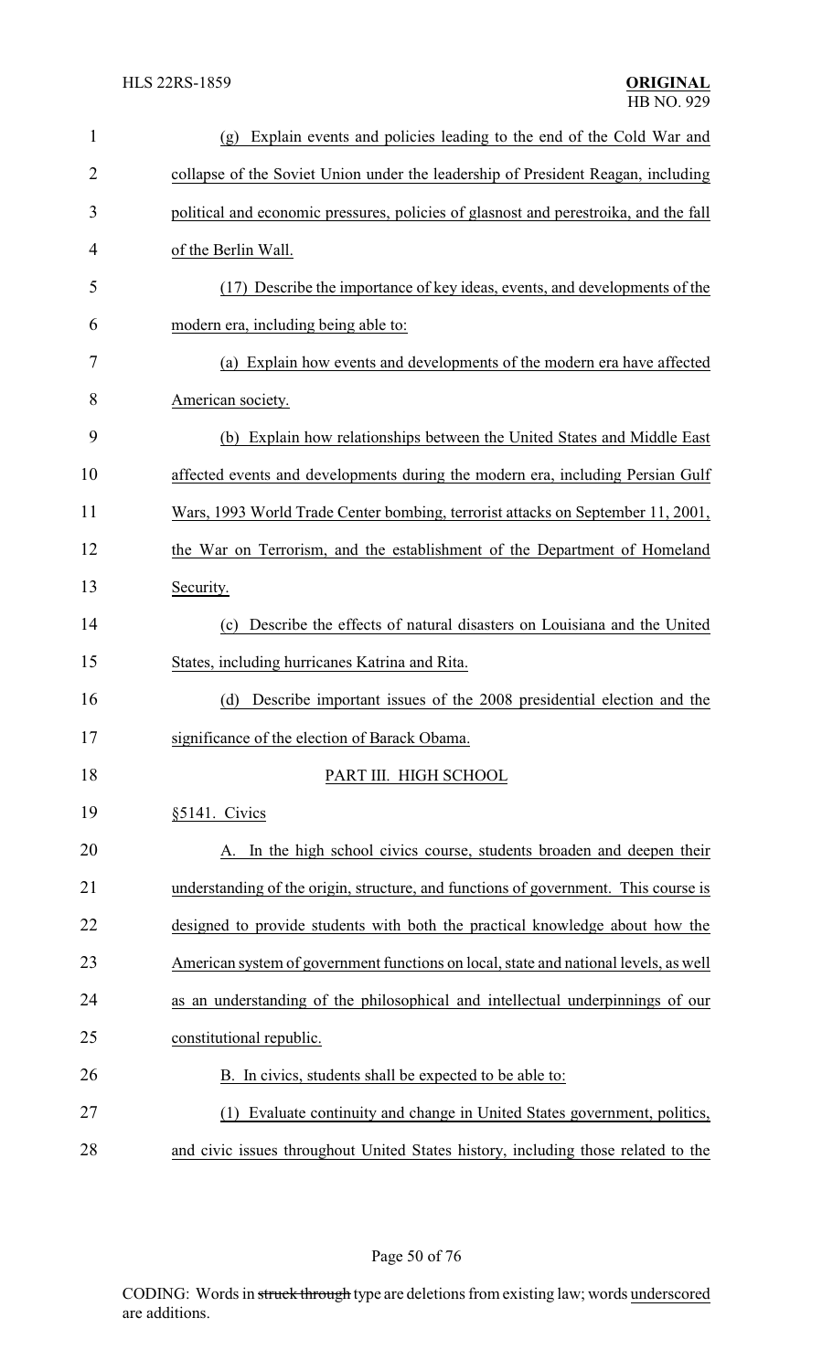(g) Explain events and policies leading to the end of the Cold War and collapse of the Soviet Union under the leadership of President Reagan, including political and economic pressures, policies of glasnost and perestroika, and the fall of the Berlin Wall.

(17) Describe the importance of key ideas, events, and developments of the modern era, including being able to:

(a) Explain how events and developments of the modern era have affected American society.

(b) Explain how relationships between the United States and Middle East affected events and developments during the modern era, including Persian Gulf Wars, 1993 World Trade Center bombing, terrorist attacks on September 11, 2001, the War on Terrorism, and the establishment of the Department of Homeland Security.

(c) Describe the effects of natural disasters on Louisiana and the United States, including hurricanes Katrina and Rita.

(d) Describe important issues of the 2008 presidential election and the significance of the election of Barack Obama.

## PART III. HIGH SCHOOL

§5141. Civics

A. In the high school civics course, students broaden and deepen their understanding of the origin, structure, and functions of government. This course is designed to provide students with both the practical knowledge about how the American system of government functions on local, state and national levels, as well as an understanding of the philosophical and intellectual underpinnings of our constitutional republic.

B. In civics, students shall be expected to be able to:

(1) Evaluate continuity and change in United States government, politics, and civic issues throughout United States history, including those related to the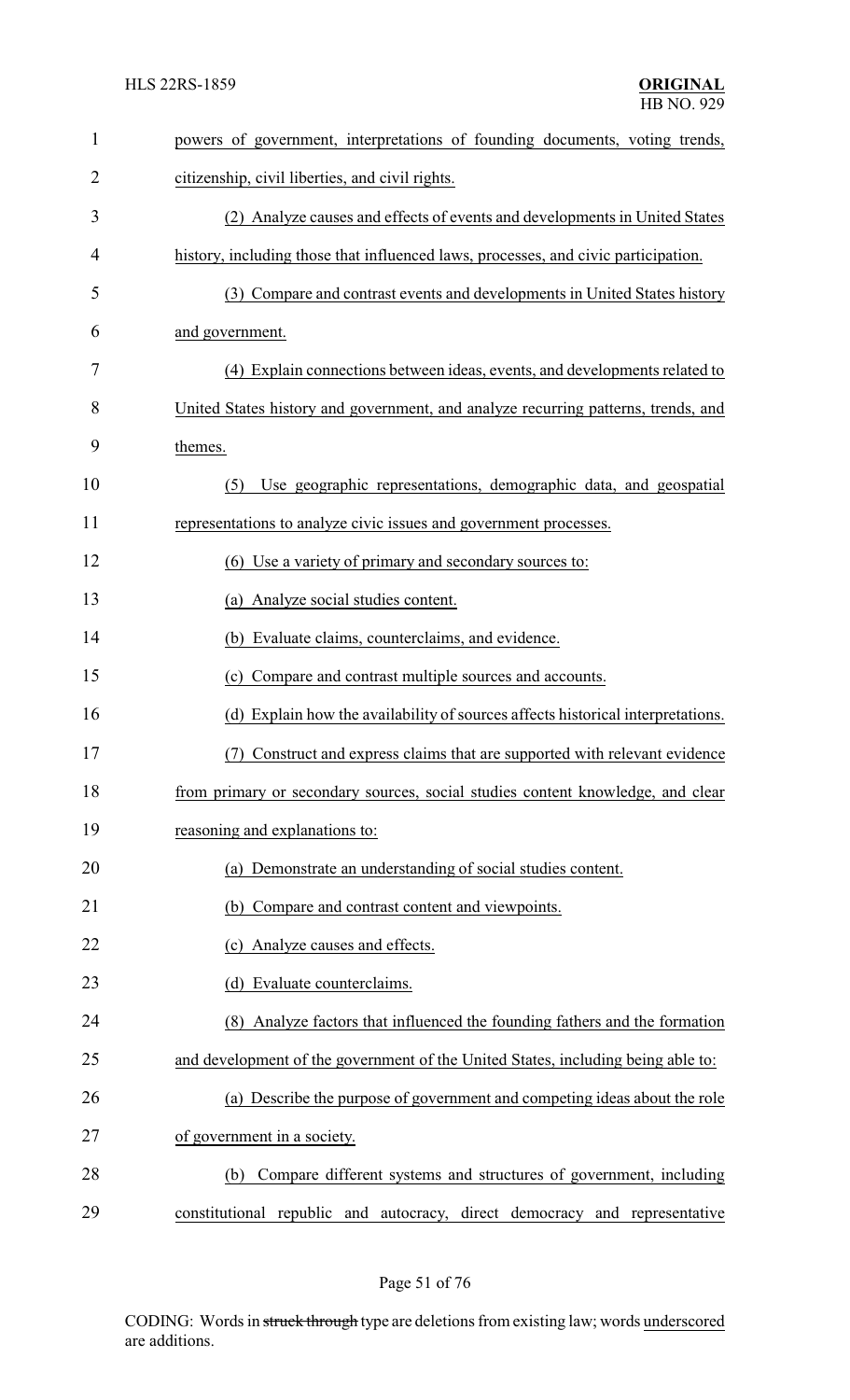powers of government, interpretations of founding documents, voting trends, citizenship, civil liberties, and civil rights.

(2) Analyze causes and effects of events and developments in United States history, including those that influenced laws, processes, and civic participation.

(3) Compare and contrast events and developments in United States history and government.

(4) Explain connections between ideas, events, and developments related to United States history and government, and analyze recurring patterns, trends, and themes.

(5) Use geographic representations, demographic data, and geospatial representations to analyze civic issues and government processes.

(6) Use a variety of primary and secondary sources to:

(a) Analyze social studies content.

(b) Evaluate claims, counterclaims, and evidence.

(c) Compare and contrast multiple sources and accounts.

(d) Explain how the availability of sources affects historical interpretations.

(7) Construct and express claims that are supported with relevant evidence from primary or secondary sources, social studies content knowledge, and clear reasoning and explanations to:

(a) Demonstrate an understanding of social studies content.

(b) Compare and contrast content and viewpoints.

(c) Analyze causes and effects.

(d) Evaluate counterclaims.

(8) Analyze factors that influenced the founding fathers and the formation and development of the government of the United States, including being able to:

(a) Describe the purpose of government and competing ideas about the role of government in a society.

(b) Compare different systems and structures of government, including constitutional republic and autocracy, direct democracy and representative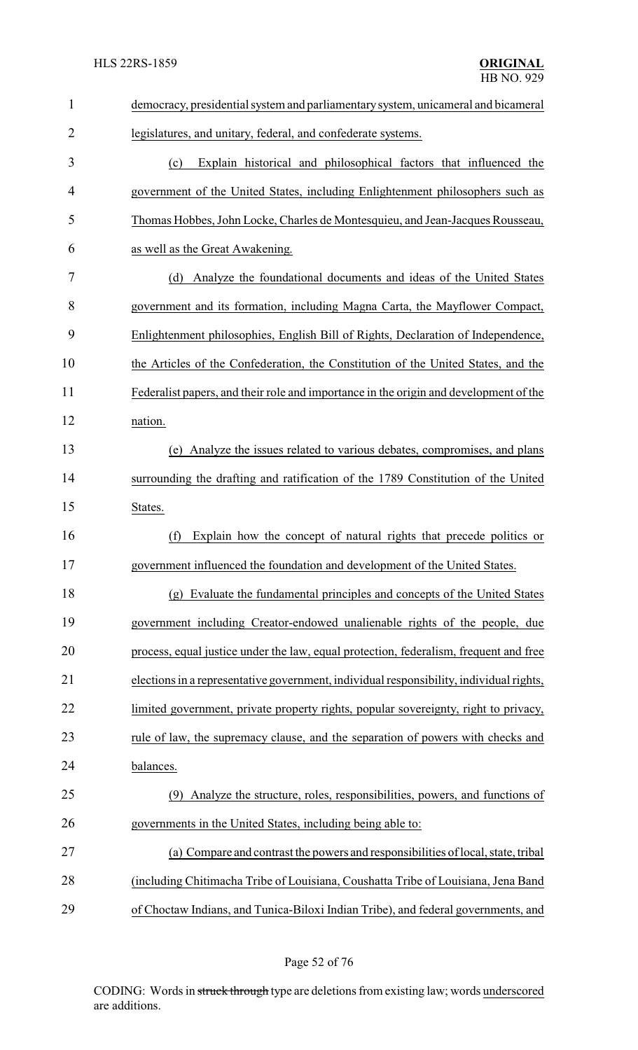democracy, presidential system and parliamentary system, unicameral and bicameral legislatures, and unitary, federal, and confederate systems.

(c) Explain historical and philosophical factors that influenced the government of the United States, including Enlightenment philosophers such as Thomas Hobbes, John Locke, Charles de Montesquieu, and Jean-Jacques Rousseau, as well as the Great Awakening.

(d) Analyze the foundational documents and ideas of the United States government and its formation, including Magna Carta, the Mayflower Compact, Enlightenment philosophies, English Bill of Rights, Declaration of Independence, the Articles of the Confederation, the Constitution of the United States, and the Federalist papers, and their role and importance in the origin and development of the nation.

(e) Analyze the issues related to various debates, compromises, and plans surrounding the drafting and ratification of the 1789 Constitution of the United States.

(f) Explain how the concept of natural rights that precede politics or government influenced the foundation and development of the United States.

(g) Evaluate the fundamental principles and concepts of the United States government including Creator-endowed unalienable rights of the people, due process, equal justice under the law, equal protection, federalism, frequent and free elections in a representative government, individual responsibility, individual rights, limited government, private property rights, popular sovereignty, right to privacy, rule of law, the supremacy clause, and the separation of powers with checks and balances.

(9) Analyze the structure, roles, responsibilities, powers, and functions of governments in the United States, including being able to:

(a) Compare and contrast the powers and responsibilities of local, state, tribal (including Chitimacha Tribe of Louisiana, Coushatta Tribe of Louisiana, Jena Band of Choctaw Indians, and Tunica-Biloxi Indian Tribe), and federal governments, and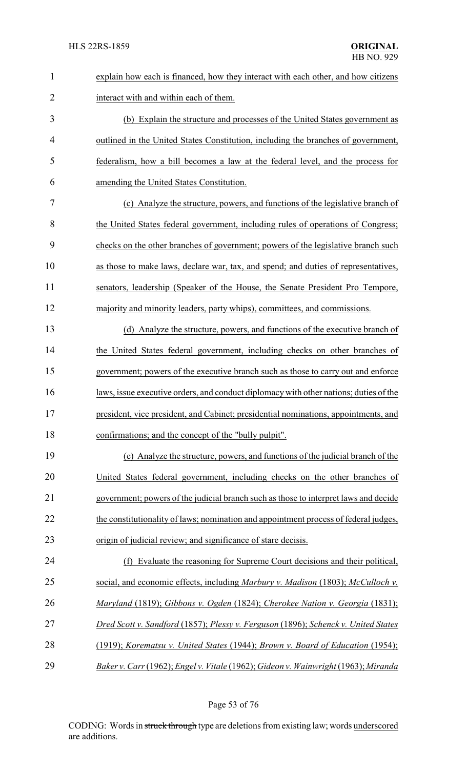explain how each is financed, how they interact with each other, and how citizens interact with and within each of them.

(b) Explain the structure and processes of the United States government as outlined in the United States Constitution, including the branches of government, federalism, how a bill becomes a law at the federal level, and the process for amending the United States Constitution.

(c) Analyze the structure, powers, and functions of the legislative branch of the United States federal government, including rules of operations of Congress; checks on the other branches of government; powers of the legislative branch such as those to make laws, declare war, tax, and spend; and duties of representatives, senators, leadership (Speaker of the House, the Senate President Pro Tempore, majority and minority leaders, party whips), committees, and commissions.

(d) Analyze the structure, powers, and functions of the executive branch of the United States federal government, including checks on other branches of government; powers of the executive branch such as those to carry out and enforce laws, issue executive orders, and conduct diplomacy with other nations; duties of the president, vice president, and Cabinet; presidential nominations, appointments, and confirmations; and the concept of the "bully pulpit".

(e) Analyze the structure, powers, and functions of the judicial branch of the United States federal government, including checks on the other branches of government; powers of the judicial branch such as those to interpret laws and decide the constitutionality of laws; nomination and appointment process of federal judges, origin of judicial review; and significance of stare decisis.

(f) Evaluate the reasoning for Supreme Court decisions and their political, social, and economic effects, including *Marbury v. Madison* (1803); *McCulloch v. Maryland* (1819); *Gibbons v. Ogden* (1824); *Cherokee Nation v. Georgia* (1831); *Dred Scott v. Sandford* (1857); *Plessy v. Ferguson* (1896); *Schenck v. United States* (1919); *Korematsu v. United States* (1944); *Brown v. Board of Education* (1954); *Baker v. Carr* (1962); *Engel v. Vitale* (1962); *Gideon v. Wainwright* (1963); *Miranda*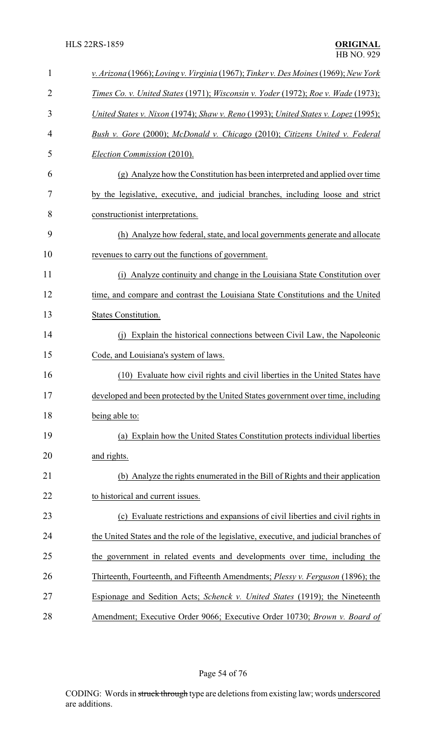*v. Arizona* (1966); *Loving v. Virginia* (1967); *Tinker v. Des Moines* (1969); *New York Times Co. v. United States* (1971); *Wisconsin v. Yoder* (1972); *Roe v. Wade* (1973); *United States v. Nixon* (1974); *Shaw v. Reno* (1993); *United States v. Lopez* (1995); *Bush v. Gore* (2000); *McDonald v. Chicago* (2010); *Citizens United v. Federal Election Commission* (2010).

(g) Analyze how the Constitution has been interpreted and applied over time by the legislative, executive, and judicial branches, including loose and strict constructionist interpretations.

(h) Analyze how federal, state, and local governments generate and allocate revenues to carry out the functions of government.

(i) Analyze continuity and change in the Louisiana State Constitution over time, and compare and contrast the Louisiana State Constitutions and the United States Constitution.

(j) Explain the historical connections between Civil Law, the Napoleonic Code, and Louisiana's system of laws.

(10) Evaluate how civil rights and civil liberties in the United States have developed and been protected by the United States government over time, including being able to:

(a) Explain how the United States Constitution protects individual liberties and rights.

(b) Analyze the rights enumerated in the Bill of Rights and their application to historical and current issues.

(c) Evaluate restrictions and expansions of civil liberties and civil rights in the United States and the role of the legislative, executive, and judicial branches of the government in related events and developments over time, including the Thirteenth, Fourteenth, and Fifteenth Amendments; *Plessy v. Ferguson* (1896); the Espionage and Sedition Acts; *Schenck v. United States* (1919); the Nineteenth Amendment; Executive Order 9066; Executive Order 10730; *Brown v. Board of*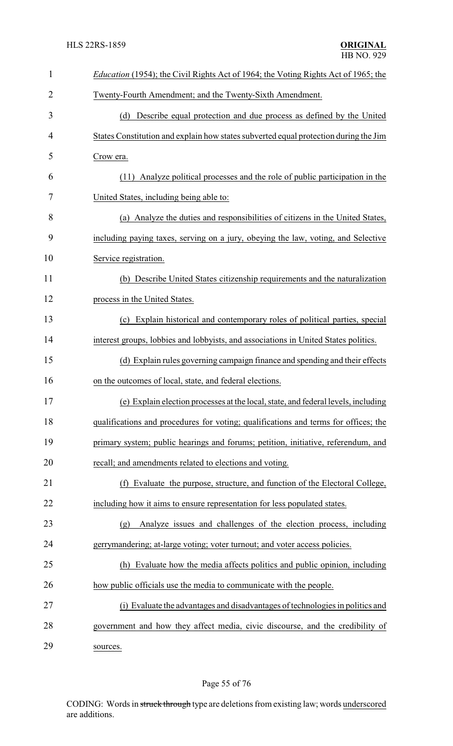*Education* (1954); the Civil Rights Act of 1964; the Voting Rights Act of 1965; the Twenty-Fourth Amendment; and the Twenty-Sixth Amendment.

(d) Describe equal protection and due process as defined by the United States Constitution and explain how states subverted equal protection during the Jim Crow era.

(11) Analyze political processes and the role of public participation in the United States, including being able to:

(a) Analyze the duties and responsibilities of citizens in the United States, including paying taxes, serving on a jury, obeying the law, voting, and Selective Service registration.

(b) Describe United States citizenship requirements and the naturalization process in the United States.

(c) Explain historical and contemporary roles of political parties, special interest groups, lobbies and lobbyists, and associations in United States politics.

(d) Explain rules governing campaign finance and spending and their effects on the outcomes of local, state, and federal elections.

(e) Explain election processes at the local, state, and federal levels, including qualifications and procedures for voting; qualifications and terms for offices; the primary system; public hearings and forums; petition, initiative, referendum, and recall; and amendments related to elections and voting.

(f) Evaluate the purpose, structure, and function of the Electoral College, including how it aims to ensure representation for less populated states.

(g) Analyze issues and challenges of the election process, including gerrymandering; at-large voting; voter turnout; and voter access policies.

(h) Evaluate how the media affects politics and public opinion, including how public officials use the media to communicate with the people.

(i) Evaluate the advantages and disadvantages of technologies in politics and government and how they affect media, civic discourse, and the credibility of sources.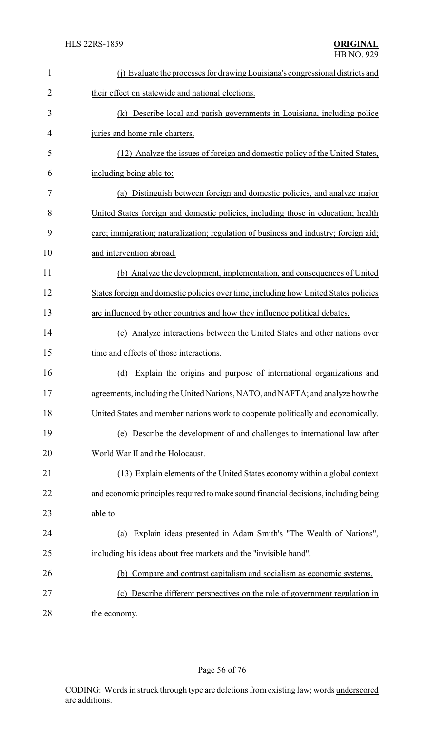(j) Evaluate the processes for drawing Louisiana's congressional districts and their effect on statewide and national elections.

(k) Describe local and parish governments in Louisiana, including police juries and home rule charters.

(12) Analyze the issues of foreign and domestic policy of the United States, including being able to:

(a) Distinguish between foreign and domestic policies, and analyze major United States foreign and domestic policies, including those in education; health care; immigration; naturalization; regulation of business and industry; foreign aid; and intervention abroad.

(b) Analyze the development, implementation, and consequences of United States foreign and domestic policies over time, including how United States policies are influenced by other countries and how they influence political debates.

(c) Analyze interactions between the United States and other nations over time and effects of those interactions.

(d) Explain the origins and purpose of international organizations and agreements, including the United Nations, NATO, and NAFTA; and analyze how the United States and member nations work to cooperate politically and economically.

(e) Describe the development of and challenges to international law after World War II and the Holocaust.

(13) Explain elements of the United States economy within a global context and economic principles required to make sound financial decisions, including being able to:

(a) Explain ideas presented in Adam Smith's "The Wealth of Nations", including his ideas about free markets and the "invisible hand".

(b) Compare and contrast capitalism and socialism as economic systems.

(c) Describe different perspectives on the role of government regulation in the economy.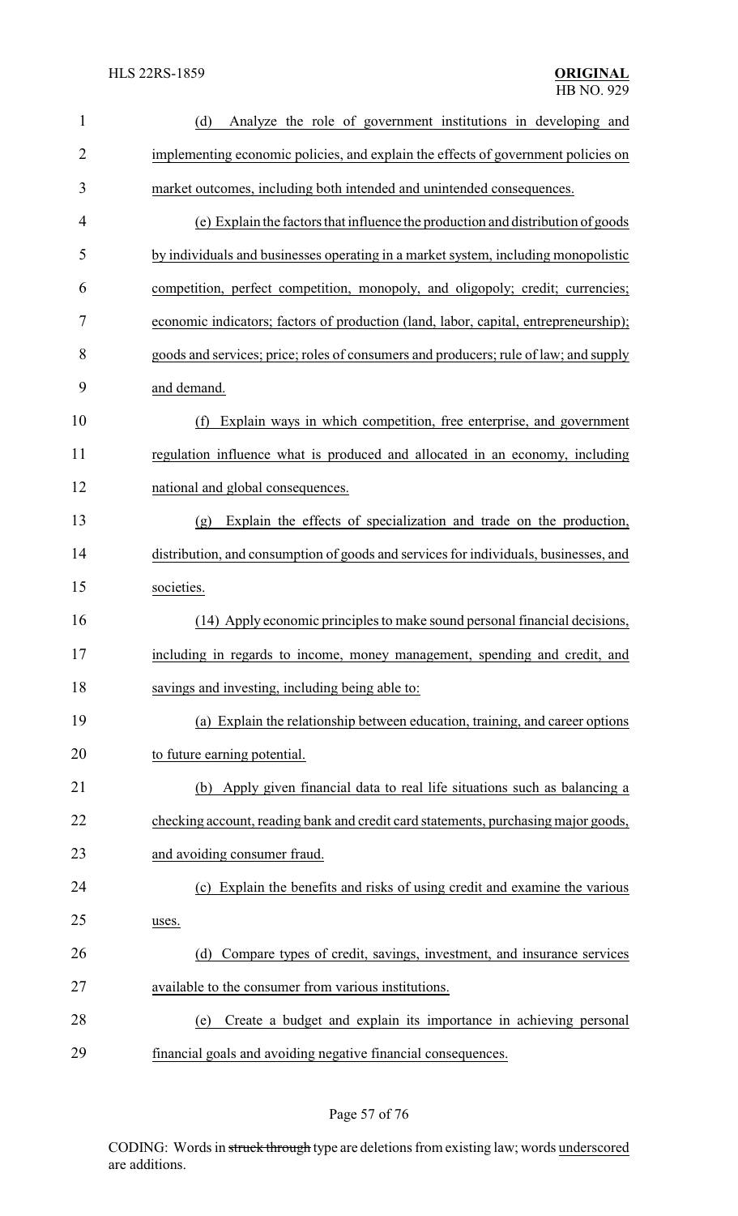(d) Analyze the role of government institutions in developing and implementing economic policies, and explain the effects of government policies on market outcomes, including both intended and unintended consequences.

(e) Explain the factors that influence the production and distribution of goods by individuals and businesses operating in a market system, including monopolistic competition, perfect competition, monopoly, and oligopoly; credit; currencies; economic indicators; factors of production (land, labor, capital, entrepreneurship); goods and services; price; roles of consumers and producers; rule of law; and supply and demand.

(f) Explain ways in which competition, free enterprise, and government regulation influence what is produced and allocated in an economy, including national and global consequences.

(g) Explain the effects of specialization and trade on the production, distribution, and consumption of goods and services for individuals, businesses, and societies.

(14) Apply economic principles to make sound personal financial decisions, including in regards to income, money management, spending and credit, and savings and investing, including being able to:

(a) Explain the relationship between education, training, and career options to future earning potential.

(b) Apply given financial data to real life situations such as balancing a checking account, reading bank and credit card statements, purchasing major goods, and avoiding consumer fraud.

(c) Explain the benefits and risks of using credit and examine the various uses.

(d) Compare types of credit, savings, investment, and insurance services available to the consumer from various institutions.

(e) Create a budget and explain its importance in achieving personal financial goals and avoiding negative financial consequences.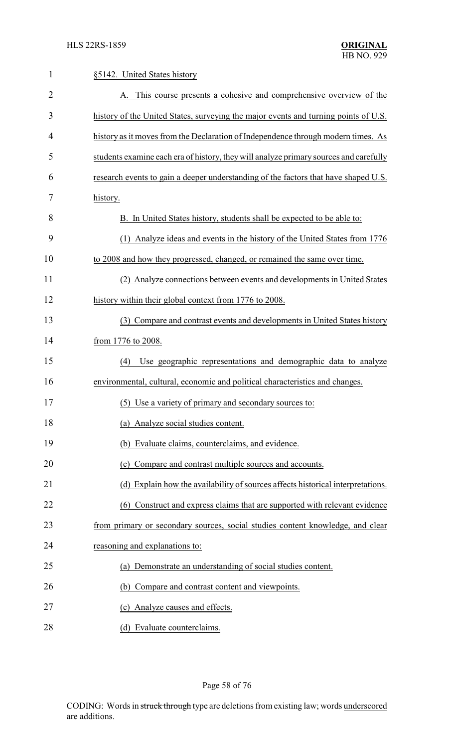§5142. United States history

A. This course presents a cohesive and comprehensive overview of the history of the United States, surveying the major events and turning points of U.S. history as it moves from the Declaration of Independence through modern times. As students examine each era of history, they will analyze primary sources and carefully research events to gain a deeper understanding of the factors that have shaped U.S. history.

B. In United States history, students shall be expected to be able to:

(1) Analyze ideas and events in the history of the United States from 1776 to 2008 and how they progressed, changed, or remained the same over time.

(2) Analyze connections between events and developments in United States history within their global context from 1776 to 2008.

(3) Compare and contrast events and developments in United States history from 1776 to 2008.

(4) Use geographic representations and demographic data to analyze environmental, cultural, economic and political characteristics and changes.

(5) Use a variety of primary and secondary sources to:

(a) Analyze social studies content.

(b) Evaluate claims, counterclaims, and evidence.

(c) Compare and contrast multiple sources and accounts.

(d) Explain how the availability of sources affects historical interpretations.

(6) Construct and express claims that are supported with relevant evidence from primary or secondary sources, social studies content knowledge, and clear reasoning and explanations to:

(a) Demonstrate an understanding of social studies content.

(b) Compare and contrast content and viewpoints.

(c) Analyze causes and effects.

(d) Evaluate counterclaims.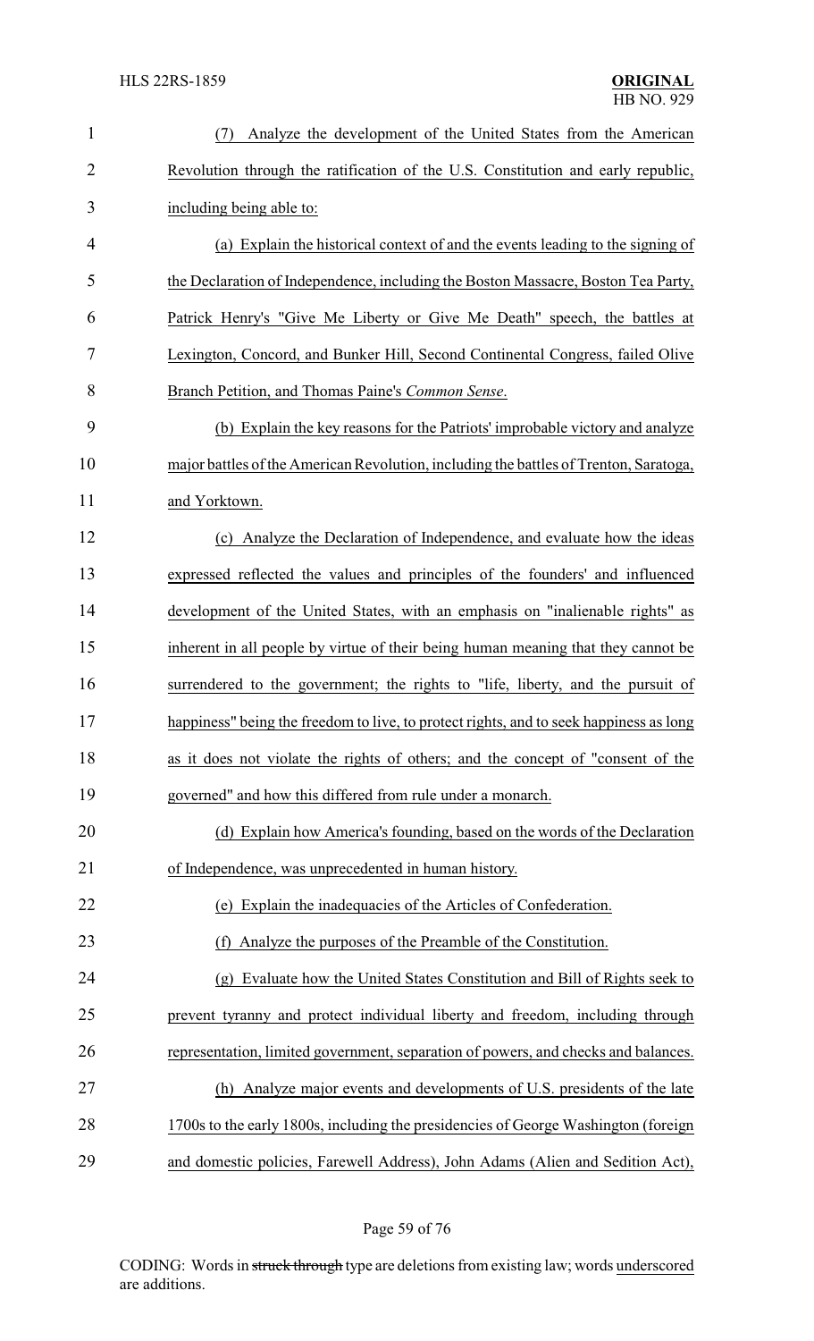(7) Analyze the development of the United States from the American Revolution through the ratification of the U.S. Constitution and early republic, including being able to:

(a) Explain the historical context of and the events leading to the signing of the Declaration of Independence, including the Boston Massacre, Boston Tea Party, Patrick Henry's "Give Me Liberty or Give Me Death" speech, the battles at Lexington, Concord, and Bunker Hill, Second Continental Congress, failed Olive Branch Petition, and Thomas Paine's *Common Sense*.

(b) Explain the key reasons for the Patriots' improbable victory and analyze major battles of the American Revolution, including the battles of Trenton, Saratoga, and Yorktown.

(c) Analyze the Declaration of Independence, and evaluate how the ideas expressed reflected the values and principles of the founders' and influenced development of the United States, with an emphasis on "inalienable rights" as inherent in all people by virtue of their being human meaning that they cannot be surrendered to the government; the rights to "life, liberty, and the pursuit of happiness" being the freedom to live, to protect rights, and to seek happiness as long as it does not violate the rights of others; and the concept of "consent of the governed" and how this differed from rule under a monarch.

(d) Explain how America's founding, based on the words of the Declaration of Independence, was unprecedented in human history.

(e) Explain the inadequacies of the Articles of Confederation.

(f) Analyze the purposes of the Preamble of the Constitution.

(g) Evaluate how the United States Constitution and Bill of Rights seek to prevent tyranny and protect individual liberty and freedom, including through representation, limited government, separation of powers, and checks and balances.

(h) Analyze major events and developments of U.S. presidents of the late 1700s to the early 1800s, including the presidencies of George Washington (foreign and domestic policies, Farewell Address), John Adams (Alien and Sedition Act),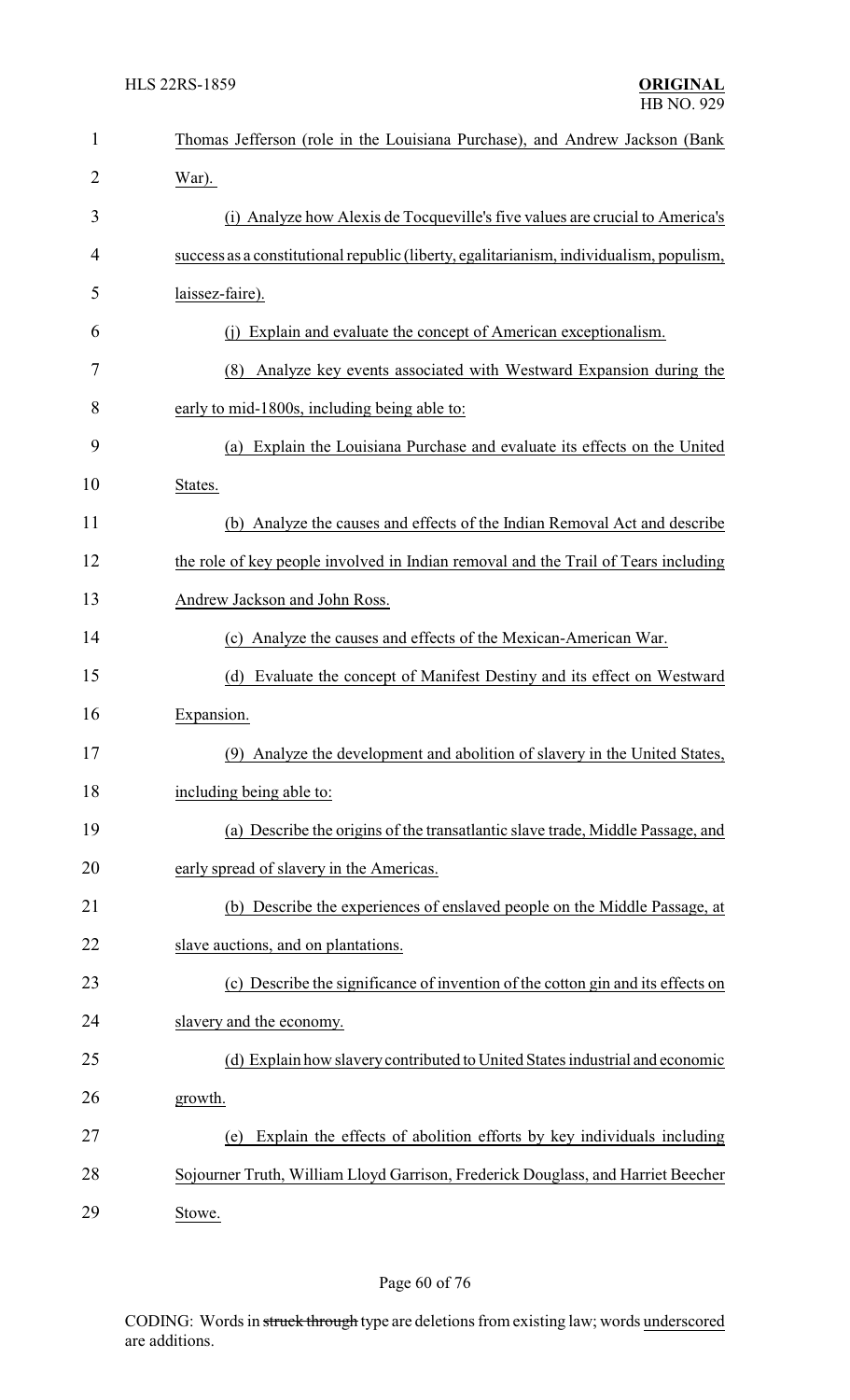Thomas Jefferson (role in the Louisiana Purchase), and Andrew Jackson (Bank War).

(i) Analyze how Alexis de Tocqueville's five values are crucial to America's success as a constitutional republic (liberty, egalitarianism, individualism, populism, laissez-faire).

(j) Explain and evaluate the concept of American exceptionalism.

(8) Analyze key events associated with Westward Expansion during the early to mid-1800s, including being able to:

(a) Explain the Louisiana Purchase and evaluate its effects on the United States.

(b) Analyze the causes and effects of the Indian Removal Act and describe the role of key people involved in Indian removal and the Trail of Tears including Andrew Jackson and John Ross.

(c) Analyze the causes and effects of the Mexican-American War.

(d) Evaluate the concept of Manifest Destiny and its effect on Westward Expansion.

(9) Analyze the development and abolition of slavery in the United States, including being able to:

(a) Describe the origins of the transatlantic slave trade, Middle Passage, and early spread of slavery in the Americas.

(b) Describe the experiences of enslaved people on the Middle Passage, at slave auctions, and on plantations.

(c) Describe the significance of invention of the cotton gin and its effects on slavery and the economy.

(d) Explain how slavery contributed to United States industrial and economic growth.

(e) Explain the effects of abolition efforts by key individuals including Sojourner Truth, William Lloyd Garrison, Frederick Douglass, and Harriet Beecher Stowe.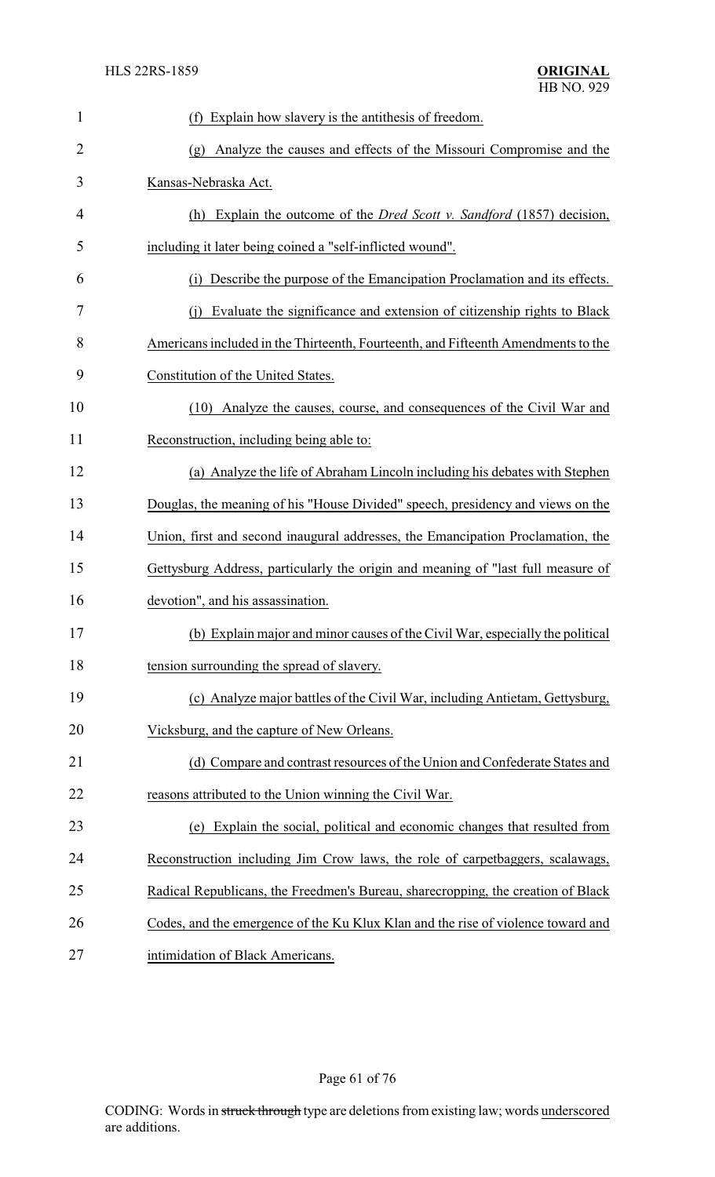(f) Explain how slavery is the antithesis of freedom.

(g) Analyze the causes and effects of the Missouri Compromise and the Kansas-Nebraska Act.

(h) Explain the outcome of the *Dred Scott v. Sandford* (1857) decision, including it later being coined a "self-inflicted wound".

(i) Describe the purpose of the Emancipation Proclamation and its effects.

(j) Evaluate the significance and extension of citizenship rights to Black Americans included in the Thirteenth, Fourteenth, and Fifteenth Amendments to the Constitution of the United States.

(10) Analyze the causes, course, and consequences of the Civil War and Reconstruction, including being able to:

(a) Analyze the life of Abraham Lincoln including his debates with Stephen Douglas, the meaning of his "House Divided" speech, presidency and views on the Union, first and second inaugural addresses, the Emancipation Proclamation, the Gettysburg Address, particularly the origin and meaning of "last full measure of devotion", and his assassination.

(b) Explain major and minor causes of the Civil War, especially the political tension surrounding the spread of slavery.

(c) Analyze major battles of the Civil War, including Antietam, Gettysburg, Vicksburg, and the capture of New Orleans.

(d) Compare and contrast resources of the Union and Confederate States and reasons attributed to the Union winning the Civil War.

(e) Explain the social, political and economic changes that resulted from Reconstruction including Jim Crow laws, the role of carpetbaggers, scalawags, Radical Republicans, the Freedmen's Bureau, sharecropping, the creation of Black Codes, and the emergence of the Ku Klux Klan and the rise of violence toward and intimidation of Black Americans.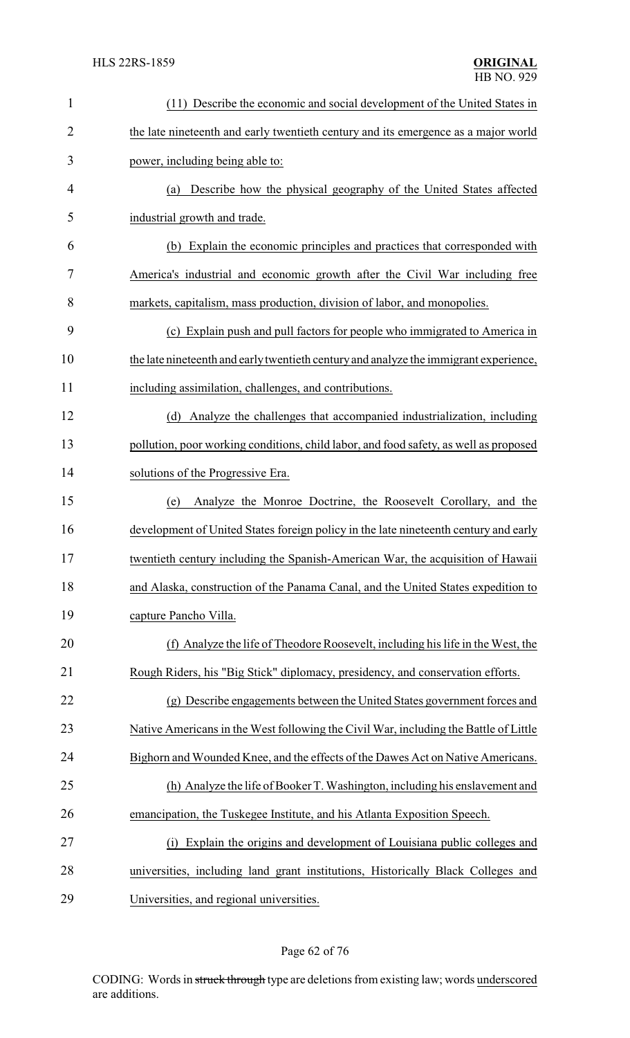(11) Describe the economic and social development of the United States in the late nineteenth and early twentieth century and its emergence as a major world power, including being able to:

(a) Describe how the physical geography of the United States affected industrial growth and trade.

(b) Explain the economic principles and practices that corresponded with America's industrial and economic growth after the Civil War including free markets, capitalism, mass production, division of labor, and monopolies.

(c) Explain push and pull factors for people who immigrated to America in the late nineteenth and early twentieth century and analyze the immigrant experience, including assimilation, challenges, and contributions.

(d) Analyze the challenges that accompanied industrialization, including pollution, poor working conditions, child labor, and food safety, as well as proposed solutions of the Progressive Era.

(e) Analyze the Monroe Doctrine, the Roosevelt Corollary, and the development of United States foreign policy in the late nineteenth century and early twentieth century including the Spanish-American War, the acquisition of Hawaii and Alaska, construction of the Panama Canal, and the United States expedition to capture Pancho Villa.

(f) Analyze the life of Theodore Roosevelt, including his life in the West, the Rough Riders, his "Big Stick" diplomacy, presidency, and conservation efforts.

(g) Describe engagements between the United States government forces and Native Americans in the West following the Civil War, including the Battle of Little Bighorn and Wounded Knee, and the effects of the Dawes Act on Native Americans.

(h) Analyze the life of Booker T. Washington, including his enslavement and emancipation, the Tuskegee Institute, and his Atlanta Exposition Speech.

(i) Explain the origins and development of Louisiana public colleges and universities, including land grant institutions, Historically Black Colleges and Universities, and regional universities.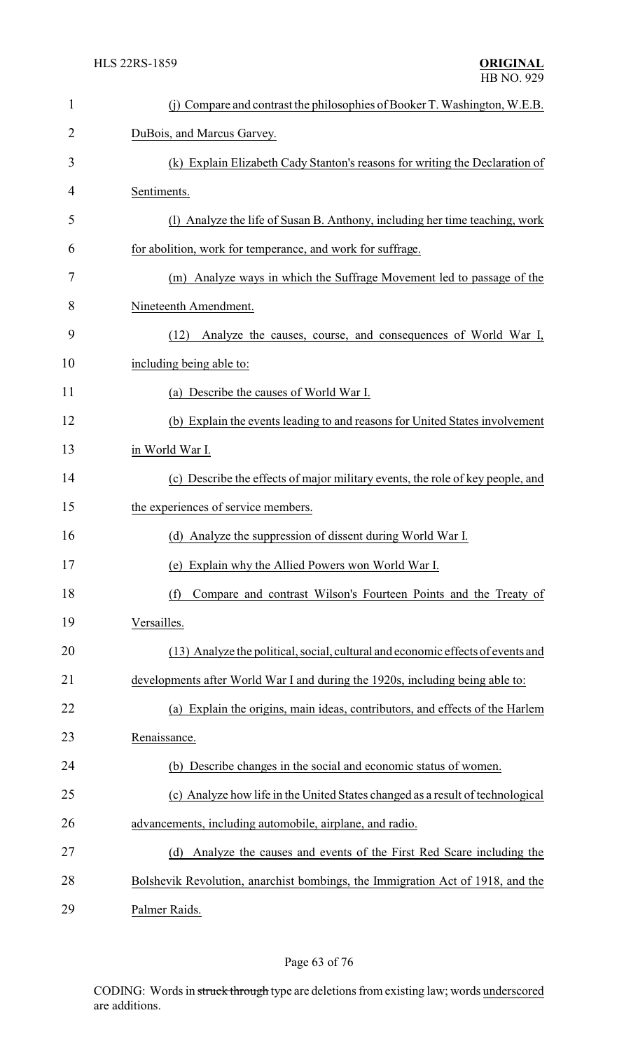(j) Compare and contrast the philosophies of Booker T. Washington, W.E.B. DuBois, and Marcus Garvey.

(k) Explain Elizabeth Cady Stanton's reasons for writing the Declaration of Sentiments.

(l) Analyze the life of Susan B. Anthony, including her time teaching, work for abolition, work for temperance, and work for suffrage.

(m) Analyze ways in which the Suffrage Movement led to passage of the Nineteenth Amendment.

(12) Analyze the causes, course, and consequences of World War I, including being able to:

(a) Describe the causes of World War I.

(b) Explain the events leading to and reasons for United States involvement in World War I.

(c) Describe the effects of major military events, the role of key people, and the experiences of service members.

(d) Analyze the suppression of dissent during World War I.

(e) Explain why the Allied Powers won World War I.

(f) Compare and contrast Wilson's Fourteen Points and the Treaty of Versailles.

(13) Analyze the political, social, cultural and economic effects of events and developments after World War I and during the 1920s, including being able to:

(a) Explain the origins, main ideas, contributors, and effects of the Harlem Renaissance.

(b) Describe changes in the social and economic status of women.

(c) Analyze how life in the United States changed as a result of technological advancements, including automobile, airplane, and radio.

(d) Analyze the causes and events of the First Red Scare including the Bolshevik Revolution, anarchist bombings, the Immigration Act of 1918, and the Palmer Raids.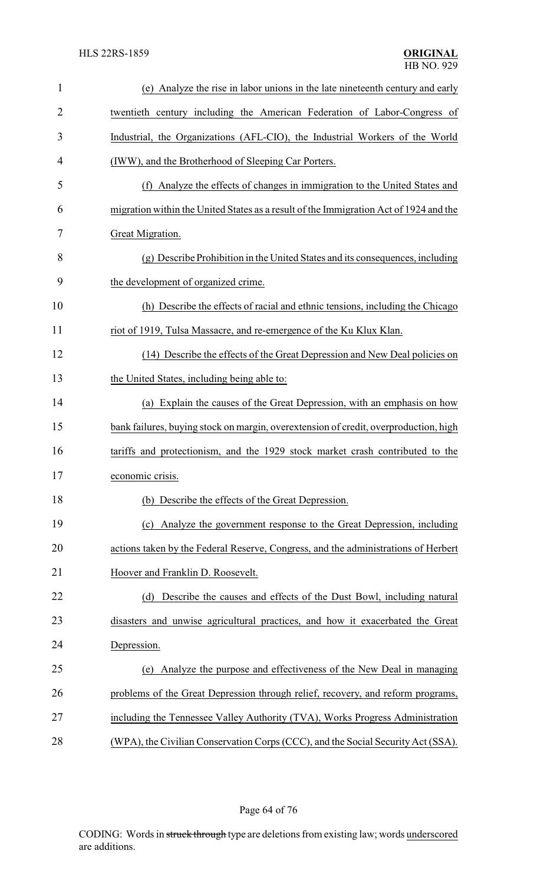(e) Analyze the rise in labor unions in the late nineteenth century and early twentieth century including the American Federation of Labor-Congress of Industrial, the Organizations (AFL-CIO), the Industrial Workers of the World (IWW), and the Brotherhood of Sleeping Car Porters.

(f) Analyze the effects of changes in immigration to the United States and migration within the United States as a result of the Immigration Act of 1924 and the Great Migration.

(g) Describe Prohibition in the United States and its consequences, including the development of organized crime.

(h) Describe the effects of racial and ethnic tensions, including the Chicago riot of 1919, Tulsa Massacre, and re-emergence of the Ku Klux Klan.

(14) Describe the effects of the Great Depression and New Deal policies on the United States, including being able to:

(a) Explain the causes of the Great Depression, with an emphasis on how bank failures, buying stock on margin, overextension of credit, overproduction, high tariffs and protectionism, and the 1929 stock market crash contributed to the economic crisis.

(b) Describe the effects of the Great Depression.

(c) Analyze the government response to the Great Depression, including actions taken by the Federal Reserve, Congress, and the administrations of Herbert Hoover and Franklin D. Roosevelt.

(d) Describe the causes and effects of the Dust Bowl, including natural disasters and unwise agricultural practices, and how it exacerbated the Great Depression.

(e) Analyze the purpose and effectiveness of the New Deal in managing problems of the Great Depression through relief, recovery, and reform programs, including the Tennessee Valley Authority (TVA), Works Progress Administration (WPA), the Civilian Conservation Corps (CCC), and the Social Security Act (SSA).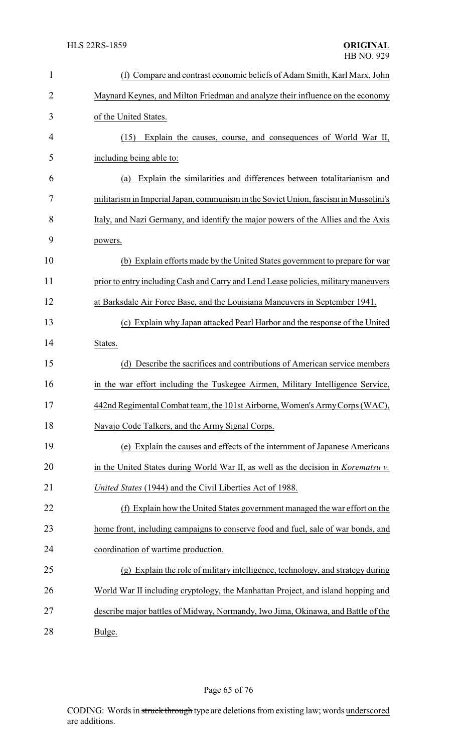(f) Compare and contrast economic beliefs of Adam Smith, Karl Marx, John Maynard Keynes, and Milton Friedman and analyze their influence on the economy of the United States.

(15) Explain the causes, course, and consequences of World War II, including being able to:

(a) Explain the similarities and differences between totalitarianism and militarism in Imperial Japan, communism in the Soviet Union, fascism in Mussolini's Italy, and Nazi Germany, and identify the major powers of the Allies and the Axis powers.

(b) Explain efforts made by the United States government to prepare for war prior to entry including Cash and Carry and Lend Lease policies, military maneuvers at Barksdale Air Force Base, and the Louisiana Maneuvers in September 1941.

(c) Explain why Japan attacked Pearl Harbor and the response of the United States.

(d) Describe the sacrifices and contributions of American service members in the war effort including the Tuskegee Airmen, Military Intelligence Service, 442nd Regimental Combat team, the 101st Airborne, Women's Army Corps (WAC), Navajo Code Talkers, and the Army Signal Corps.

(e) Explain the causes and effects of the internment of Japanese Americans in the United States during World War II, as well as the decision in *Korematsu v. United States* (1944) and the Civil Liberties Act of 1988.

(f) Explain how the United States government managed the war effort on the home front, including campaigns to conserve food and fuel, sale of war bonds, and coordination of wartime production.

(g) Explain the role of military intelligence, technology, and strategy during World War II including cryptology, the Manhattan Project, and island hopping and describe major battles of Midway, Normandy, Iwo Jima, Okinawa, and Battle of the Bulge.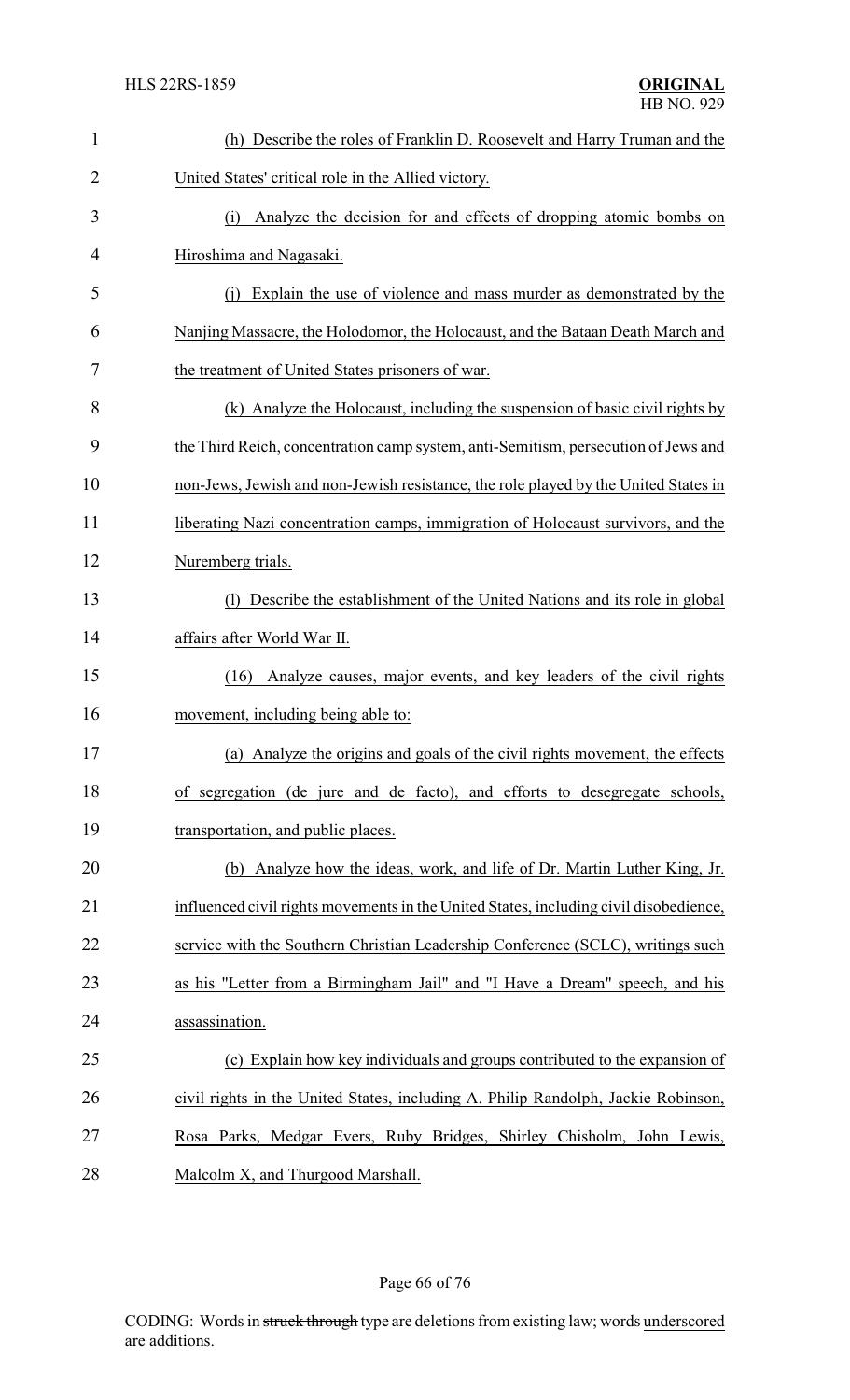(h) Describe the roles of Franklin D. Roosevelt and Harry Truman and the United States' critical role in the Allied victory.

(i) Analyze the decision for and effects of dropping atomic bombs on Hiroshima and Nagasaki.

(j) Explain the use of violence and mass murder as demonstrated by the Nanjing Massacre, the Holodomor, the Holocaust, and the Bataan Death March and the treatment of United States prisoners of war.

(k) Analyze the Holocaust, including the suspension of basic civil rights by the Third Reich, concentration camp system, anti-Semitism, persecution of Jews and non-Jews, Jewish and non-Jewish resistance, the role played by the United States in liberating Nazi concentration camps, immigration of Holocaust survivors, and the Nuremberg trials.

(l) Describe the establishment of the United Nations and its role in global affairs after World War II.

(16) Analyze causes, major events, and key leaders of the civil rights movement, including being able to:

(a) Analyze the origins and goals of the civil rights movement, the effects of segregation (de jure and de facto), and efforts to desegregate schools, transportation, and public places.

(b) Analyze how the ideas, work, and life of Dr. Martin Luther King, Jr. influenced civil rights movements in the United States, including civil disobedience, service with the Southern Christian Leadership Conference (SCLC), writings such as his "Letter from a Birmingham Jail" and "I Have a Dream" speech, and his assassination.

(c) Explain how key individuals and groups contributed to the expansion of civil rights in the United States, including A. Philip Randolph, Jackie Robinson, Rosa Parks, Medgar Evers, Ruby Bridges, Shirley Chisholm, John Lewis, Malcolm X, and Thurgood Marshall.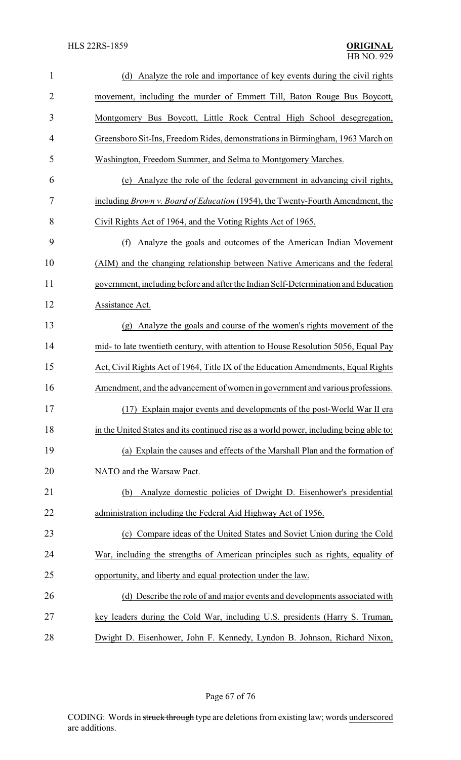(d) Analyze the role and importance of key events during the civil rights movement, including the murder of Emmett Till, Baton Rouge Bus Boycott, Montgomery Bus Boycott, Little Rock Central High School desegregation, Greensboro Sit-Ins, Freedom Rides, demonstrations in Birmingham, 1963 March on Washington, Freedom Summer, and Selma to Montgomery Marches.

(e) Analyze the role of the federal government in advancing civil rights, including *Brown v. Board of Education* (1954), the Twenty-Fourth Amendment, the Civil Rights Act of 1964, and the Voting Rights Act of 1965.

(f) Analyze the goals and outcomes of the American Indian Movement (AIM) and the changing relationship between Native Americans and the federal government, including before and after the Indian Self-Determination and Education Assistance Act.

(g) Analyze the goals and course of the women's rights movement of the mid- to late twentieth century, with attention to House Resolution 5056, Equal Pay Act, Civil Rights Act of 1964, Title IX of the Education Amendments, Equal Rights Amendment, and the advancement of women in government and various professions.

(17) Explain major events and developments of the post-World War II era in the United States and its continued rise as a world power, including being able to:

(a) Explain the causes and effects of the Marshall Plan and the formation of NATO and the Warsaw Pact.

(b) Analyze domestic policies of Dwight D. Eisenhower's presidential administration including the Federal Aid Highway Act of 1956.

(c) Compare ideas of the United States and Soviet Union during the Cold War, including the strengths of American principles such as rights, equality of opportunity, and liberty and equal protection under the law.

(d) Describe the role of and major events and developments associated with key leaders during the Cold War, including U.S. presidents (Harry S. Truman, Dwight D. Eisenhower, John F. Kennedy, Lyndon B. Johnson, Richard Nixon,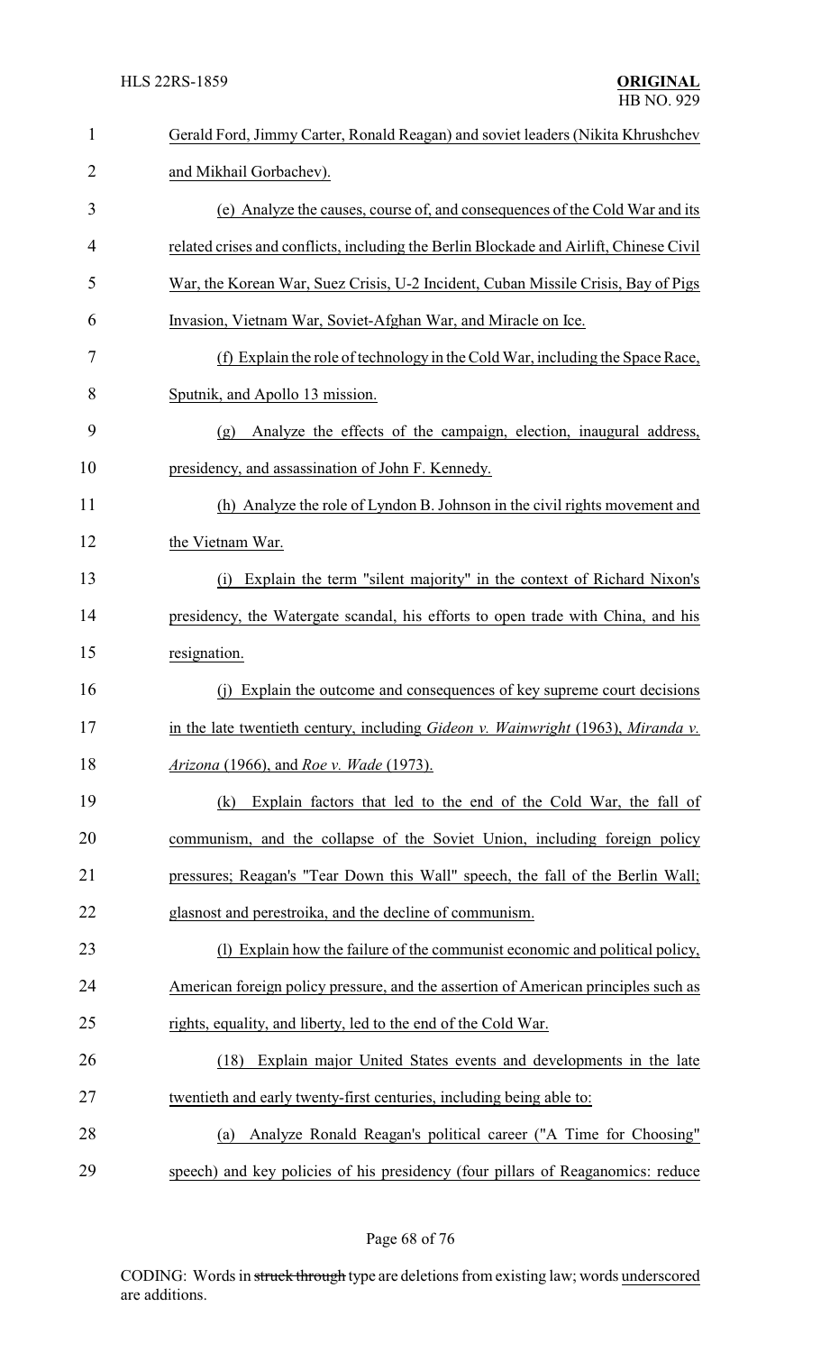Gerald Ford, Jimmy Carter, Ronald Reagan) and soviet leaders (Nikita Khrushchev and Mikhail Gorbachev).

(e) Analyze the causes, course of, and consequences of the Cold War and its related crises and conflicts, including the Berlin Blockade and Airlift, Chinese Civil War, the Korean War, Suez Crisis, U-2 Incident, Cuban Missile Crisis, Bay of Pigs Invasion, Vietnam War, Soviet-Afghan War, and Miracle on Ice.

(f) Explain the role of technology in the Cold War, including the Space Race, Sputnik, and Apollo 13 mission.

(g) Analyze the effects of the campaign, election, inaugural address, presidency, and assassination of John F. Kennedy.

(h) Analyze the role of Lyndon B. Johnson in the civil rights movement and the Vietnam War.

(i) Explain the term "silent majority" in the context of Richard Nixon's presidency, the Watergate scandal, his efforts to open trade with China, and his resignation.

(j) Explain the outcome and consequences of key supreme court decisions in the late twentieth century, including *Gideon v. Wainwright* (1963), *Miranda v. Arizona* (1966), and *Roe v. Wade* (1973).

(k) Explain factors that led to the end of the Cold War, the fall of communism, and the collapse of the Soviet Union, including foreign policy pressures; Reagan's "Tear Down this Wall" speech, the fall of the Berlin Wall; glasnost and perestroika, and the decline of communism.

(l) Explain how the failure of the communist economic and political policy, American foreign policy pressure, and the assertion of American principles such as rights, equality, and liberty, led to the end of the Cold War.

(18) Explain major United States events and developments in the late twentieth and early twenty-first centuries, including being able to:

(a) Analyze Ronald Reagan's political career ("A Time for Choosing" speech) and key policies of his presidency (four pillars of Reaganomics: reduce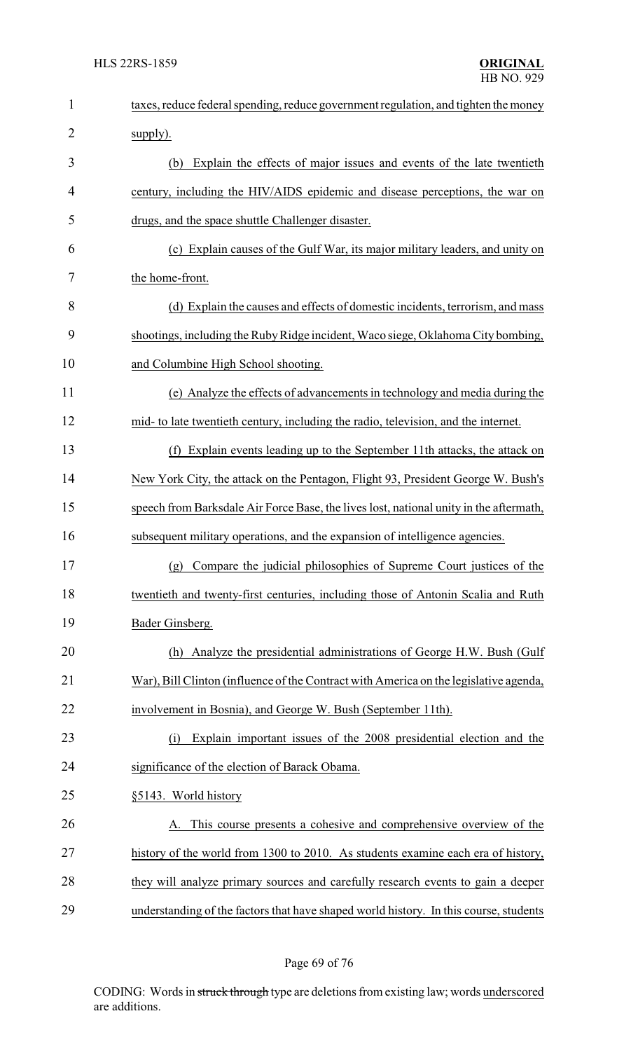taxes, reduce federal spending, reduce government regulation, and tighten the money supply).

(b) Explain the effects of major issues and events of the late twentieth century, including the HIV/AIDS epidemic and disease perceptions, the war on drugs, and the space shuttle Challenger disaster.

(c) Explain causes of the Gulf War, its major military leaders, and unity on the home-front.

(d) Explain the causes and effects of domestic incidents, terrorism, and mass shootings, including the Ruby Ridge incident, Waco siege, Oklahoma City bombing, and Columbine High School shooting.

(e) Analyze the effects of advancements in technology and media during the mid- to late twentieth century, including the radio, television, and the internet.

(f) Explain events leading up to the September 11th attacks, the attack on New York City, the attack on the Pentagon, Flight 93, President George W. Bush's speech from Barksdale Air Force Base, the lives lost, national unity in the aftermath, subsequent military operations, and the expansion of intelligence agencies.

(g) Compare the judicial philosophies of Supreme Court justices of the twentieth and twenty-first centuries, including those of Antonin Scalia and Ruth Bader Ginsberg.

(h) Analyze the presidential administrations of George H.W. Bush (Gulf War), Bill Clinton (influence of the Contract with America on the legislative agenda, involvement in Bosnia), and George W. Bush (September 11th).

(i) Explain important issues of the 2008 presidential election and the significance of the election of Barack Obama.

§5143. World history

A. This course presents a cohesive and comprehensive overview of the history of the world from 1300 to 2010. As students examine each era of history, they will analyze primary sources and carefully research events to gain a deeper understanding of the factors that have shaped world history. In this course, students

CODING: Words in ~~struck through~~ type are deletions from existing law; words underscored are additions.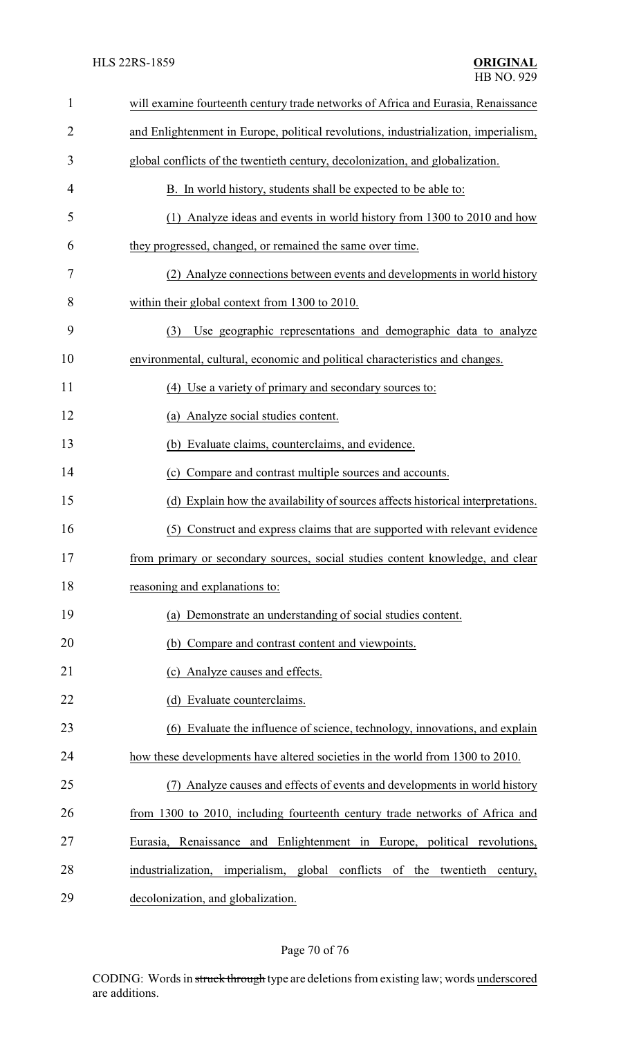will examine fourteenth century trade networks of Africa and Eurasia, Renaissance and Enlightenment in Europe, political revolutions, industrialization, imperialism, global conflicts of the twentieth century, decolonization, and globalization.

B. In world history, students shall be expected to be able to:

(1) Analyze ideas and events in world history from 1300 to 2010 and how they progressed, changed, or remained the same over time.

(2) Analyze connections between events and developments in world history within their global context from 1300 to 2010.

(3) Use geographic representations and demographic data to analyze environmental, cultural, economic and political characteristics and changes.

(4) Use a variety of primary and secondary sources to:

(a) Analyze social studies content.

(b) Evaluate claims, counterclaims, and evidence.

(c) Compare and contrast multiple sources and accounts.

(d) Explain how the availability of sources affects historical interpretations.

(5) Construct and express claims that are supported with relevant evidence from primary or secondary sources, social studies content knowledge, and clear reasoning and explanations to:

(a) Demonstrate an understanding of social studies content.

(b) Compare and contrast content and viewpoints.

(c) Analyze causes and effects.

(d) Evaluate counterclaims.

(6) Evaluate the influence of science, technology, innovations, and explain how these developments have altered societies in the world from 1300 to 2010.

(7) Analyze causes and effects of events and developments in world history from 1300 to 2010, including fourteenth century trade networks of Africa and Eurasia, Renaissance and Enlightenment in Europe, political revolutions, industrialization, imperialism, global conflicts of the twentieth century, decolonization, and globalization.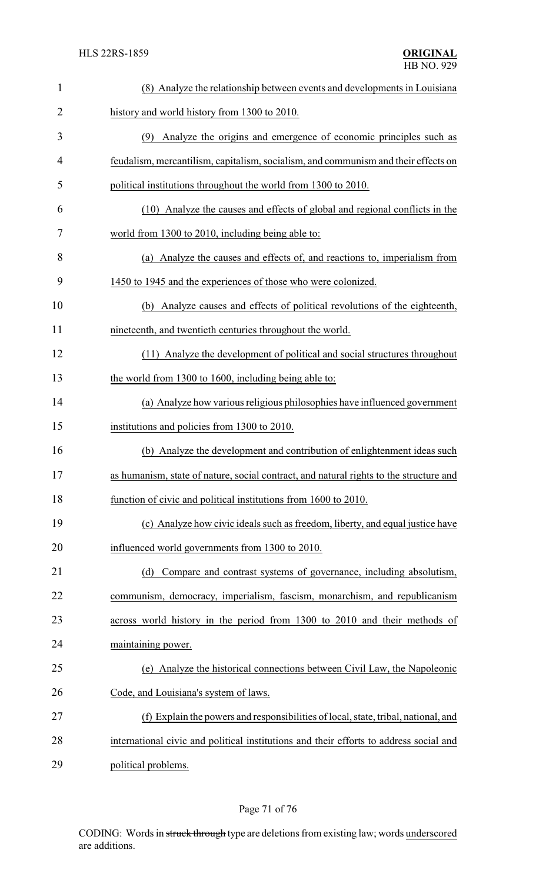(8) Analyze the relationship between events and developments in Louisiana history and world history from 1300 to 2010.

(9) Analyze the origins and emergence of economic principles such as feudalism, mercantilism, capitalism, socialism, and communism and their effects on political institutions throughout the world from 1300 to 2010.

(10) Analyze the causes and effects of global and regional conflicts in the world from 1300 to 2010, including being able to:

(a) Analyze the causes and effects of, and reactions to, imperialism from 1450 to 1945 and the experiences of those who were colonized.

(b) Analyze causes and effects of political revolutions of the eighteenth, nineteenth, and twentieth centuries throughout the world.

(11) Analyze the development of political and social structures throughout the world from 1300 to 1600, including being able to:

(a) Analyze how various religious philosophies have influenced government institutions and policies from 1300 to 2010.

(b) Analyze the development and contribution of enlightenment ideas such as humanism, state of nature, social contract, and natural rights to the structure and function of civic and political institutions from 1600 to 2010.

(c) Analyze how civic ideals such as freedom, liberty, and equal justice have influenced world governments from 1300 to 2010.

(d) Compare and contrast systems of governance, including absolutism, communism, democracy, imperialism, fascism, monarchism, and republicanism across world history in the period from 1300 to 2010 and their methods of maintaining power.

(e) Analyze the historical connections between Civil Law, the Napoleonic Code, and Louisiana's system of laws.

(f) Explain the powers and responsibilities of local, state, tribal, national, and international civic and political institutions and their efforts to address social and political problems.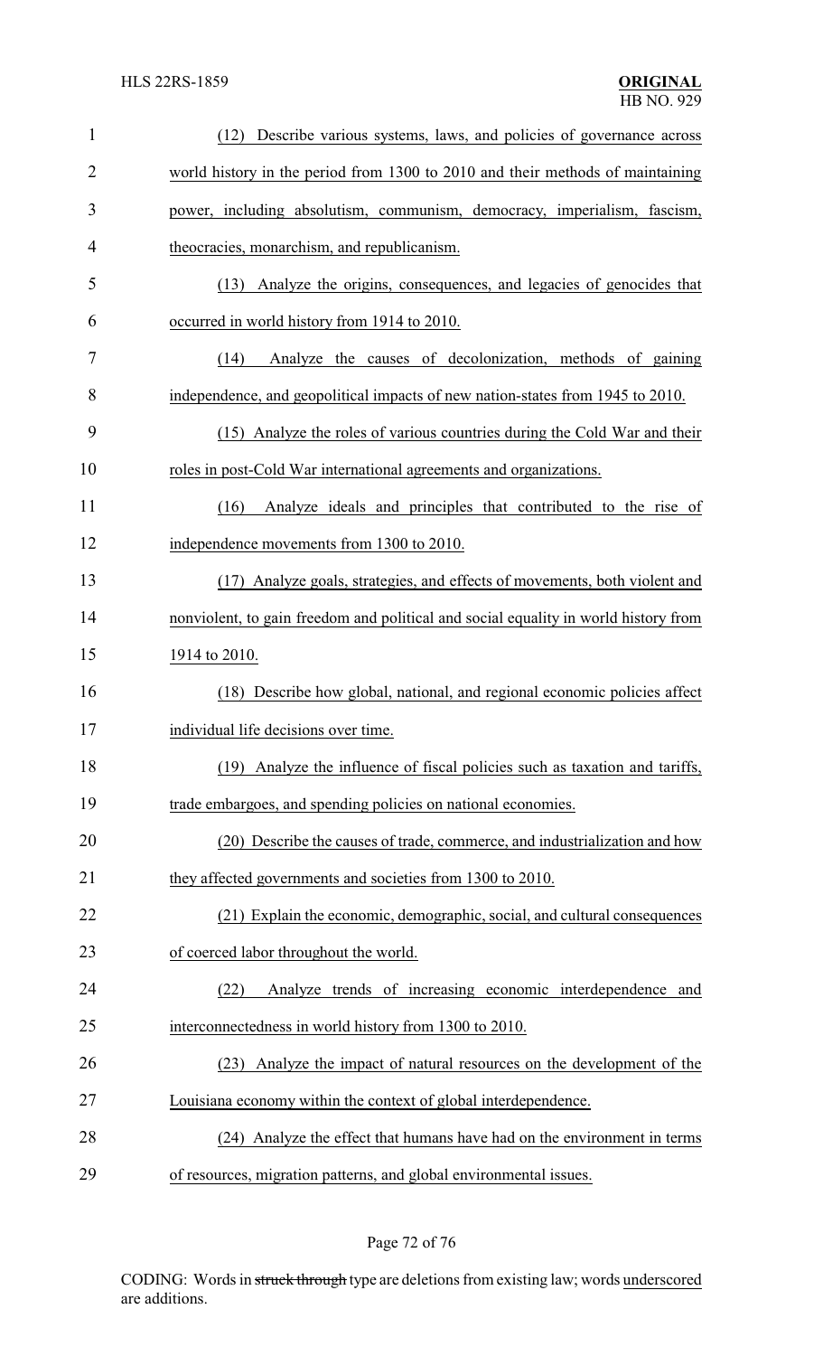(12) Describe various systems, laws, and policies of governance across world history in the period from 1300 to 2010 and their methods of maintaining power, including absolutism, communism, democracy, imperialism, fascism, theocracies, monarchism, and republicanism.

(13) Analyze the origins, consequences, and legacies of genocides that occurred in world history from 1914 to 2010.

(14) Analyze the causes of decolonization, methods of gaining independence, and geopolitical impacts of new nation-states from 1945 to 2010.

(15) Analyze the roles of various countries during the Cold War and their roles in post-Cold War international agreements and organizations.

(16) Analyze ideals and principles that contributed to the rise of independence movements from 1300 to 2010.

(17) Analyze goals, strategies, and effects of movements, both violent and nonviolent, to gain freedom and political and social equality in world history from 1914 to 2010.

(18) Describe how global, national, and regional economic policies affect individual life decisions over time.

(19) Analyze the influence of fiscal policies such as taxation and tariffs, trade embargoes, and spending policies on national economies.

(20) Describe the causes of trade, commerce, and industrialization and how they affected governments and societies from 1300 to 2010.

(21) Explain the economic, demographic, social, and cultural consequences of coerced labor throughout the world.

(22) Analyze trends of increasing economic interdependence and interconnectedness in world history from 1300 to 2010.

(23) Analyze the impact of natural resources on the development of the Louisiana economy within the context of global interdependence.

(24) Analyze the effect that humans have had on the environment in terms of resources, migration patterns, and global environmental issues.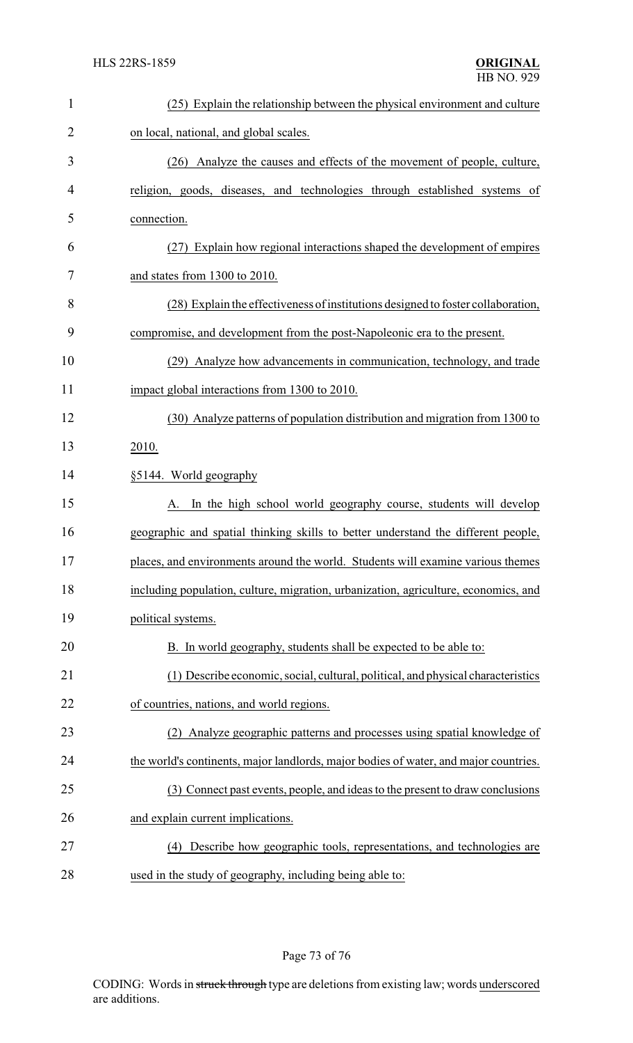(25) Explain the relationship between the physical environment and culture on local, national, and global scales.

(26) Analyze the causes and effects of the movement of people, culture, religion, goods, diseases, and technologies through established systems of connection.

(27) Explain how regional interactions shaped the development of empires and states from 1300 to 2010.

(28) Explain the effectiveness of institutions designed to foster collaboration, compromise, and development from the post-Napoleonic era to the present.

(29) Analyze how advancements in communication, technology, and trade impact global interactions from 1300 to 2010.

(30) Analyze patterns of population distribution and migration from 1300 to 2010.

§5144. World geography

A. In the high school world geography course, students will develop geographic and spatial thinking skills to better understand the different people, places, and environments around the world. Students will examine various themes including population, culture, migration, urbanization, agriculture, economics, and political systems.

B. In world geography, students shall be expected to be able to:

(1) Describe economic, social, cultural, political, and physical characteristics of countries, nations, and world regions.

(2) Analyze geographic patterns and processes using spatial knowledge of the world's continents, major landlords, major bodies of water, and major countries.

(3) Connect past events, people, and ideas to the present to draw conclusions and explain current implications.

(4) Describe how geographic tools, representations, and technologies are used in the study of geography, including being able to: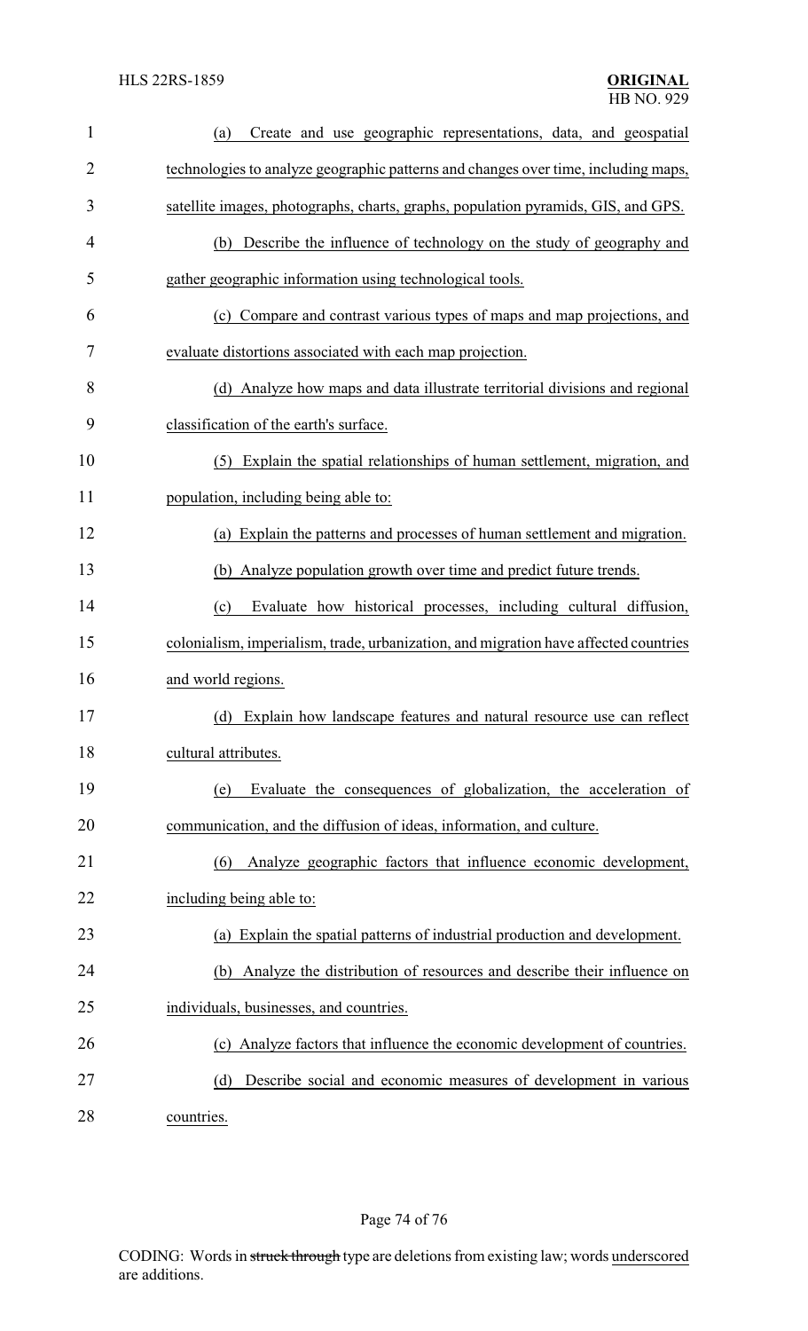(a) Create and use geographic representations, data, and geospatial technologies to analyze geographic patterns and changes over time, including maps, satellite images, photographs, charts, graphs, population pyramids, GIS, and GPS.

(b) Describe the influence of technology on the study of geography and gather geographic information using technological tools.

(c) Compare and contrast various types of maps and map projections, and evaluate distortions associated with each map projection.

(d) Analyze how maps and data illustrate territorial divisions and regional classification of the earth's surface.

(5) Explain the spatial relationships of human settlement, migration, and population, including being able to:

(a) Explain the patterns and processes of human settlement and migration.

(b) Analyze population growth over time and predict future trends.

(c) Evaluate how historical processes, including cultural diffusion, colonialism, imperialism, trade, urbanization, and migration have affected countries and world regions.

(d) Explain how landscape features and natural resource use can reflect cultural attributes.

(e) Evaluate the consequences of globalization, the acceleration of communication, and the diffusion of ideas, information, and culture.

(6) Analyze geographic factors that influence economic development, including being able to:

(a) Explain the spatial patterns of industrial production and development.

(b) Analyze the distribution of resources and describe their influence on individuals, businesses, and countries.

(c) Analyze factors that influence the economic development of countries.

(d) Describe social and economic measures of development in various countries.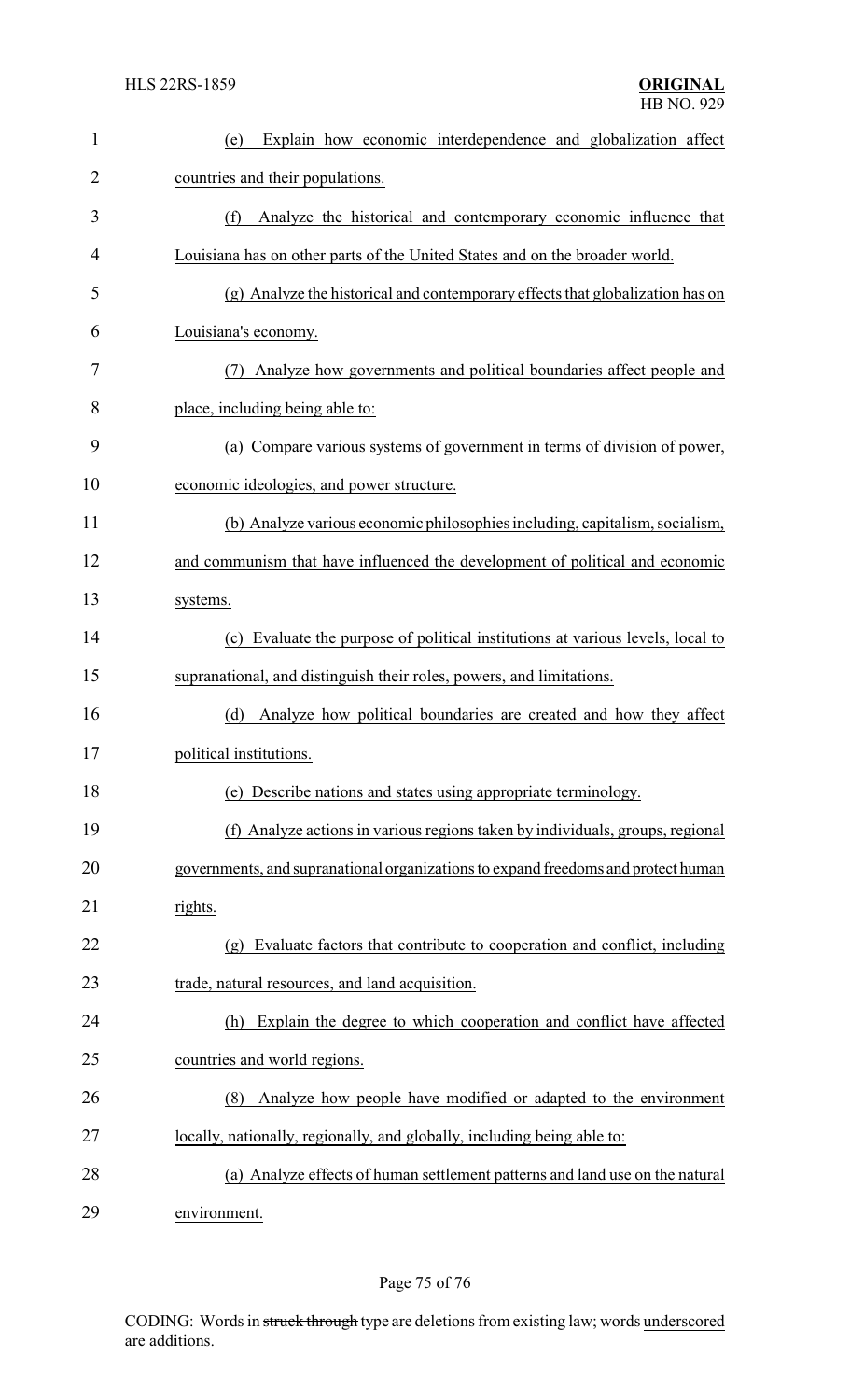(e) Explain how economic interdependence and globalization affect countries and their populations.

(f) Analyze the historical and contemporary economic influence that Louisiana has on other parts of the United States and on the broader world.

(g) Analyze the historical and contemporary effects that globalization has on Louisiana's economy.

(7) Analyze how governments and political boundaries affect people and place, including being able to:

(a) Compare various systems of government in terms of division of power, economic ideologies, and power structure.

(b) Analyze various economic philosophies including, capitalism, socialism, and communism that have influenced the development of political and economic systems.

(c) Evaluate the purpose of political institutions at various levels, local to supranational, and distinguish their roles, powers, and limitations.

(d) Analyze how political boundaries are created and how they affect political institutions.

(e) Describe nations and states using appropriate terminology.

(f) Analyze actions in various regions taken by individuals, groups, regional governments, and supranational organizations to expand freedoms and protect human rights.

(g) Evaluate factors that contribute to cooperation and conflict, including trade, natural resources, and land acquisition.

(h) Explain the degree to which cooperation and conflict have affected countries and world regions.

(8) Analyze how people have modified or adapted to the environment locally, nationally, regionally, and globally, including being able to:

(a) Analyze effects of human settlement patterns and land use on the natural environment.

CODING: Words in ~~struck through~~ type are deletions from existing law; words underscored are additions.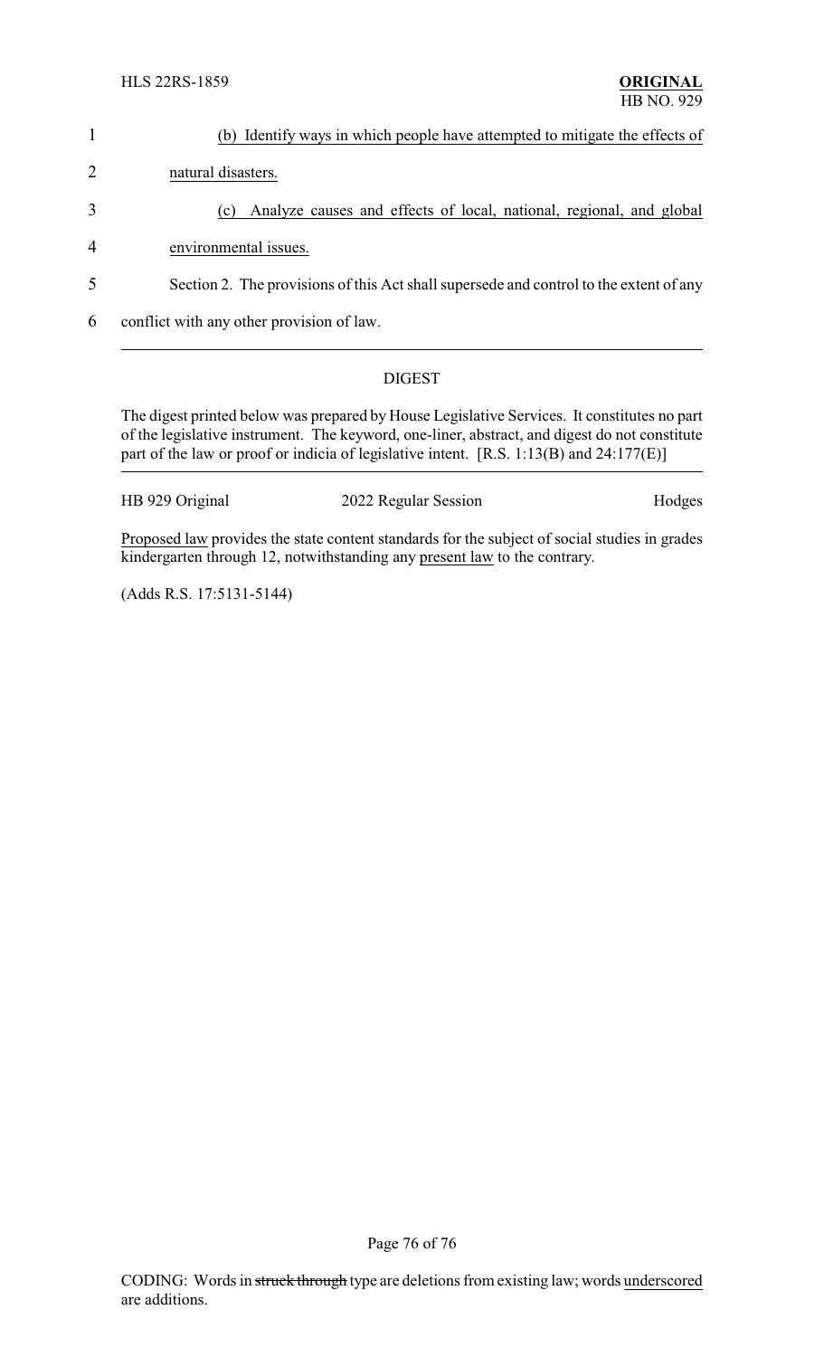(b) Identify ways in which people have attempted to mitigate the effects of natural disasters.

(c) Analyze causes and effects of local, national, regional, and global environmental issues.

Section 2. The provisions of this Act shall supersede and control to the extent of any conflict with any other provision of law.

---

## DIGEST

The digest printed below was prepared by House Legislative Services. It constitutes no part of the legislative instrument. The keyword, one-liner, abstract, and digest do not constitute part of the law or proof or indicia of legislative intent. [R.S. 1:13(B) and 24:177(E)]

---

HB 929 Original — 2022 Regular Session — Hodges

Proposed law provides the state content standards for the subject of social studies in grades kindergarten through 12, notwithstanding any present law to the contrary.

(Adds R.S. 17:5131-5144)

CODING: Words in ~~struck through~~ type are deletions from existing law; words underscored are additions.